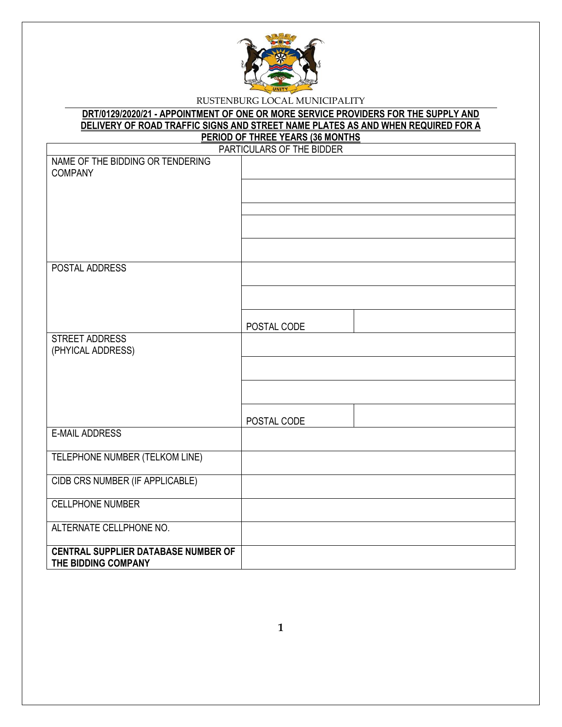RUSTENBURG LOCAL MUNICIPALITY

**DRT/0129/2020/21 - APPOINTMENT OF ONE OR MORE SERVICE PROVIDERS FOR THE SUPPLY AND DELIVERY OF ROAD TRAFFIC SIGNS AND STREET NAME PLATES AS AND WHEN REQUIRED FOR A PERIOD OF THREE YEARS (36 MONTHS**

| PARTICULARS OF THE BIDDER | | |
|---|---|---|
| NAME OF THE BIDDING OR TENDERING COMPANY | | |
| | | |
| | | |
| | | |
| | | |
| POSTAL ADDRESS | | |
| | | |
| | POSTAL CODE | |
| STREET ADDRESS (PHYICAL ADDRESS) | | |
| | | |
| | | |
| | POSTAL CODE | |
| E-MAIL ADDRESS | | |
| TELEPHONE NUMBER (TELKOM LINE) | | |
| CIDB CRS NUMBER (IF APPLICABLE) | | |
| CELLPHONE NUMBER | | |
| ALTERNATE CELLPHONE NO. | | |
| **CENTRAL SUPPLIER DATABASE NUMBER OF THE BIDDING COMPANY** | | |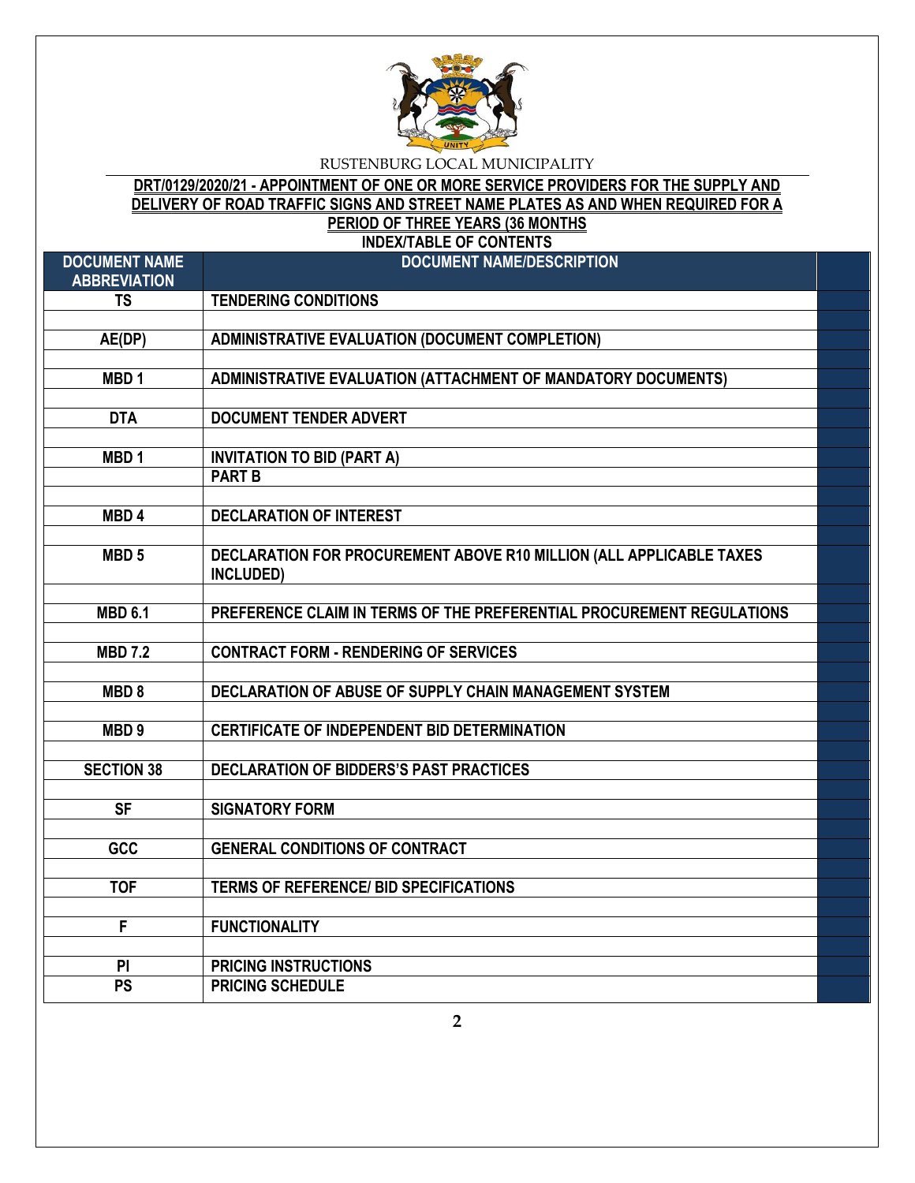RUSTENBURG LOCAL MUNICIPALITY

**DRT/0129/2020/21 - APPOINTMENT OF ONE OR MORE SERVICE PROVIDERS FOR THE SUPPLY AND DELIVERY OF ROAD TRAFFIC SIGNS AND STREET NAME PLATES AS AND WHEN REQUIRED FOR A PERIOD OF THREE YEARS (36 MONTHS**

**INDEX/TABLE OF CONTENTS**

| DOCUMENT NAME ABBREVIATION | DOCUMENT NAME/DESCRIPTION | |
|---|---|---|
| TS | TENDERING CONDITIONS | |
| | | |
| AE(DP) | ADMINISTRATIVE EVALUATION (DOCUMENT COMPLETION) | |
| | | |
| MBD 1 | ADMINISTRATIVE EVALUATION (ATTACHMENT OF MANDATORY DOCUMENTS) | |
| | | |
| DTA | DOCUMENT TENDER ADVERT | |
| | | |
| MBD 1 | INVITATION TO BID (PART A) | |
| | PART B | |
| | | |
| MBD 4 | DECLARATION OF INTEREST | |
| | | |
| MBD 5 | DECLARATION FOR PROCUREMENT ABOVE R10 MILLION (ALL APPLICABLE TAXES INCLUDED) | |
| | | |
| MBD 6.1 | PREFERENCE CLAIM IN TERMS OF THE PREFERENTIAL PROCUREMENT REGULATIONS | |
| | | |
| MBD 7.2 | CONTRACT FORM - RENDERING OF SERVICES | |
| | | |
| MBD 8 | DECLARATION OF ABUSE OF SUPPLY CHAIN MANAGEMENT SYSTEM | |
| | | |
| MBD 9 | CERTIFICATE OF INDEPENDENT BID DETERMINATION | |
| | | |
| SECTION 38 | DECLARATION OF BIDDERS'S PAST PRACTICES | |
| | | |
| SF | SIGNATORY FORM | |
| | | |
| GCC | GENERAL CONDITIONS OF CONTRACT | |
| | | |
| TOF | TERMS OF REFERENCE/ BID SPECIFICATIONS | |
| | | |
| F | FUNCTIONALITY | |
| | | |
| PI | PRICING INSTRUCTIONS | |
| PS | PRICING SCHEDULE | |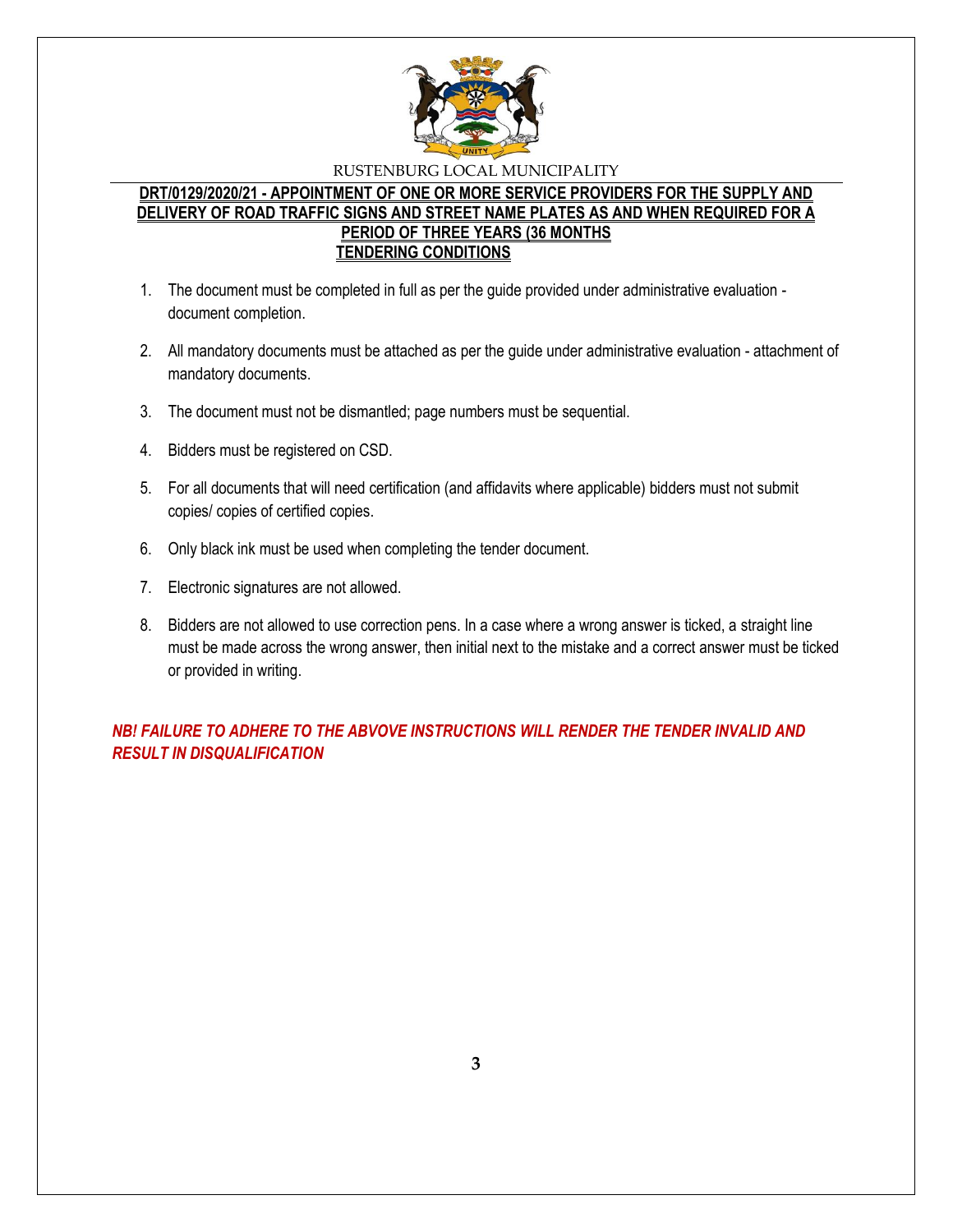RUSTENBURG LOCAL MUNICIPALITY

**DRT/0129/2020/21 - APPOINTMENT OF ONE OR MORE SERVICE PROVIDERS FOR THE SUPPLY AND DELIVERY OF ROAD TRAFFIC SIGNS AND STREET NAME PLATES AS AND WHEN REQUIRED FOR A PERIOD OF THREE YEARS (36 MONTHS**

**TENDERING CONDITIONS**

1. The document must be completed in full as per the guide provided under administrative evaluation - document completion.
2. All mandatory documents must be attached as per the guide under administrative evaluation - attachment of mandatory documents.
3. The document must not be dismantled; page numbers must be sequential.
4. Bidders must be registered on CSD.
5. For all documents that will need certification (and affidavits where applicable) bidders must not submit copies/ copies of certified copies.
6. Only black ink must be used when completing the tender document.
7. Electronic signatures are not allowed.
8. Bidders are not allowed to use correction pens. In a case where a wrong answer is ticked, a straight line must be made across the wrong answer, then initial next to the mistake and a correct answer must be ticked or provided in writing.

***NB! FAILURE TO ADHERE TO THE ABVOVE INSTRUCTIONS WILL RENDER THE TENDER INVALID AND RESULT IN DISQUALIFICATION***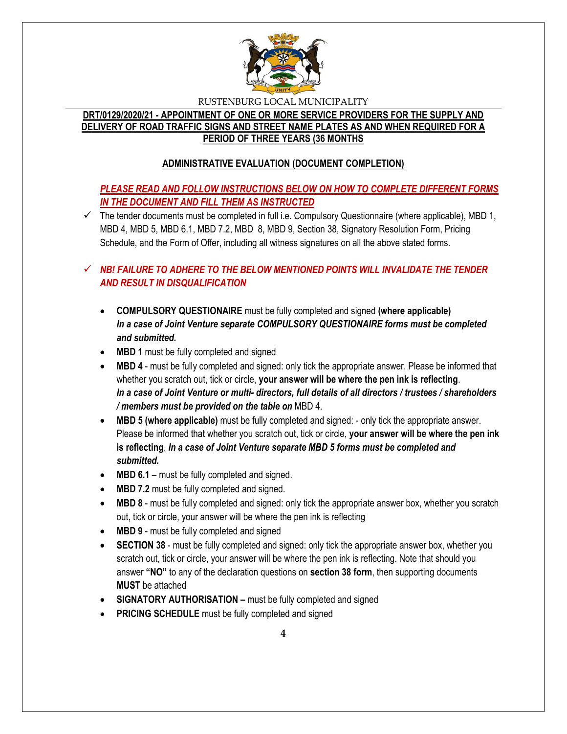RUSTENBURG LOCAL MUNICIPALITY

**DRT/0129/2020/21 - APPOINTMENT OF ONE OR MORE SERVICE PROVIDERS FOR THE SUPPLY AND DELIVERY OF ROAD TRAFFIC SIGNS AND STREET NAME PLATES AS AND WHEN REQUIRED FOR A PERIOD OF THREE YEARS (36 MONTHS**

**ADMINISTRATIVE EVALUATION (DOCUMENT COMPLETION)**

***PLEASE READ AND FOLLOW INSTRUCTIONS BELOW ON HOW TO COMPLETE DIFFERENT FORMS IN THE DOCUMENT AND FILL THEM AS INSTRUCTED***

- ✓ The tender documents must be completed in full i.e. Compulsory Questionnaire (where applicable), MBD 1, MBD 4, MBD 5, MBD 6.1, MBD 7.2, MBD 8, MBD 9, Section 38, Signatory Resolution Form, Pricing Schedule, and the Form of Offer, including all witness signatures on all the above stated forms.

- ✓ ***NB! FAILURE TO ADHERE TO THE BELOW MENTIONED POINTS WILL INVALIDATE THE TENDER AND RESULT IN DISQUALIFICATION***

  - **COMPULSORY QUESTIONAIRE** must be fully completed and signed **(where applicable)** ***In a case of Joint Venture separate COMPULSORY QUESTIONAIRE forms must be completed and submitted.***
  - **MBD 1** must be fully completed and signed
  - **MBD 4** - must be fully completed and signed: only tick the appropriate answer. Please be informed that whether you scratch out, tick or circle, **your answer will be where the pen ink is reflecting**. ***In a case of Joint Venture or multi- directors, full details of all directors / trustees / shareholders / members must be provided on the table on*** MBD 4.
  - **MBD 5 (where applicable)** must be fully completed and signed: - only tick the appropriate answer. Please be informed that whether you scratch out, tick or circle, **your answer will be where the pen ink is reflecting**. ***In a case of Joint Venture separate MBD 5 forms must be completed and submitted.***
  - **MBD 6.1** – must be fully completed and signed.
  - **MBD 7.2** must be fully completed and signed.
  - **MBD 8** - must be fully completed and signed: only tick the appropriate answer box, whether you scratch out, tick or circle, your answer will be where the pen ink is reflecting
  - **MBD 9** - must be fully completed and signed
  - **SECTION 38** - must be fully completed and signed: only tick the appropriate answer box, whether you scratch out, tick or circle, your answer will be where the pen ink is reflecting. Note that should you answer **"NO"** to any of the declaration questions on **section 38 form**, then supporting documents **MUST** be attached
  - **SIGNATORY AUTHORISATION –** must be fully completed and signed
  - **PRICING SCHEDULE** must be fully completed and signed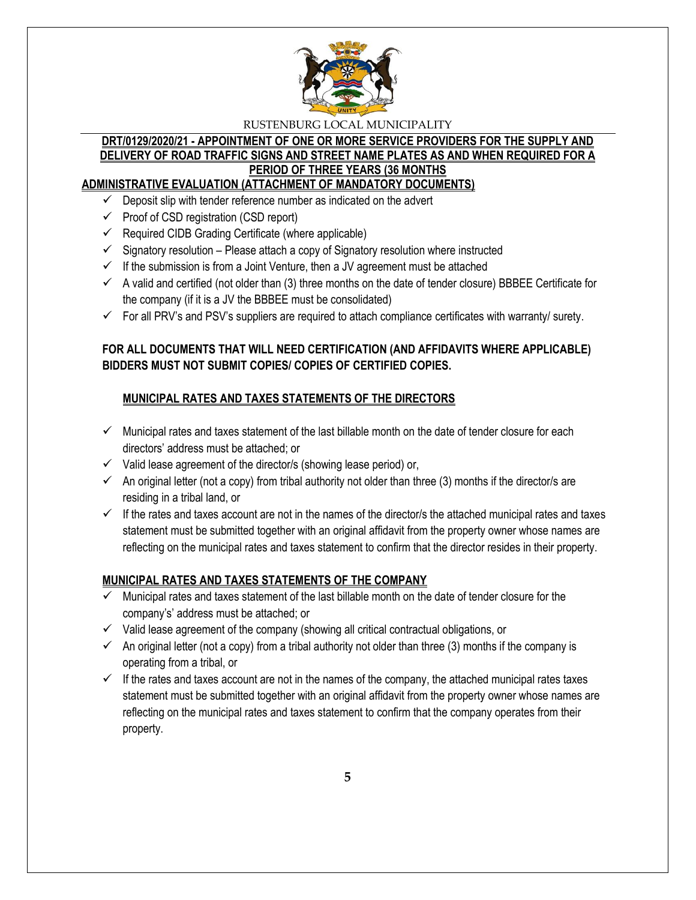RUSTENBURG LOCAL MUNICIPALITY

**DRT/0129/2020/21 - APPOINTMENT OF ONE OR MORE SERVICE PROVIDERS FOR THE SUPPLY AND DELIVERY OF ROAD TRAFFIC SIGNS AND STREET NAME PLATES AS AND WHEN REQUIRED FOR A PERIOD OF THREE YEARS (36 MONTHS**

**ADMINISTRATIVE EVALUATION (ATTACHMENT OF MANDATORY DOCUMENTS)**

- ✓ Deposit slip with tender reference number as indicated on the advert
- ✓ Proof of CSD registration (CSD report)
- ✓ Required CIDB Grading Certificate (where applicable)
- ✓ Signatory resolution – Please attach a copy of Signatory resolution where instructed
- ✓ If the submission is from a Joint Venture, then a JV agreement must be attached
- ✓ A valid and certified (not older than (3) three months on the date of tender closure) BBBEE Certificate for the company (if it is a JV the BBBEE must be consolidated)
- ✓ For all PRV's and PSV's suppliers are required to attach compliance certificates with warranty/ surety.

**FOR ALL DOCUMENTS THAT WILL NEED CERTIFICATION (AND AFFIDAVITS WHERE APPLICABLE) BIDDERS MUST NOT SUBMIT COPIES/ COPIES OF CERTIFIED COPIES.**

**MUNICIPAL RATES AND TAXES STATEMENTS OF THE DIRECTORS**

- ✓ Municipal rates and taxes statement of the last billable month on the date of tender closure for each directors' address must be attached; or
- ✓ Valid lease agreement of the director/s (showing lease period) or,
- ✓ An original letter (not a copy) from tribal authority not older than three (3) months if the director/s are residing in a tribal land, or
- ✓ If the rates and taxes account are not in the names of the director/s the attached municipal rates and taxes statement must be submitted together with an original affidavit from the property owner whose names are reflecting on the municipal rates and taxes statement to confirm that the director resides in their property.

**MUNICIPAL RATES AND TAXES STATEMENTS OF THE COMPANY**

- ✓ Municipal rates and taxes statement of the last billable month on the date of tender closure for the company's' address must be attached; or
- ✓ Valid lease agreement of the company (showing all critical contractual obligations, or
- ✓ An original letter (not a copy) from a tribal authority not older than three (3) months if the company is operating from a tribal, or
- ✓ If the rates and taxes account are not in the names of the company, the attached municipal rates taxes statement must be submitted together with an original affidavit from the property owner whose names are reflecting on the municipal rates and taxes statement to confirm that the company operates from their property.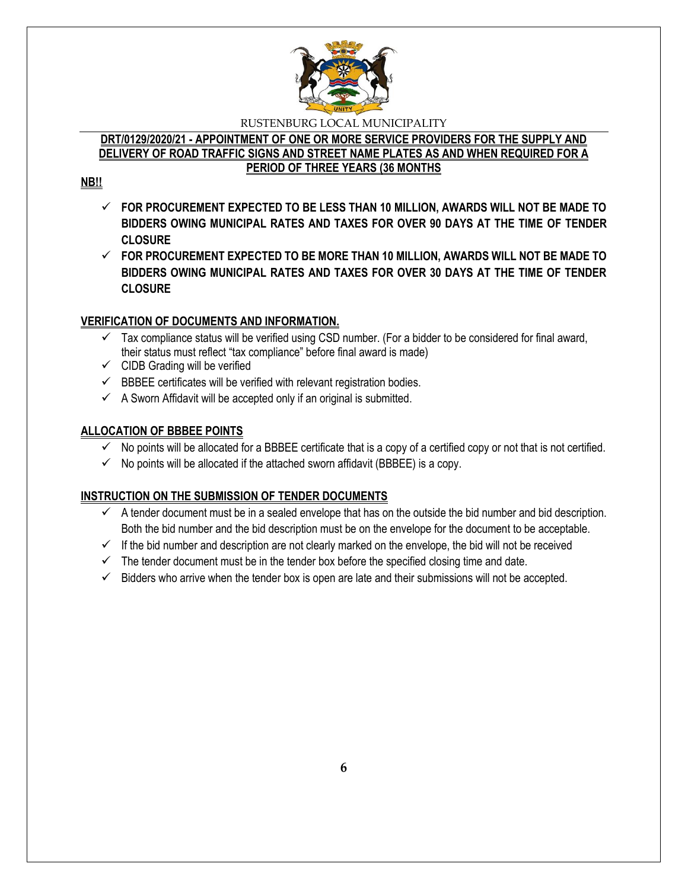RUSTENBURG LOCAL MUNICIPALITY

**DRT/0129/2020/21 - APPOINTMENT OF ONE OR MORE SERVICE PROVIDERS FOR THE SUPPLY AND DELIVERY OF ROAD TRAFFIC SIGNS AND STREET NAME PLATES AS AND WHEN REQUIRED FOR A PERIOD OF THREE YEARS (36 MONTHS**

**NB!!**

- ✓ **FOR PROCUREMENT EXPECTED TO BE LESS THAN 10 MILLION, AWARDS WILL NOT BE MADE TO BIDDERS OWING MUNICIPAL RATES AND TAXES FOR OVER 90 DAYS AT THE TIME OF TENDER CLOSURE**
- ✓ **FOR PROCUREMENT EXPECTED TO BE MORE THAN 10 MILLION, AWARDS WILL NOT BE MADE TO BIDDERS OWING MUNICIPAL RATES AND TAXES FOR OVER 30 DAYS AT THE TIME OF TENDER CLOSURE**

## VERIFICATION OF DOCUMENTS AND INFORMATION.

- ✓ Tax compliance status will be verified using CSD number. (For a bidder to be considered for final award, their status must reflect "tax compliance" before final award is made)
- ✓ CIDB Grading will be verified
- ✓ BBBEE certificates will be verified with relevant registration bodies.
- ✓ A Sworn Affidavit will be accepted only if an original is submitted.

## ALLOCATION OF BBBEE POINTS

- ✓ No points will be allocated for a BBBEE certificate that is a copy of a certified copy or not that is not certified.
- ✓ No points will be allocated if the attached sworn affidavit (BBBEE) is a copy.

## INSTRUCTION ON THE SUBMISSION OF TENDER DOCUMENTS

- ✓ A tender document must be in a sealed envelope that has on the outside the bid number and bid description. Both the bid number and the bid description must be on the envelope for the document to be acceptable.
- ✓ If the bid number and description are not clearly marked on the envelope, the bid will not be received
- ✓ The tender document must be in the tender box before the specified closing time and date.
- ✓ Bidders who arrive when the tender box is open are late and their submissions will not be accepted.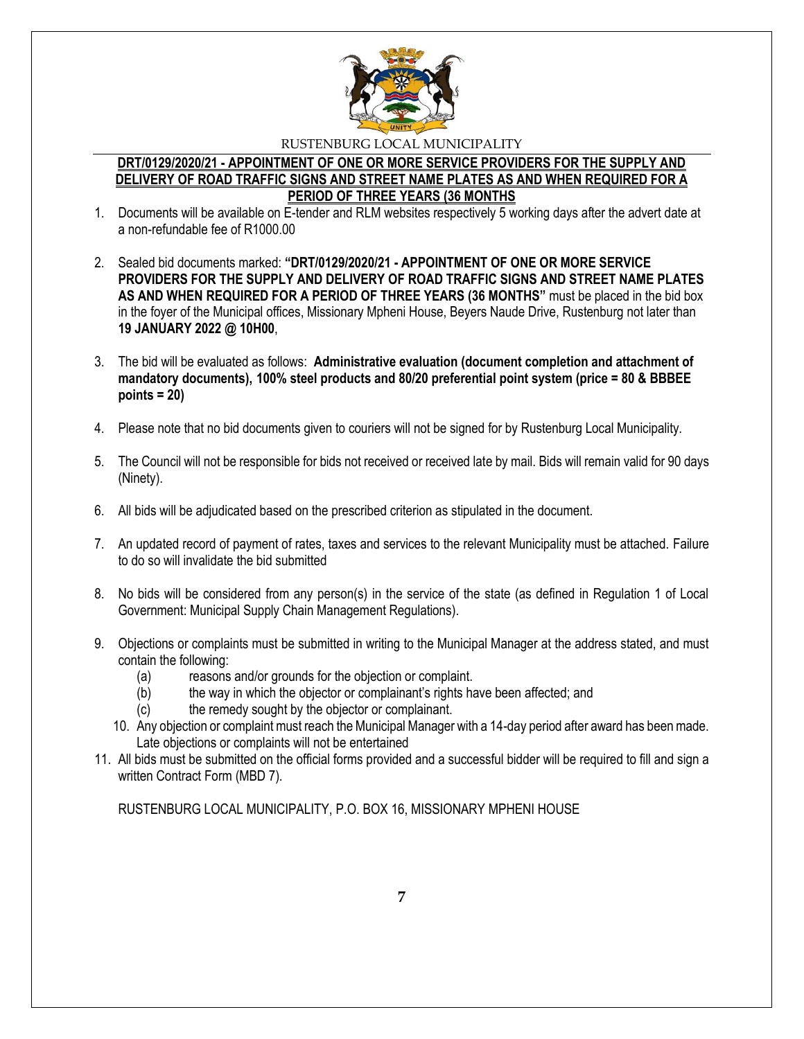RUSTENBURG LOCAL MUNICIPALITY

**DRT/0129/2020/21 - APPOINTMENT OF ONE OR MORE SERVICE PROVIDERS FOR THE SUPPLY AND DELIVERY OF ROAD TRAFFIC SIGNS AND STREET NAME PLATES AS AND WHEN REQUIRED FOR A PERIOD OF THREE YEARS (36 MONTHS**

1. Documents will be available on E-tender and RLM websites respectively 5 working days after the advert date at a non-refundable fee of R1000.00

2. Sealed bid documents marked: **"DRT/0129/2020/21 - APPOINTMENT OF ONE OR MORE SERVICE PROVIDERS FOR THE SUPPLY AND DELIVERY OF ROAD TRAFFIC SIGNS AND STREET NAME PLATES AS AND WHEN REQUIRED FOR A PERIOD OF THREE YEARS (36 MONTHS"** must be placed in the bid box in the foyer of the Municipal offices, Missionary Mpheni House, Beyers Naude Drive, Rustenburg not later than **19 JANUARY 2022 @ 10H00**,

3. The bid will be evaluated as follows: **Administrative evaluation (document completion and attachment of mandatory documents), 100% steel products and 80/20 preferential point system (price = 80 & BBBEE points = 20)**

4. Please note that no bid documents given to couriers will not be signed for by Rustenburg Local Municipality.

5. The Council will not be responsible for bids not received or received late by mail. Bids will remain valid for 90 days (Ninety).

6. All bids will be adjudicated based on the prescribed criterion as stipulated in the document.

7. An updated record of payment of rates, taxes and services to the relevant Municipality must be attached. Failure to do so will invalidate the bid submitted

8. No bids will be considered from any person(s) in the service of the state (as defined in Regulation 1 of Local Government: Municipal Supply Chain Management Regulations).

9. Objections or complaints must be submitted in writing to the Municipal Manager at the address stated, and must contain the following:
   - (a) reasons and/or grounds for the objection or complaint.
   - (b) the way in which the objector or complainant's rights have been affected; and
   - (c) the remedy sought by the objector or complainant.

10. Any objection or complaint must reach the Municipal Manager with a 14-day period after award has been made. Late objections or complaints will not be entertained

11. All bids must be submitted on the official forms provided and a successful bidder will be required to fill and sign a written Contract Form (MBD 7).

RUSTENBURG LOCAL MUNICIPALITY, P.O. BOX 16, MISSIONARY MPHENI HOUSE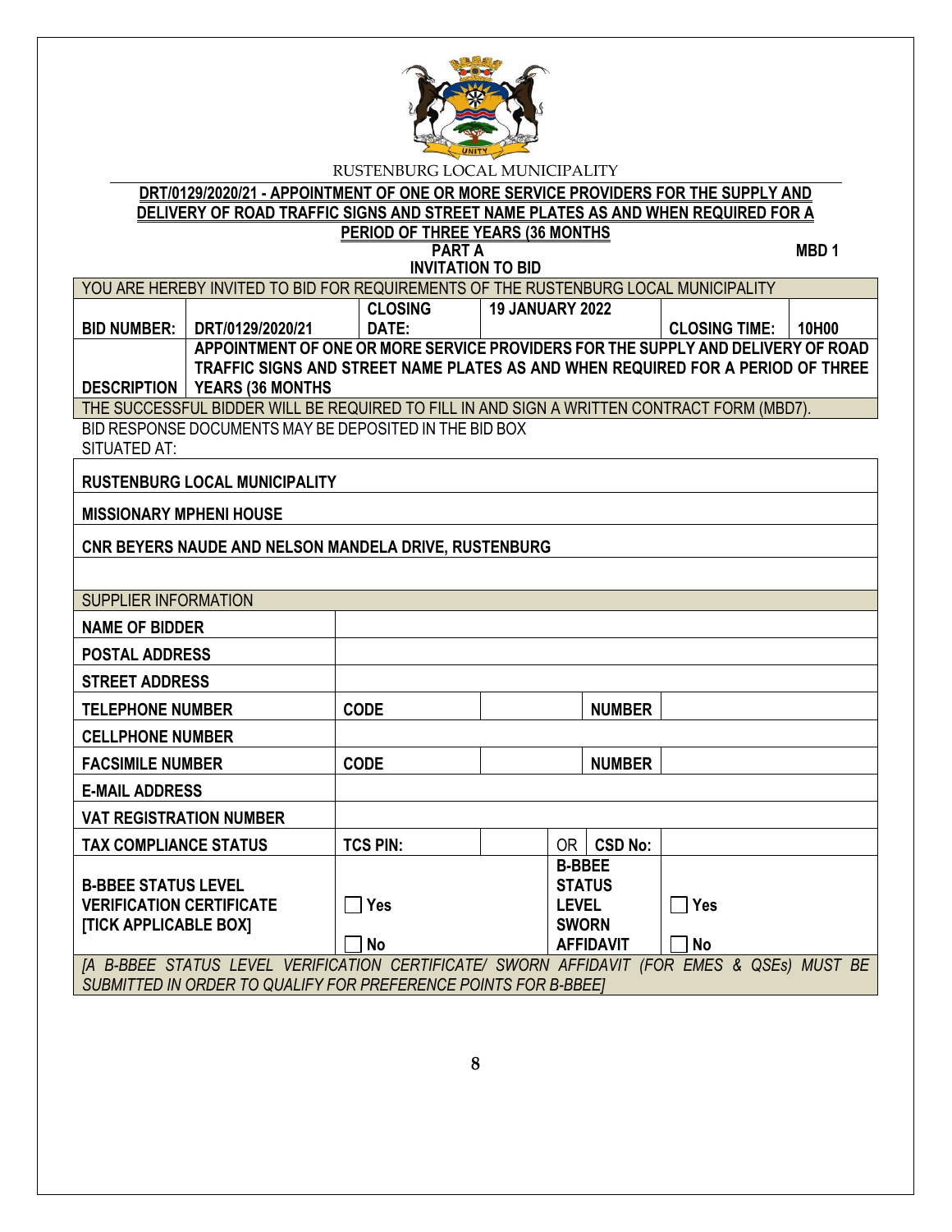RUSTENBURG LOCAL MUNICIPALITY

**DRT/0129/2020/21 - APPOINTMENT OF ONE OR MORE SERVICE PROVIDERS FOR THE SUPPLY AND DELIVERY OF ROAD TRAFFIC SIGNS AND STREET NAME PLATES AS AND WHEN REQUIRED FOR A PERIOD OF THREE YEARS (36 MONTHS**

**PART A**
**INVITATION TO BID**
**MBD 1**

| YOU ARE HEREBY INVITED TO BID FOR REQUIREMENTS OF THE RUSTENBURG LOCAL MUNICIPALITY | | | | | |
|---|---|---|---|---|---|
| **BID NUMBER:** | **DRT/0129/2020/21** | **CLOSING DATE:** | **19 JANUARY 2022** | **CLOSING TIME:** | **10H00** |
| **DESCRIPTION** | **APPOINTMENT OF ONE OR MORE SERVICE PROVIDERS FOR THE SUPPLY AND DELIVERY OF ROAD TRAFFIC SIGNS AND STREET NAME PLATES AS AND WHEN REQUIRED FOR A PERIOD OF THREE YEARS (36 MONTHS** | | | | |
| THE SUCCESSFUL BIDDER WILL BE REQUIRED TO FILL IN AND SIGN A WRITTEN CONTRACT FORM (MBD7). | | | | | |

BID RESPONSE DOCUMENTS MAY BE DEPOSITED IN THE BID BOX SITUATED AT:

| |
|---|
| **RUSTENBURG LOCAL MUNICIPALITY** |
| **MISSIONARY MPHENI HOUSE** |
| **CNR BEYERS NAUDE AND NELSON MANDELA DRIVE, RUSTENBURG** |
| |

| SUPPLIER INFORMATION | | | | |
|---|---|---|---|---|
| **NAME OF BIDDER** | | | | |
| **POSTAL ADDRESS** | | | | |
| **STREET ADDRESS** | | | | |
| **TELEPHONE NUMBER** | **CODE** | | **NUMBER** | |
| **CELLPHONE NUMBER** | | | | |
| **FACSIMILE NUMBER** | **CODE** | | **NUMBER** | |
| **E-MAIL ADDRESS** | | | | |
| **VAT REGISTRATION NUMBER** | | | | |
| **TAX COMPLIANCE STATUS** | **TCS PIN:** | | OR **CSD No:** | |
| **B-BBEE STATUS LEVEL VERIFICATION CERTIFICATE [TICK APPLICABLE BOX]** | ☐ **Yes** ☐ **No** | | **B-BBEE STATUS LEVEL SWORN AFFIDAVIT** | ☐ **Yes** ☐ **No** |

*[A B-BBEE STATUS LEVEL VERIFICATION CERTIFICATE/ SWORN AFFIDAVIT (FOR EMES & QSEs) MUST BE SUBMITTED IN ORDER TO QUALIFY FOR PREFERENCE POINTS FOR B-BBEE]*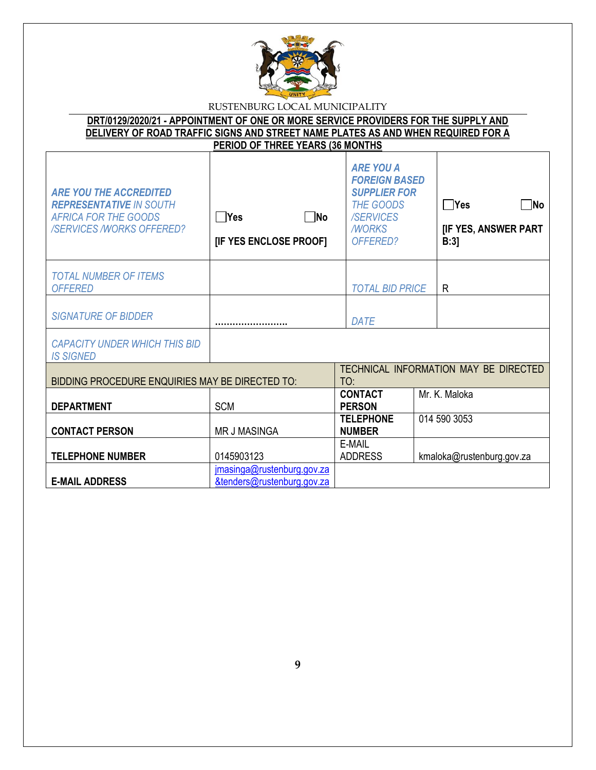RUSTENBURG LOCAL MUNICIPALITY

**DRT/0129/2020/21 - APPOINTMENT OF ONE OR MORE SERVICE PROVIDERS FOR THE SUPPLY AND DELIVERY OF ROAD TRAFFIC SIGNS AND STREET NAME PLATES AS AND WHEN REQUIRED FOR A PERIOD OF THREE YEARS (36 MONTHS**

| | | | |
|---|---|---|---|
| ***ARE YOU THE ACCREDITED REPRESENTATIVE** IN SOUTH AFRICA FOR THE GOODS /SERVICES /WORKS OFFERED?* | ☐**Yes** ☐**No** **[IF YES ENCLOSE PROOF]** | ***ARE YOU A FOREIGN BASED SUPPLIER FOR** THE GOODS /SERVICES /WORKS OFFERED?* | ☐**Yes** ☐**No** **[IF YES, ANSWER PART B:3]** |
| *TOTAL NUMBER OF ITEMS OFFERED* | | *TOTAL BID PRICE* | R |
| *SIGNATURE OF BIDDER* | …………………….. | *DATE* | |
| *CAPACITY UNDER WHICH THIS BID IS SIGNED* | | | |

| BIDDING PROCEDURE ENQUIRIES MAY BE DIRECTED TO: | | TECHNICAL INFORMATION MAY BE DIRECTED TO: | |
|---|---|---|---|
| **DEPARTMENT** | SCM | **CONTACT PERSON** | Mr. K. Maloka |
| **CONTACT PERSON** | MR J MASINGA | **TELEPHONE NUMBER** | 014 590 3053 |
| **TELEPHONE NUMBER** | 0145903123 | E-MAIL ADDRESS | kmaloka@rustenburg.gov.za |
| **E-MAIL ADDRESS** | jmasinga@rustenburg.gov.za &tenders@rustenburg.gov.za | | |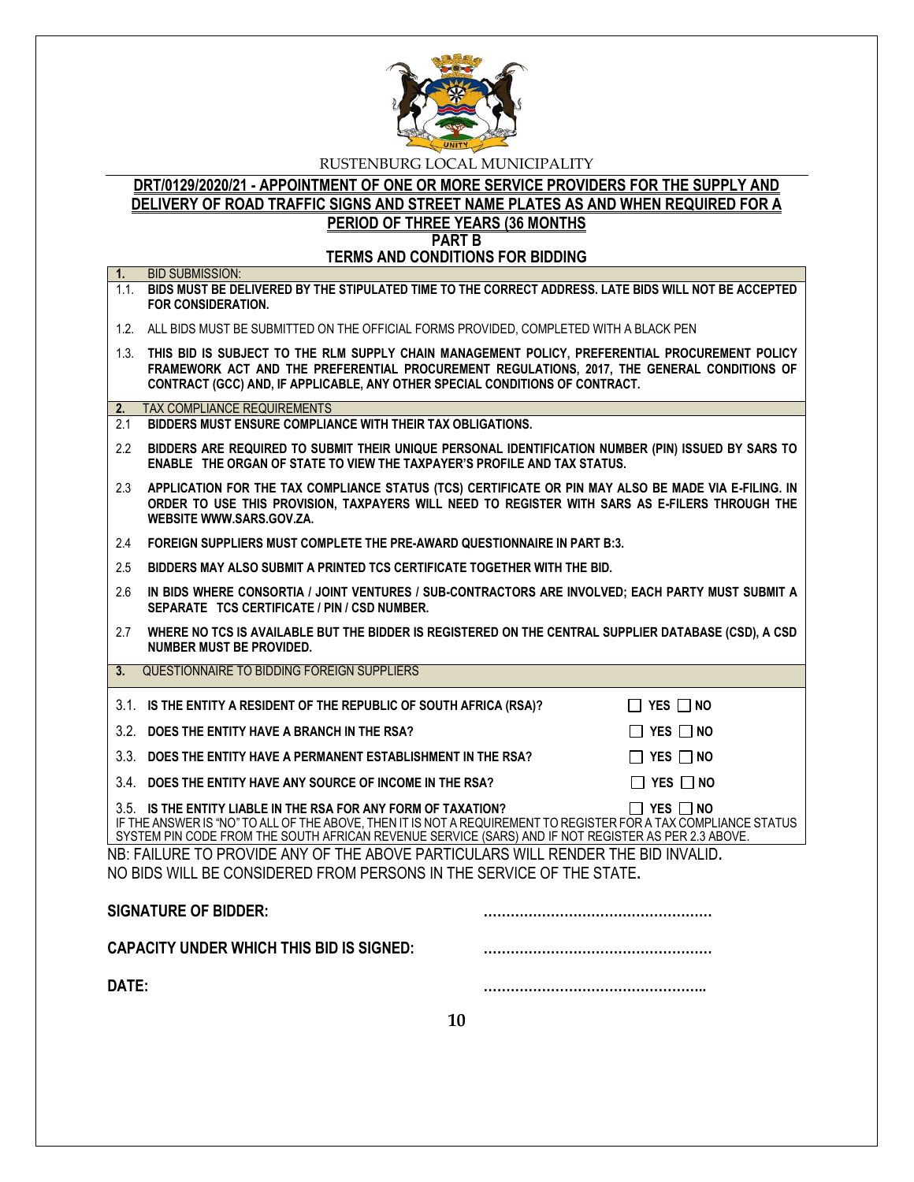RUSTENBURG LOCAL MUNICIPALITY

**DRT/0129/2020/21 - APPOINTMENT OF ONE OR MORE SERVICE PROVIDERS FOR THE SUPPLY AND DELIVERY OF ROAD TRAFFIC SIGNS AND STREET NAME PLATES AS AND WHEN REQUIRED FOR A PERIOD OF THREE YEARS (36 MONTHS**

**PART B**

**TERMS AND CONDITIONS FOR BIDDING**

**1.** BID SUBMISSION:

1.1. **BIDS MUST BE DELIVERED BY THE STIPULATED TIME TO THE CORRECT ADDRESS. LATE BIDS WILL NOT BE ACCEPTED FOR CONSIDERATION.**

1.2. ALL BIDS MUST BE SUBMITTED ON THE OFFICIAL FORMS PROVIDED, COMPLETED WITH A BLACK PEN

1.3. **THIS BID IS SUBJECT TO THE RLM SUPPLY CHAIN MANAGEMENT POLICY, PREFERENTIAL PROCUREMENT POLICY FRAMEWORK ACT AND THE PREFERENTIAL PROCUREMENT REGULATIONS, 2017, THE GENERAL CONDITIONS OF CONTRACT (GCC) AND, IF APPLICABLE, ANY OTHER SPECIAL CONDITIONS OF CONTRACT.**

**2.** TAX COMPLIANCE REQUIREMENTS

2.1 **BIDDERS MUST ENSURE COMPLIANCE WITH THEIR TAX OBLIGATIONS.**

2.2 **BIDDERS ARE REQUIRED TO SUBMIT THEIR UNIQUE PERSONAL IDENTIFICATION NUMBER (PIN) ISSUED BY SARS TO ENABLE THE ORGAN OF STATE TO VIEW THE TAXPAYER'S PROFILE AND TAX STATUS.**

2.3 **APPLICATION FOR THE TAX COMPLIANCE STATUS (TCS) CERTIFICATE OR PIN MAY ALSO BE MADE VIA E-FILING. IN ORDER TO USE THIS PROVISION, TAXPAYERS WILL NEED TO REGISTER WITH SARS AS E-FILERS THROUGH THE WEBSITE WWW.SARS.GOV.ZA.**

2.4 **FOREIGN SUPPLIERS MUST COMPLETE THE PRE-AWARD QUESTIONNAIRE IN PART B:3.**

2.5 **BIDDERS MAY ALSO SUBMIT A PRINTED TCS CERTIFICATE TOGETHER WITH THE BID.**

2.6 **IN BIDS WHERE CONSORTIA / JOINT VENTURES / SUB-CONTRACTORS ARE INVOLVED; EACH PARTY MUST SUBMIT A SEPARATE TCS CERTIFICATE / PIN / CSD NUMBER.**

2.7 **WHERE NO TCS IS AVAILABLE BUT THE BIDDER IS REGISTERED ON THE CENTRAL SUPPLIER DATABASE (CSD), A CSD NUMBER MUST BE PROVIDED.**

**3.** QUESTIONNAIRE TO BIDDING FOREIGN SUPPLIERS

3.1. **IS THE ENTITY A RESIDENT OF THE REPUBLIC OF SOUTH AFRICA (RSA)?** ☐ YES ☐ NO

3.2. **DOES THE ENTITY HAVE A BRANCH IN THE RSA?** ☐ YES ☐ NO

3.3. **DOES THE ENTITY HAVE A PERMANENT ESTABLISHMENT IN THE RSA?** ☐ YES ☐ NO

3.4. **DOES THE ENTITY HAVE ANY SOURCE OF INCOME IN THE RSA?** ☐ YES ☐ NO

3.5. **IS THE ENTITY LIABLE IN THE RSA FOR ANY FORM OF TAXATION?** ☐ YES ☐ NO

IF THE ANSWER IS "NO" TO ALL OF THE ABOVE, THEN IT IS NOT A REQUIREMENT TO REGISTER FOR A TAX COMPLIANCE STATUS SYSTEM PIN CODE FROM THE SOUTH AFRICAN REVENUE SERVICE (SARS) AND IF NOT REGISTER AS PER 2.3 ABOVE.

NB: FAILURE TO PROVIDE ANY OF THE ABOVE PARTICULARS WILL RENDER THE BID INVALID.
NO BIDS WILL BE CONSIDERED FROM PERSONS IN THE SERVICE OF THE STATE.

**SIGNATURE OF BIDDER:** ……………………………………………

**CAPACITY UNDER WHICH THIS BID IS SIGNED:** ……………………………………………

**DATE:** …………………………………………..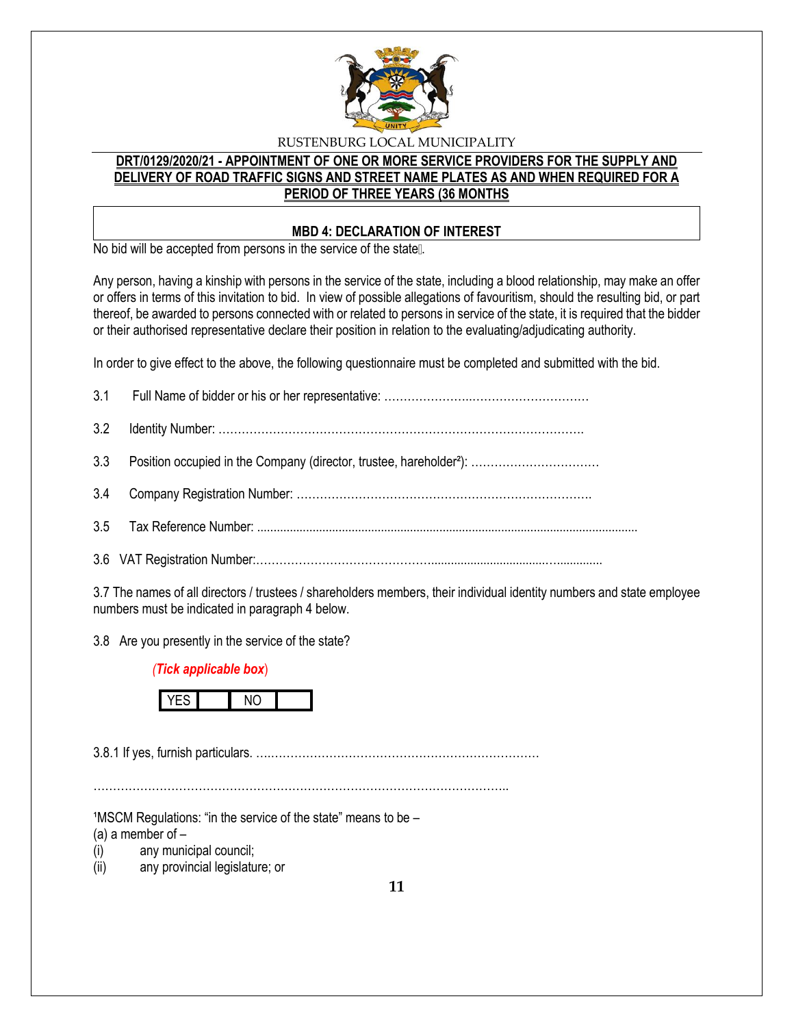RUSTENBURG LOCAL MUNICIPALITY

**DRT/0129/2020/21 - APPOINTMENT OF ONE OR MORE SERVICE PROVIDERS FOR THE SUPPLY AND DELIVERY OF ROAD TRAFFIC SIGNS AND STREET NAME PLATES AS AND WHEN REQUIRED FOR A PERIOD OF THREE YEARS (36 MONTHS**

## MBD 4: DECLARATION OF INTEREST

No bid will be accepted from persons in the service of the state[1].

Any person, having a kinship with persons in the service of the state, including a blood relationship, may make an offer or offers in terms of this invitation to bid. In view of possible allegations of favouritism, should the resulting bid, or part thereof, be awarded to persons connected with or related to persons in service of the state, it is required that the bidder or their authorised representative declare their position in relation to the evaluating/adjudicating authority.

In order to give effect to the above, the following questionnaire must be completed and submitted with the bid.

3.1 Full Name of bidder or his or her representative: ………………….………………………………

3.2 Identity Number: ……………………………………………………………………………………….

3.3 Position occupied in the Company (director, trustee, hareholder[2]): ……………………………

3.4 Company Registration Number: ……………………………………………………………………….

3.5 Tax Reference Number: ...................................................................................................................

3.6 VAT Registration Number:………………………………………..................................…..............

3.7 The names of all directors / trustees / shareholders members, their individual identity numbers and state employee numbers must be indicated in paragraph 4 below.

3.8 Are you presently in the service of the state?

*(Tick applicable box)*

| YES | | NO | |
|---|---|---|---|

3.8.1 If yes, furnish particulars. ….……………………………………………………………

…………………………………………………………………………………………………..

[1]MSCM Regulations: "in the service of the state" means to be –
(a) a member of –
(i) any municipal council;
(ii) any provincial legislature; or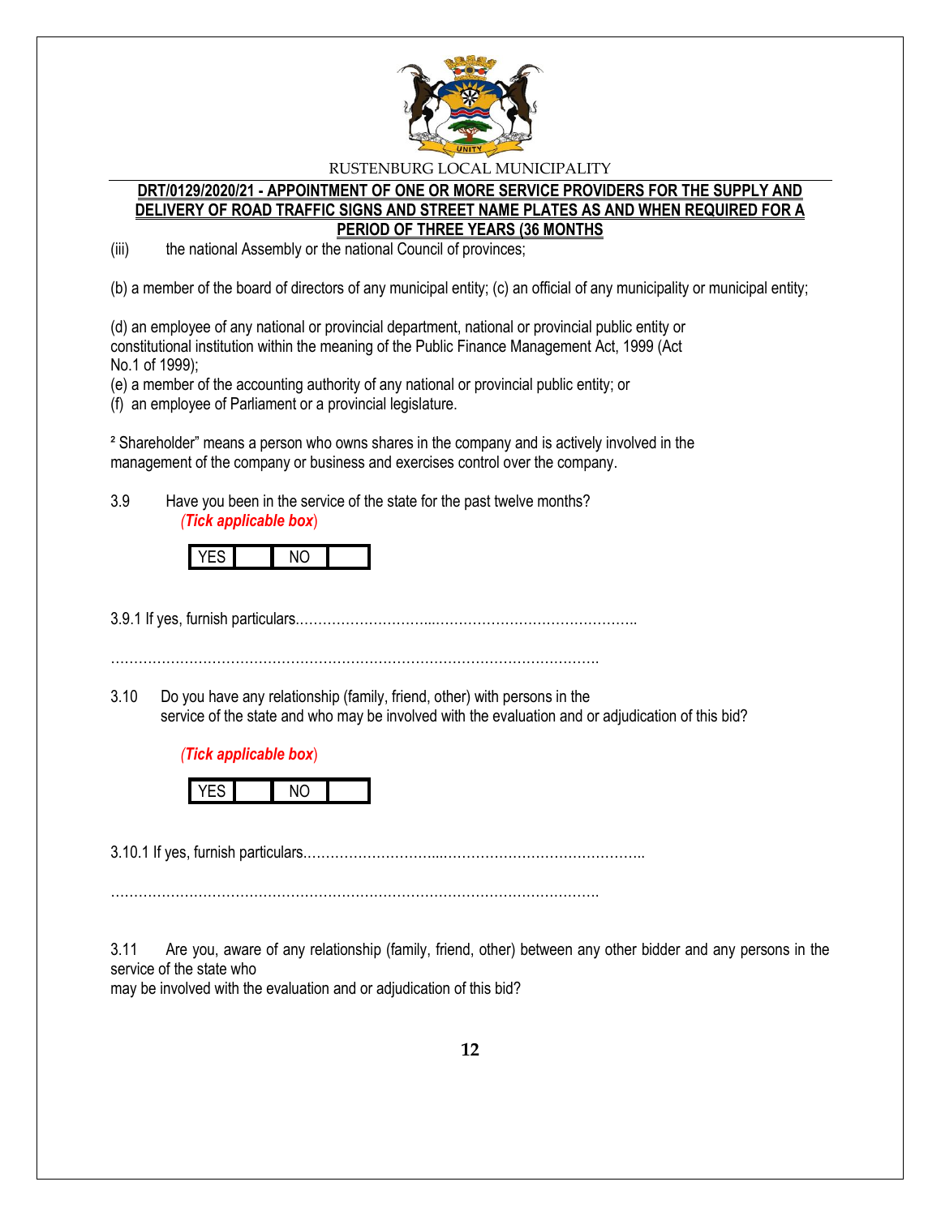(iii) the national Assembly or the national Council of provinces;

(b) a member of the board of directors of any municipal entity; (c) an official of any municipality or municipal entity;

(d) an employee of any national or provincial department, national or provincial public entity or constitutional institution within the meaning of the Public Finance Management Act, 1999 (Act No.1 of 1999);
(e) a member of the accounting authority of any national or provincial public entity; or
(f) an employee of Parliament or a provincial legislature.

[2] Shareholder" means a person who owns shares in the company and is actively involved in the management of the company or business and exercises control over the company.

3.9 Have you been in the service of the state for the past twelve months?
*(Tick applicable box)*

| YES | | NO | |
|---|---|---|---|

3.9.1 If yes, furnish particulars.………………………...……………………………………..

……………………………………………………………………………………………….

3.10 Do you have any relationship (family, friend, other) with persons in the service of the state and who may be involved with the evaluation and or adjudication of this bid?

*(Tick applicable box)*

| YES | | NO | |
|---|---|---|---|

3.10.1 If yes, furnish particulars.………………………...……………………………………..

……………………………………………………………………………………………….

3.11 Are you, aware of any relationship (family, friend, other) between any other bidder and any persons in the service of the state who
may be involved with the evaluation and or adjudication of this bid?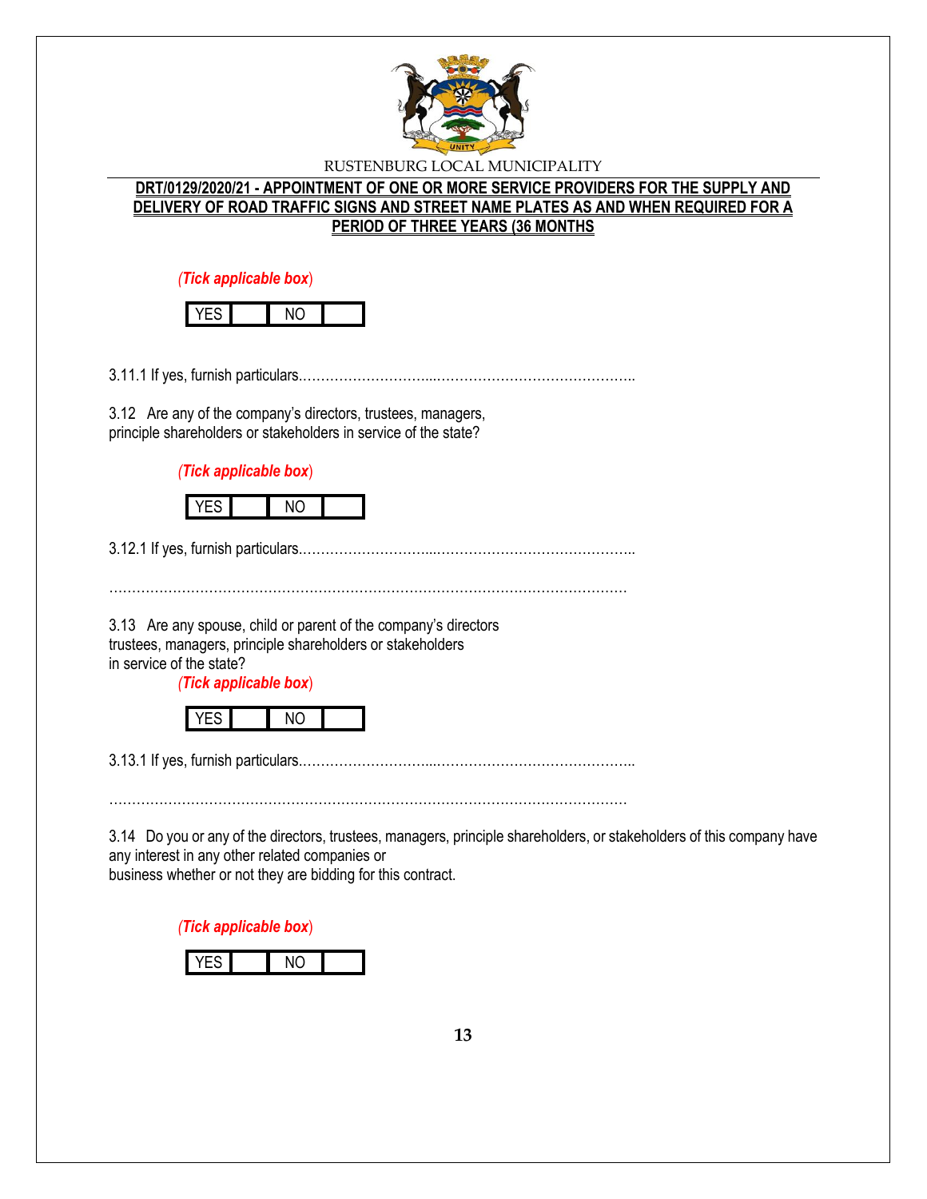*(Tick applicable box)*

| YES | | NO | |
|---|---|---|---|

3.11.1 If yes, furnish particulars.………………………...……………………………………..

3.12 Are any of the company's directors, trustees, managers, principle shareholders or stakeholders in service of the state?

*(Tick applicable box)*

| YES | | NO | |
|---|---|---|---|

3.12.1 If yes, furnish particulars.………………………...……………………………………..

………………………………………………………………………………………………….

3.13 Are any spouse, child or parent of the company's directors trustees, managers, principle shareholders or stakeholders in service of the state?

*(Tick applicable box)*

| YES | | NO | |
|---|---|---|---|

3.13.1 If yes, furnish particulars.………………………...……………………………………..

………………………………………………………………………………………………….

3.14 Do you or any of the directors, trustees, managers, principle shareholders, or stakeholders of this company have any interest in any other related companies or business whether or not they are bidding for this contract.

*(Tick applicable box)*

| YES | | NO | |
|---|---|---|---|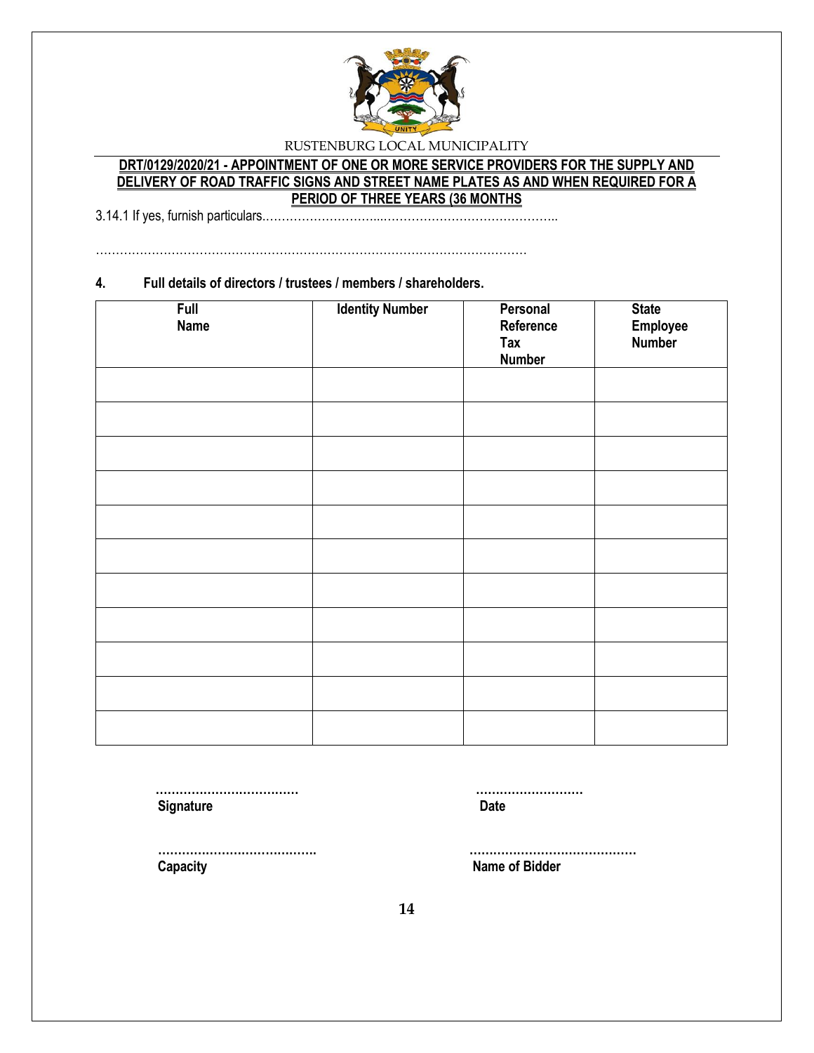3.14.1 If yes, furnish particulars.………………………....……………………………………..

…………………………………………………………………………………………………

**4. Full details of directors / trustees / members / shareholders.**

| Full Name | Identity Number | Personal Reference Tax Number | State Employee Number |
|---|---|---|---|
| | | | |
| | | | |
| | | | |
| | | | |
| | | | |
| | | | |
| | | | |
| | | | |
| | | | |
| | | | |
| | | | |

**………………………………** **………………………**
**Signature** **Date**

**………………………………….** **……………………………………**
**Capacity** **Name of Bidder**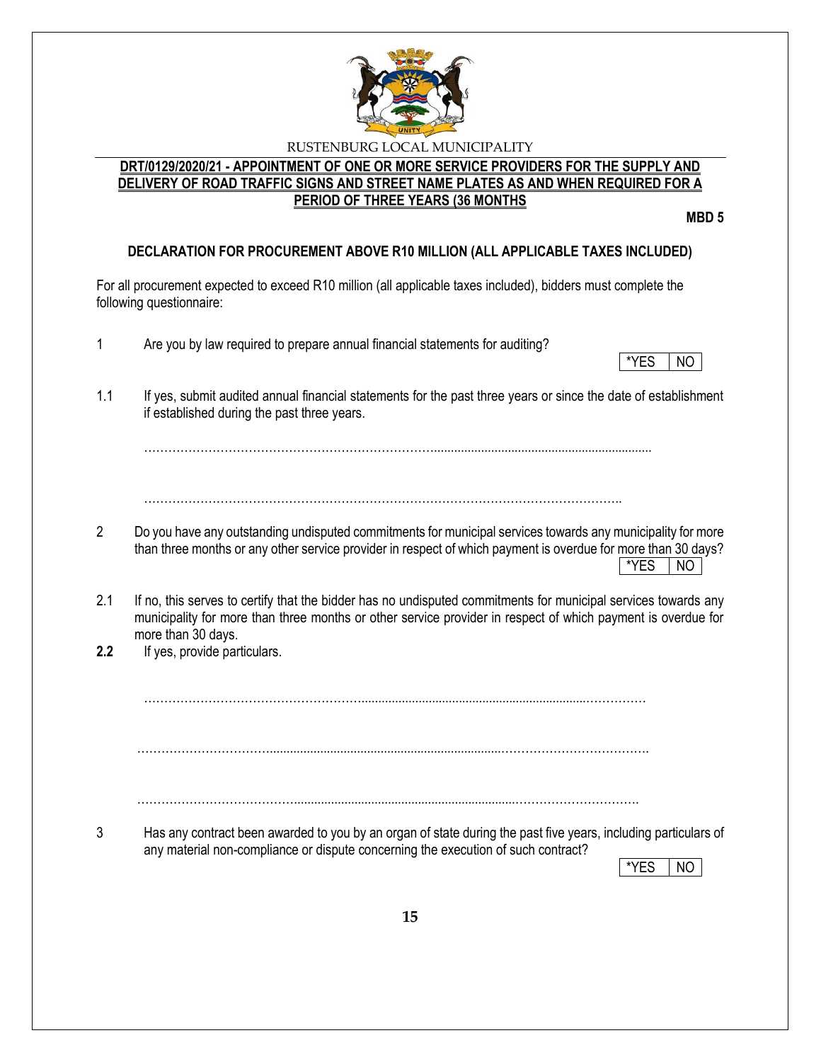RUSTENBURG LOCAL MUNICIPALITY

**DRT/0129/2020/21 - APPOINTMENT OF ONE OR MORE SERVICE PROVIDERS FOR THE SUPPLY AND DELIVERY OF ROAD TRAFFIC SIGNS AND STREET NAME PLATES AS AND WHEN REQUIRED FOR A PERIOD OF THREE YEARS (36 MONTHS**

**MBD 5**

## DECLARATION FOR PROCUREMENT ABOVE R10 MILLION (ALL APPLICABLE TAXES INCLUDED)

For all procurement expected to exceed R10 million (all applicable taxes included), bidders must complete the following questionnaire:

1 Are you by law required to prepare annual financial statements for auditing?

| *YES | NO |
|---|---|

1.1 If yes, submit audited annual financial statements for the past three years or since the date of establishment if established during the past three years.

……………………………………………………………………………………………………………………

……………………………………………………………………………………………………………………

2 Do you have any outstanding undisputed commitments for municipal services towards any municipality for more than three months or any other service provider in respect of which payment is overdue for more than 30 days?

| *YES | NO |
|---|---|

2.1 If no, this serves to certify that the bidder has no undisputed commitments for municipal services towards any municipality for more than three months or other service provider in respect of which payment is overdue for more than 30 days.

**2.2** If yes, provide particulars.

……………………………………………………………………………………………………………………

……………………………………………………………………………………………………………………

……………………………………………………………………………………………………………………

3 Has any contract been awarded to you by an organ of state during the past five years, including particulars of any material non-compliance or dispute concerning the execution of such contract?

| *YES | NO |
|---|---|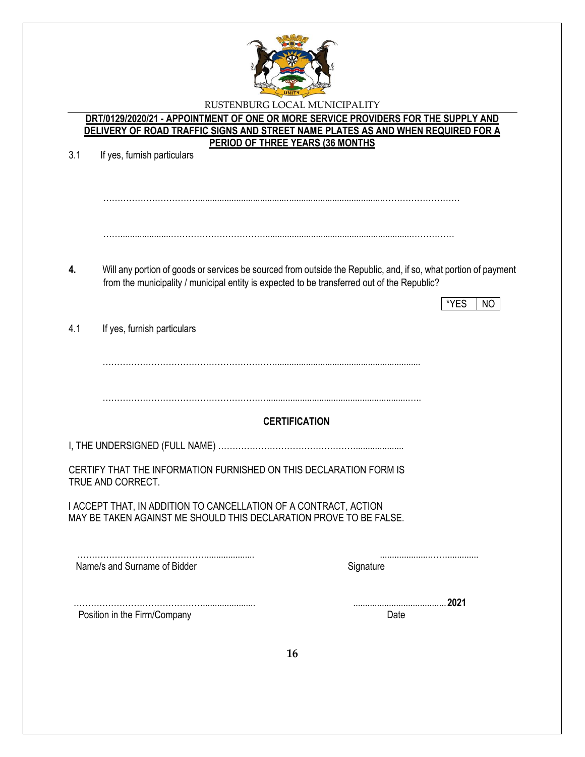3.1 If yes, furnish particulars

…………………………………………………………………………………………………………

…………………………………………………………………………………………………………

**4.** Will any portion of goods or services be sourced from outside the Republic, and, if so, what portion of payment from the municipality / municipal entity is expected to be transferred out of the Republic?

| *YES | NO |
|---|---|

4.1 If yes, furnish particulars

…………………………………………………………………………………………………………

…………………………………………………………………………………………………………

**CERTIFICATION**

I, THE UNDERSIGNED (FULL NAME) ……………………………………………………………

CERTIFY THAT THE INFORMATION FURNISHED ON THIS DECLARATION FORM IS TRUE AND CORRECT.

I ACCEPT THAT, IN ADDITION TO CANCELLATION OF A CONTRACT, ACTION MAY BE TAKEN AGAINST ME SHOULD THIS DECLARATION PROVE TO BE FALSE.

……………………………………………………… ………………………………
Name/s and Surname of Bidder Signature

……………………………………………………… ……………………………… **2021**
Position in the Firm/Company Date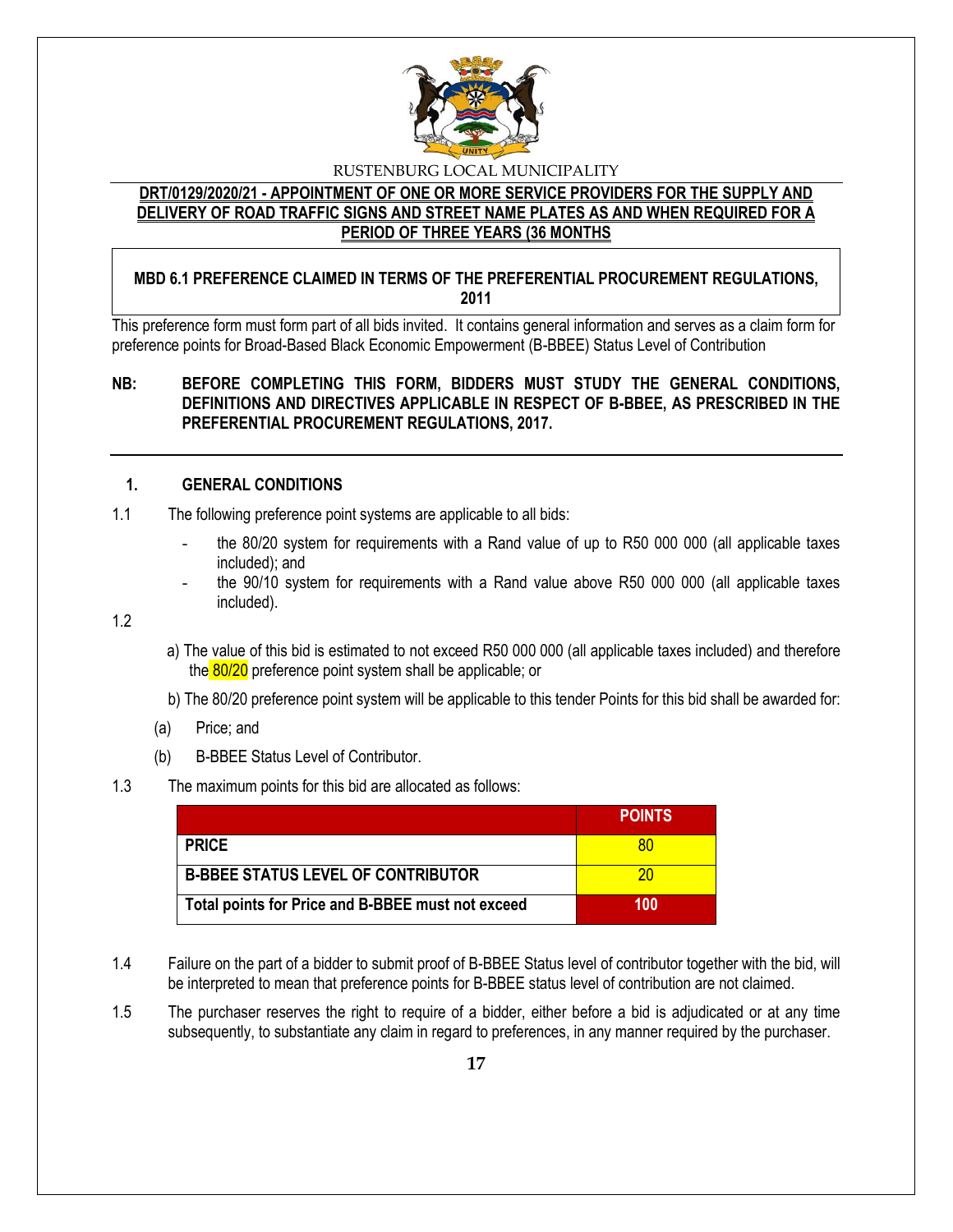RUSTENBURG LOCAL MUNICIPALITY

**DRT/0129/2020/21 - APPOINTMENT OF ONE OR MORE SERVICE PROVIDERS FOR THE SUPPLY AND DELIVERY OF ROAD TRAFFIC SIGNS AND STREET NAME PLATES AS AND WHEN REQUIRED FOR A PERIOD OF THREE YEARS (36 MONTHS**

**MBD 6.1 PREFERENCE CLAIMED IN TERMS OF THE PREFERENTIAL PROCUREMENT REGULATIONS, 2011**

This preference form must form part of all bids invited. It contains general information and serves as a claim form for preference points for Broad-Based Black Economic Empowerment (B-BBEE) Status Level of Contribution

**NB: BEFORE COMPLETING THIS FORM, BIDDERS MUST STUDY THE GENERAL CONDITIONS, DEFINITIONS AND DIRECTIVES APPLICABLE IN RESPECT OF B-BBEE, AS PRESCRIBED IN THE PREFERENTIAL PROCUREMENT REGULATIONS, 2017.**

## 1. GENERAL CONDITIONS

1.1 The following preference point systems are applicable to all bids:

- the 80/20 system for requirements with a Rand value of up to R50 000 000 (all applicable taxes included); and
- the 90/10 system for requirements with a Rand value above R50 000 000 (all applicable taxes included).

1.2

a) The value of this bid is estimated to not exceed R50 000 000 (all applicable taxes included) and therefore the 80/20 preference point system shall be applicable; or

b) The 80/20 preference point system will be applicable to this tender Points for this bid shall be awarded for:

(a) Price; and

(b) B-BBEE Status Level of Contributor.

1.3 The maximum points for this bid are allocated as follows:

| | POINTS |
|---|---|
| **PRICE** | 80 |
| **B-BBEE STATUS LEVEL OF CONTRIBUTOR** | 20 |
| **Total points for Price and B-BBEE must not exceed** | **100** |

1.4 Failure on the part of a bidder to submit proof of B-BBEE Status level of contributor together with the bid, will be interpreted to mean that preference points for B-BBEE status level of contribution are not claimed.

1.5 The purchaser reserves the right to require of a bidder, either before a bid is adjudicated or at any time subsequently, to substantiate any claim in regard to preferences, in any manner required by the purchaser.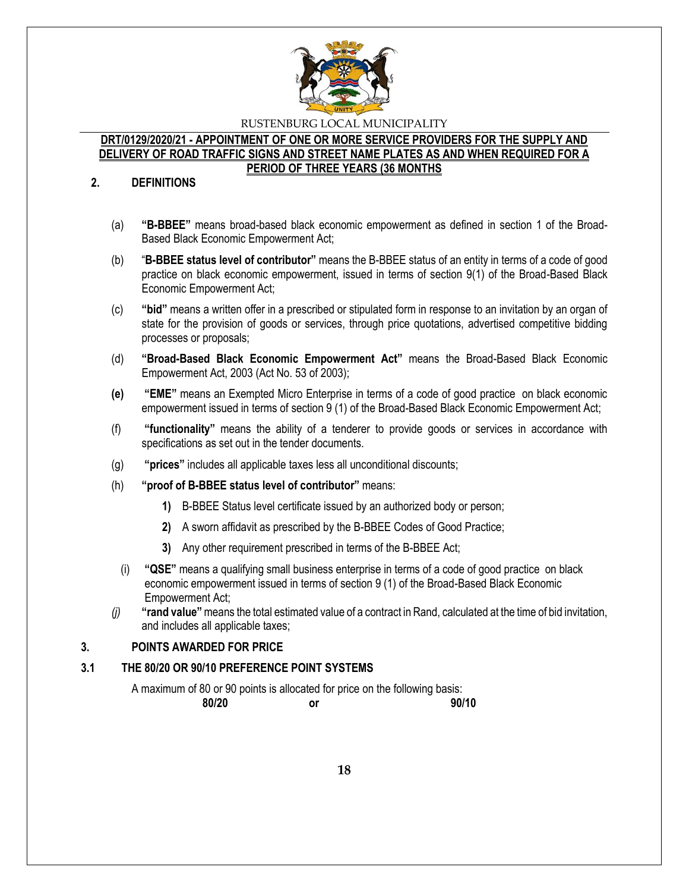## 2. DEFINITIONS

(a) **"B-BBEE"** means broad-based black economic empowerment as defined in section 1 of the Broad-Based Black Economic Empowerment Act;

(b) "**B-BBEE status level of contributor"** means the B-BBEE status of an entity in terms of a code of good practice on black economic empowerment, issued in terms of section 9(1) of the Broad-Based Black Economic Empowerment Act;

(c) **"bid"** means a written offer in a prescribed or stipulated form in response to an invitation by an organ of state for the provision of goods or services, through price quotations, advertised competitive bidding processes or proposals;

(d) **"Broad-Based Black Economic Empowerment Act"** means the Broad-Based Black Economic Empowerment Act, 2003 (Act No. 53 of 2003);

**(e)** **"EME"** means an Exempted Micro Enterprise in terms of a code of good practice on black economic empowerment issued in terms of section 9 (1) of the Broad-Based Black Economic Empowerment Act;

(f) **"functionality"** means the ability of a tenderer to provide goods or services in accordance with specifications as set out in the tender documents.

(g) **"prices"** includes all applicable taxes less all unconditional discounts;

(h) **"proof of B-BBEE status level of contributor"** means:

**1)** B-BBEE Status level certificate issued by an authorized body or person;

**2)** A sworn affidavit as prescribed by the B-BBEE Codes of Good Practice;

**3)** Any other requirement prescribed in terms of the B-BBEE Act;

(i) **"QSE"** means a qualifying small business enterprise in terms of a code of good practice on black economic empowerment issued in terms of section 9 (1) of the Broad-Based Black Economic Empowerment Act;

*(j)* **"rand value"** means the total estimated value of a contract in Rand, calculated at the time of bid invitation, and includes all applicable taxes;

## 3. POINTS AWARDED FOR PRICE

### 3.1 THE 80/20 OR 90/10 PREFERENCE POINT SYSTEMS

A maximum of 80 or 90 points is allocated for price on the following basis:

**80/20** **or** **90/10**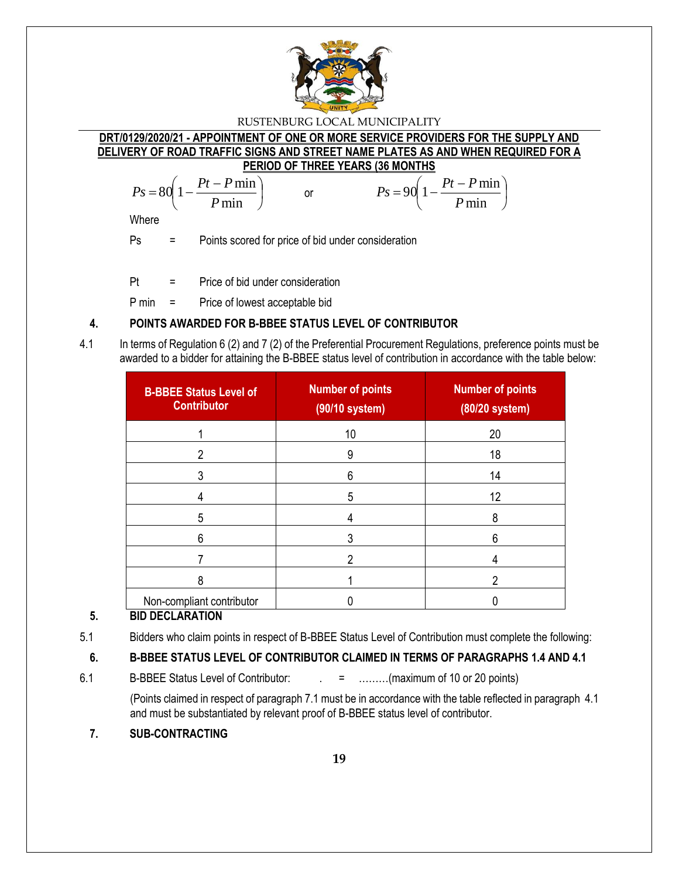RUSTENBURG LOCAL MUNICIPALITY

**DRT/0129/2020/21 - APPOINTMENT OF ONE OR MORE SERVICE PROVIDERS FOR THE SUPPLY AND DELIVERY OF ROAD TRAFFIC SIGNS AND STREET NAME PLATES AS AND WHEN REQUIRED FOR A PERIOD OF THREE YEARS (36 MONTHS**

$$Ps = 80\left(1 - \frac{Pt - P\min}{P\min}\right) \quad \text{or} \quad Ps = 90\left(1 - \frac{Pt - P\min}{P\min}\right)$$

Where

Ps = Points scored for price of bid under consideration

Pt = Price of bid under consideration

P min = Price of lowest acceptable bid

## 4. POINTS AWARDED FOR B-BBEE STATUS LEVEL OF CONTRIBUTOR

4.1 In terms of Regulation 6 (2) and 7 (2) of the Preferential Procurement Regulations, preference points must be awarded to a bidder for attaining the B-BBEE status level of contribution in accordance with the table below:

| B-BBEE Status Level of Contributor | Number of points (90/10 system) | Number of points (80/20 system) |
|---|---|---|
| 1 | 10 | 20 |
| 2 | 9 | 18 |
| 3 | 6 | 14 |
| 4 | 5 | 12 |
| 5 | 4 | 8 |
| 6 | 3 | 6 |
| 7 | 2 | 4 |
| 8 | 1 | 2 |
| Non-compliant contributor | 0 | 0 |

## 5. BID DECLARATION

5.1 Bidders who claim points in respect of B-BBEE Status Level of Contribution must complete the following:

## 6. B-BBEE STATUS LEVEL OF CONTRIBUTOR CLAIMED IN TERMS OF PARAGRAPHS 1.4 AND 4.1

6.1 B-BBEE Status Level of Contributor: . = .........(maximum of 10 or 20 points)

(Points claimed in respect of paragraph 7.1 must be in accordance with the table reflected in paragraph 4.1 and must be substantiated by relevant proof of B-BBEE status level of contributor.

## 7. SUB-CONTRACTING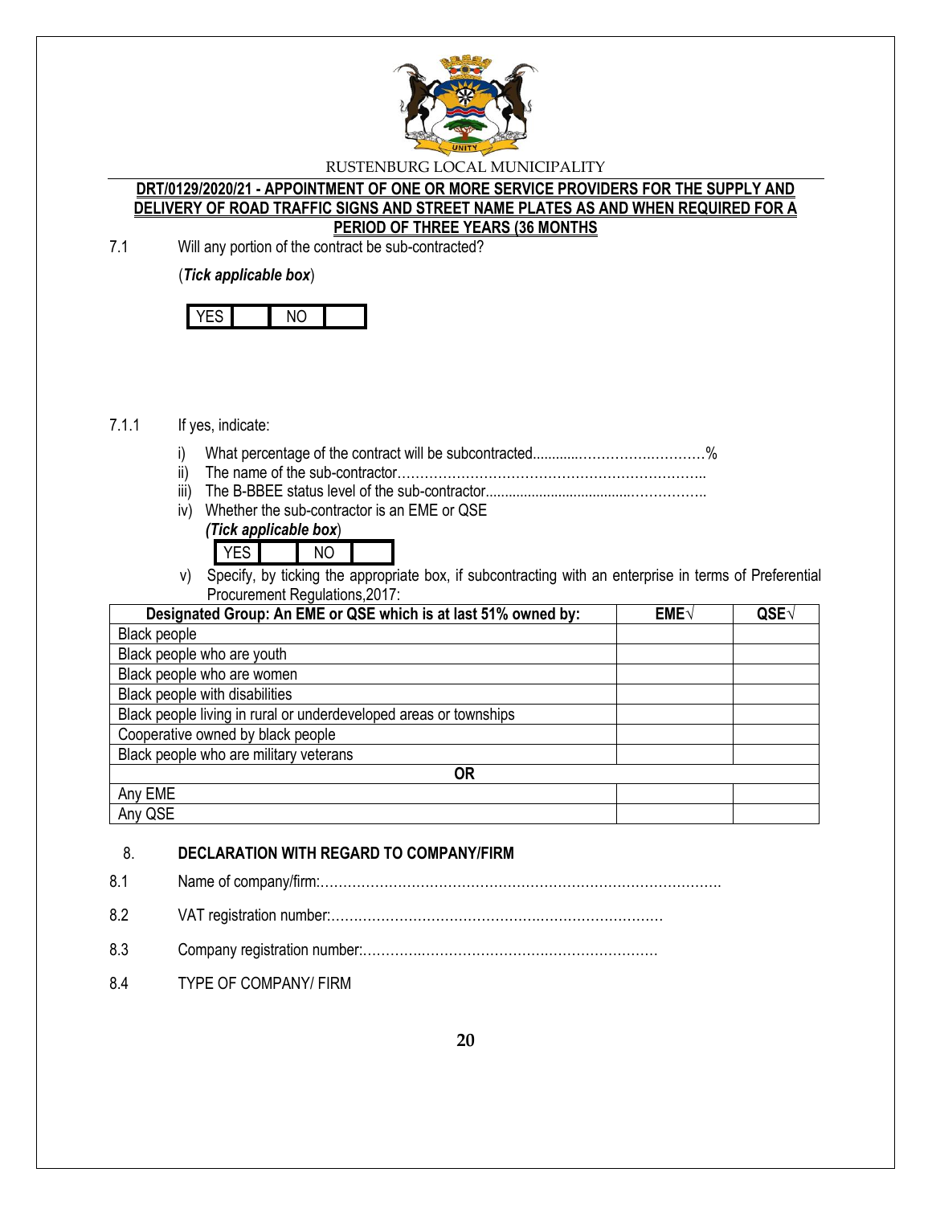RUSTENBURG LOCAL MUNICIPALITY

**DRT/0129/2020/21 - APPOINTMENT OF ONE OR MORE SERVICE PROVIDERS FOR THE SUPPLY AND DELIVERY OF ROAD TRAFFIC SIGNS AND STREET NAME PLATES AS AND WHEN REQUIRED FOR A PERIOD OF THREE YEARS (36 MONTHS**

7.1 Will any portion of the contract be sub-contracted?

(***Tick applicable box***)

| YES | | NO | |
|---|---|---|---|

7.1.1 If yes, indicate:

i) What percentage of the contract will be subcontracted............……………….…………%
ii) The name of the sub-contractor…………………………………………………………..
iii) The B-BBEE status level of the sub-contractor......................................……………..
iv) Whether the sub-contractor is an EME or QSE
*(**Tick applicable box***)

| YES | | NO | |
|---|---|---|---|

v) Specify, by ticking the appropriate box, if subcontracting with an enterprise in terms of Preferential Procurement Regulations,2017:

| Designated Group: An EME or QSE which is at last 51% owned by: | EME√ | QSE√ |
|---|---|---|
| Black people | | |
| Black people who are youth | | |
| Black people who are women | | |
| Black people with disabilities | | |
| Black people living in rural or underdeveloped areas or townships | | |
| Cooperative owned by black people | | |
| Black people who are military veterans | | |
| **OR** | | |
| Any EME | | |
| Any QSE | | |

8. **DECLARATION WITH REGARD TO COMPANY/FIRM**

8.1 Name of company/firm:…………………………………………………………………………….

8.2 VAT registration number:……………………………………….…………………………

8.3 Company registration number:…………….……………………….…………………….

8.4 TYPE OF COMPANY/ FIRM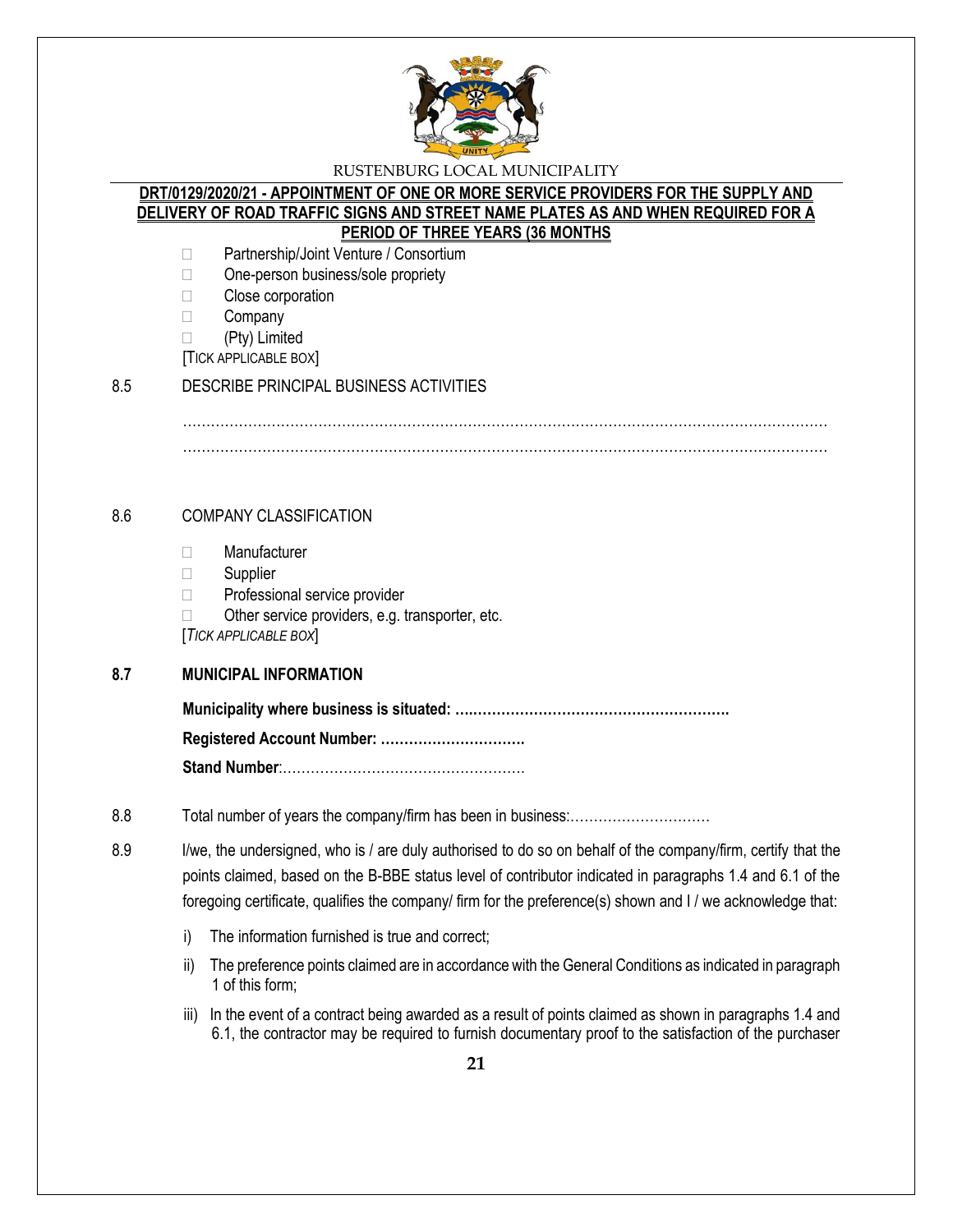- ☐ Partnership/Joint Venture / Consortium
- ☐ One-person business/sole propriety
- ☐ Close corporation
- ☐ Company
- ☐ (Pty) Limited

[TICK APPLICABLE BOX]

8.5 DESCRIBE PRINCIPAL BUSINESS ACTIVITIES

……………………………………………………………………………………………………………………
……………………………………………………………………………………………………………………

8.6 COMPANY CLASSIFICATION

- ☐ Manufacturer
- ☐ Supplier
- ☐ Professional service provider
- ☐ Other service providers, e.g. transporter, etc.

[*TICK APPLICABLE BOX*]

**8.7 MUNICIPAL INFORMATION**

**Municipality where business is situated: ….…………………………………………….**

**Registered Account Number: ………………………….**

**Stand Number**:…………………………………………….

8.8 Total number of years the company/firm has been in business:…………………………

8.9 I/we, the undersigned, who is / are duly authorised to do so on behalf of the company/firm, certify that the points claimed, based on the B-BBE status level of contributor indicated in paragraphs 1.4 and 6.1 of the foregoing certificate, qualifies the company/ firm for the preference(s) shown and I / we acknowledge that:

i) The information furnished is true and correct;

ii) The preference points claimed are in accordance with the General Conditions as indicated in paragraph 1 of this form;

iii) In the event of a contract being awarded as a result of points claimed as shown in paragraphs 1.4 and 6.1, the contractor may be required to furnish documentary proof to the satisfaction of the purchaser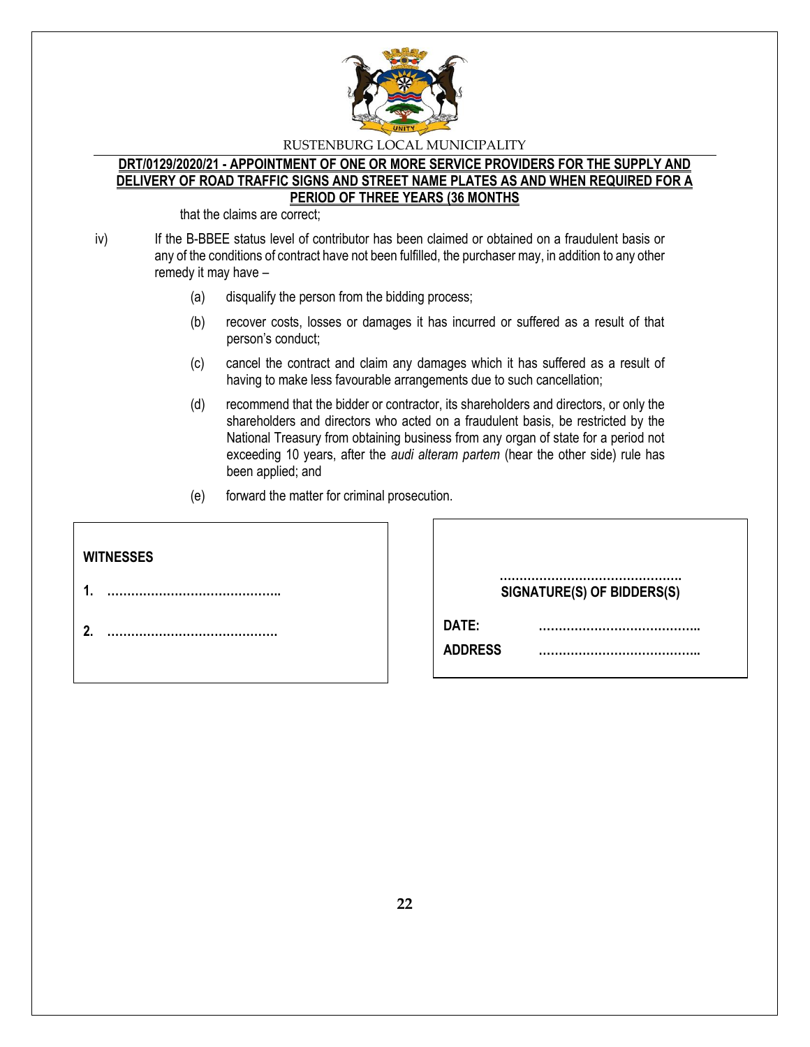that the claims are correct;

iv) If the B-BBEE status level of contributor has been claimed or obtained on a fraudulent basis or any of the conditions of contract have not been fulfilled, the purchaser may, in addition to any other remedy it may have –

(a) disqualify the person from the bidding process;

(b) recover costs, losses or damages it has incurred or suffered as a result of that person's conduct;

(c) cancel the contract and claim any damages which it has suffered as a result of having to make less favourable arrangements due to such cancellation;

(d) recommend that the bidder or contractor, its shareholders and directors, or only the shareholders and directors who acted on a fraudulent basis, be restricted by the National Treasury from obtaining business from any organ of state for a period not exceeding 10 years, after the *audi alteram partem* (hear the other side) rule has been applied; and

(e) forward the matter for criminal prosecution.

**WITNESSES**

**1. ……………………………………..**

**2. ……………………………………**

**……………………………………….**
**SIGNATURE(S) OF BIDDERS(S)**

**DATE: …………………………………..**

**ADDRESS …………………………………..**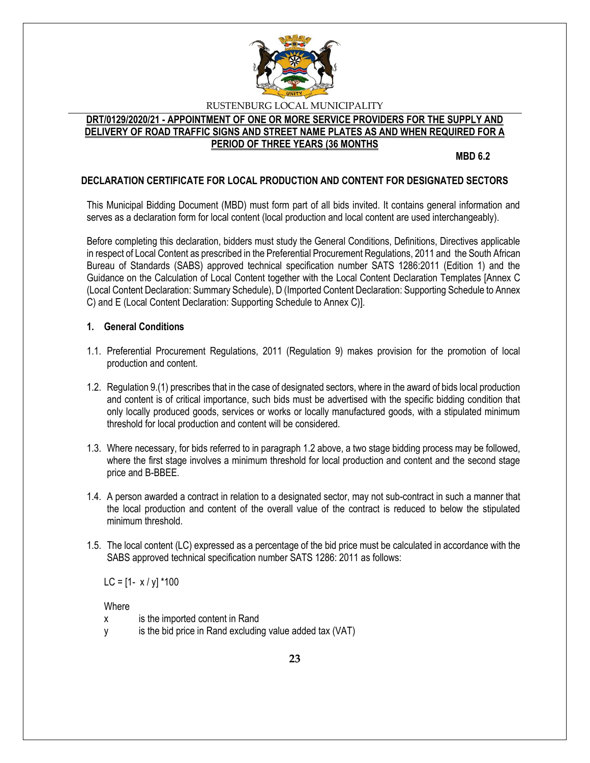RUSTENBURG LOCAL MUNICIPALITY

**DRT/0129/2020/21 - APPOINTMENT OF ONE OR MORE SERVICE PROVIDERS FOR THE SUPPLY AND DELIVERY OF ROAD TRAFFIC SIGNS AND STREET NAME PLATES AS AND WHEN REQUIRED FOR A PERIOD OF THREE YEARS (36 MONTHS**

**MBD 6.2**

## DECLARATION CERTIFICATE FOR LOCAL PRODUCTION AND CONTENT FOR DESIGNATED SECTORS

This Municipal Bidding Document (MBD) must form part of all bids invited. It contains general information and serves as a declaration form for local content (local production and local content are used interchangeably).

Before completing this declaration, bidders must study the General Conditions, Definitions, Directives applicable in respect of Local Content as prescribed in the Preferential Procurement Regulations, 2011 and the South African Bureau of Standards (SABS) approved technical specification number SATS 1286:2011 (Edition 1) and the Guidance on the Calculation of Local Content together with the Local Content Declaration Templates [Annex C (Local Content Declaration: Summary Schedule), D (Imported Content Declaration: Supporting Schedule to Annex C) and E (Local Content Declaration: Supporting Schedule to Annex C)].

### 1. General Conditions

1.1. Preferential Procurement Regulations, 2011 (Regulation 9) makes provision for the promotion of local production and content.

1.2. Regulation 9.(1) prescribes that in the case of designated sectors, where in the award of bids local production and content is of critical importance, such bids must be advertised with the specific bidding condition that only locally produced goods, services or works or locally manufactured goods, with a stipulated minimum threshold for local production and content will be considered.

1.3. Where necessary, for bids referred to in paragraph 1.2 above, a two stage bidding process may be followed, where the first stage involves a minimum threshold for local production and content and the second stage price and B-BBEE.

1.4. A person awarded a contract in relation to a designated sector, may not sub-contract in such a manner that the local production and content of the overall value of the contract is reduced to below the stipulated minimum threshold.

1.5. The local content (LC) expressed as a percentage of the bid price must be calculated in accordance with the SABS approved technical specification number SATS 1286: 2011 as follows:

$$LC = [1 - x / y] * 100$$

Where

x &nbsp;&nbsp;&nbsp;&nbsp; is the imported content in Rand

y &nbsp;&nbsp;&nbsp;&nbsp; is the bid price in Rand excluding value added tax (VAT)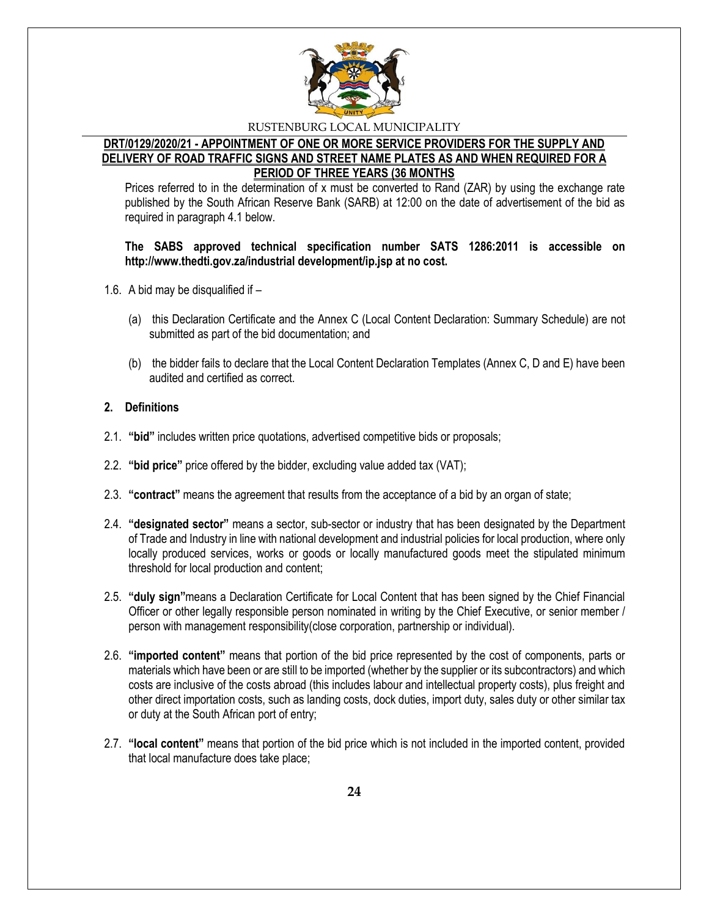Prices referred to in the determination of x must be converted to Rand (ZAR) by using the exchange rate published by the South African Reserve Bank (SARB) at 12:00 on the date of advertisement of the bid as required in paragraph 4.1 below.

**The SABS approved technical specification number SATS 1286:2011 is accessible on http://www.thedti.gov.za/industrial development/ip.jsp at no cost.**

1.6. A bid may be disqualified if –

(a) this Declaration Certificate and the Annex C (Local Content Declaration: Summary Schedule) are not submitted as part of the bid documentation; and

(b) the bidder fails to declare that the Local Content Declaration Templates (Annex C, D and E) have been audited and certified as correct.

**2. Definitions**

2.1. **"bid"** includes written price quotations, advertised competitive bids or proposals;

2.2. **"bid price"** price offered by the bidder, excluding value added tax (VAT);

2.3. **"contract"** means the agreement that results from the acceptance of a bid by an organ of state;

2.4. **"designated sector"** means a sector, sub-sector or industry that has been designated by the Department of Trade and Industry in line with national development and industrial policies for local production, where only locally produced services, works or goods or locally manufactured goods meet the stipulated minimum threshold for local production and content;

2.5. **"duly sign"**means a Declaration Certificate for Local Content that has been signed by the Chief Financial Officer or other legally responsible person nominated in writing by the Chief Executive, or senior member / person with management responsibility(close corporation, partnership or individual).

2.6. **"imported content"** means that portion of the bid price represented by the cost of components, parts or materials which have been or are still to be imported (whether by the supplier or its subcontractors) and which costs are inclusive of the costs abroad (this includes labour and intellectual property costs), plus freight and other direct importation costs, such as landing costs, dock duties, import duty, sales duty or other similar tax or duty at the South African port of entry;

2.7. **"local content"** means that portion of the bid price which is not included in the imported content, provided that local manufacture does take place;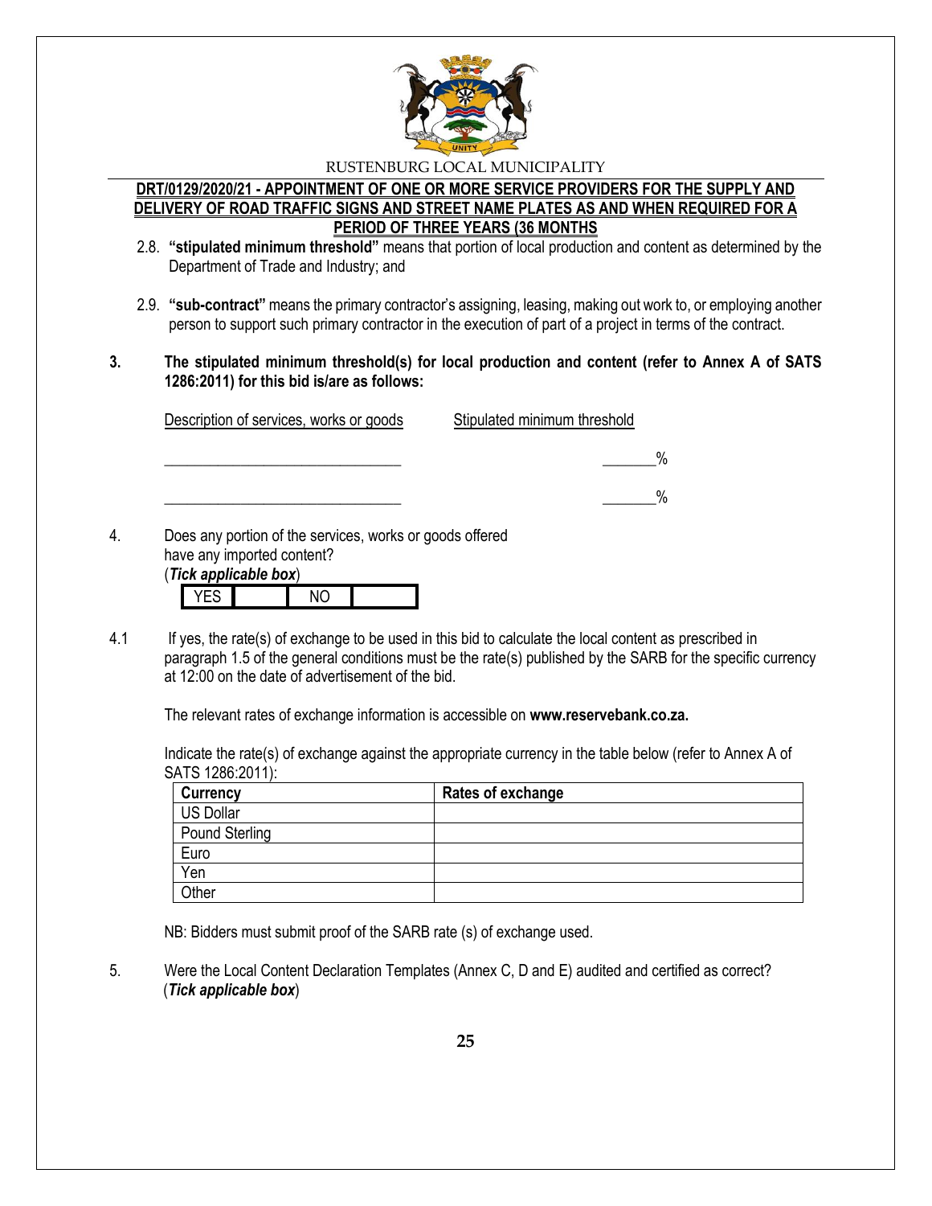2.8. **"stipulated minimum threshold"** means that portion of local production and content as determined by the Department of Trade and Industry; and

2.9. **"sub-contract"** means the primary contractor's assigning, leasing, making out work to, or employing another person to support such primary contractor in the execution of part of a project in terms of the contract.

**3. The stipulated minimum threshold(s) for local production and content (refer to Annex A of SATS 1286:2011) for this bid is/are as follows:**

| Description of services, works or goods | Stipulated minimum threshold |
|---|---|
| _______________________________ | _______% |
| _______________________________ | _______% |

4. Does any portion of the services, works or goods offered have any imported content?
(***Tick applicable box***)

| YES | | NO | |
|---|---|---|---|

4.1 If yes, the rate(s) of exchange to be used in this bid to calculate the local content as prescribed in paragraph 1.5 of the general conditions must be the rate(s) published by the SARB for the specific currency at 12:00 on the date of advertisement of the bid.

The relevant rates of exchange information is accessible on **www.reservebank.co.za.**

Indicate the rate(s) of exchange against the appropriate currency in the table below (refer to Annex A of SATS 1286:2011):

| Currency | Rates of exchange |
|---|---|
| US Dollar | |
| Pound Sterling | |
| Euro | |
| Yen | |
| Other | |

NB: Bidders must submit proof of the SARB rate (s) of exchange used.

5. Were the Local Content Declaration Templates (Annex C, D and E) audited and certified as correct?
(***Tick applicable box***)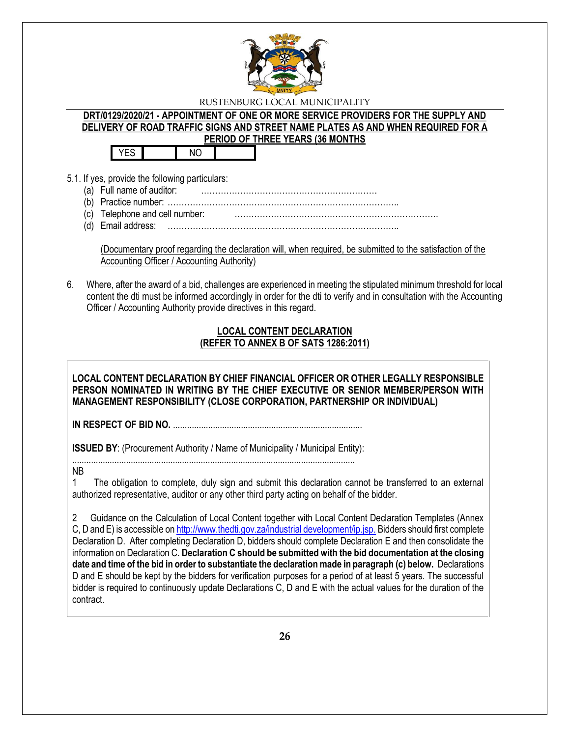RUSTENBURG LOCAL MUNICIPALITY

**DRT/0129/2020/21 - APPOINTMENT OF ONE OR MORE SERVICE PROVIDERS FOR THE SUPPLY AND DELIVERY OF ROAD TRAFFIC SIGNS AND STREET NAME PLATES AS AND WHEN REQUIRED FOR A PERIOD OF THREE YEARS (36 MONTHS**

| YES | | NO | |
|---|---|---|---|

5.1. If yes, provide the following particulars:

(a) Full name of auditor: ………………………………………………………

(b) Practice number: ………………………………………………………………………..

(c) Telephone and cell number: ……………………………………………………………….

(d) Email address: ………………………………………………………………………..

(Documentary proof regarding the declaration will, when required, be submitted to the satisfaction of the Accounting Officer / Accounting Authority)

6. Where, after the award of a bid, challenges are experienced in meeting the stipulated minimum threshold for local content the dti must be informed accordingly in order for the dti to verify and in consultation with the Accounting Officer / Accounting Authority provide directives in this regard.

**LOCAL CONTENT DECLARATION**
**(REFER TO ANNEX B OF SATS 1286:2011)**

**LOCAL CONTENT DECLARATION BY CHIEF FINANCIAL OFFICER OR OTHER LEGALLY RESPONSIBLE PERSON NOMINATED IN WRITING BY THE CHIEF EXECUTIVE OR SENIOR MEMBER/PERSON WITH MANAGEMENT RESPONSIBILITY (CLOSE CORPORATION, PARTNERSHIP OR INDIVIDUAL)**

**IN RESPECT OF BID NO.** .................................................................................

**ISSUED BY**: (Procurement Authority / Name of Municipality / Municipal Entity):

.........................................................................................................................

NB

1 The obligation to complete, duly sign and submit this declaration cannot be transferred to an external authorized representative, auditor or any other third party acting on behalf of the bidder.

2 Guidance on the Calculation of Local Content together with Local Content Declaration Templates (Annex C, D and E) is accessible on http://www.thedti.gov.za/industrial development/ip.jsp. Bidders should first complete Declaration D. After completing Declaration D, bidders should complete Declaration E and then consolidate the information on Declaration C. **Declaration C should be submitted with the bid documentation at the closing date and time of the bid in order to substantiate the declaration made in paragraph (c) below.** Declarations D and E should be kept by the bidders for verification purposes for a period of at least 5 years. The successful bidder is required to continuously update Declarations C, D and E with the actual values for the duration of the contract.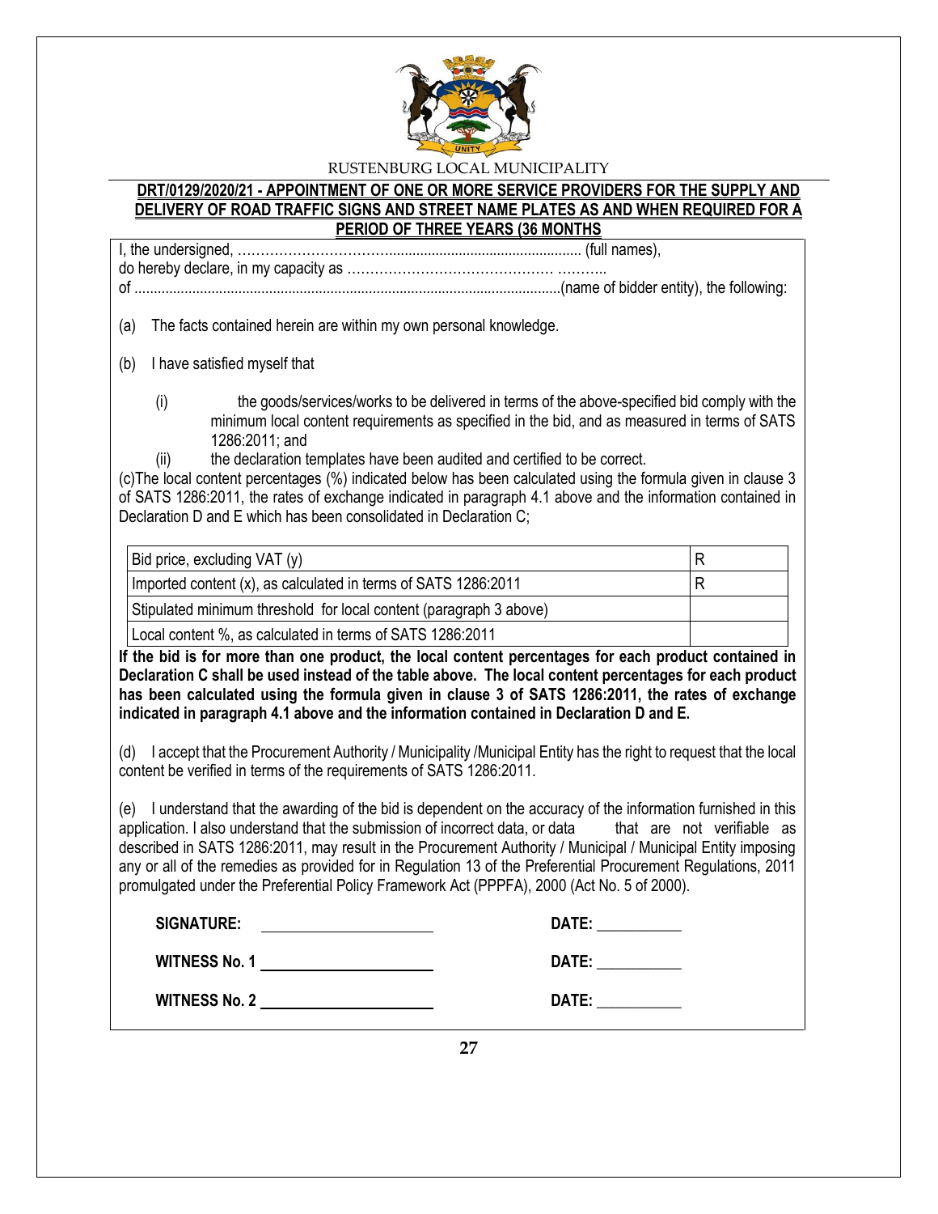RUSTENBURG LOCAL MUNICIPALITY

**DRT/0129/2020/21 - APPOINTMENT OF ONE OR MORE SERVICE PROVIDERS FOR THE SUPPLY AND DELIVERY OF ROAD TRAFFIC SIGNS AND STREET NAME PLATES AS AND WHEN REQUIRED FOR A PERIOD OF THREE YEARS (36 MONTHS**

I, the undersigned, …………………………….................................................. (full names),
do hereby declare, in my capacity as ……………………………………… ………..
of ..............................................................................................................(name of bidder entity), the following:

(a) The facts contained herein are within my own personal knowledge.

(b) I have satisfied myself that

(i) the goods/services/works to be delivered in terms of the above-specified bid comply with the minimum local content requirements as specified in the bid, and as measured in terms of SATS 1286:2011; and

(ii) the declaration templates have been audited and certified to be correct.

(c)The local content percentages (%) indicated below has been calculated using the formula given in clause 3 of SATS 1286:2011, the rates of exchange indicated in paragraph 4.1 above and the information contained in Declaration D and E which has been consolidated in Declaration C;

| | |
|---|---|
| Bid price, excluding VAT (y) | R |
| Imported content (x), as calculated in terms of SATS 1286:2011 | R |
| Stipulated minimum threshold for local content (paragraph 3 above) | |
| Local content %, as calculated in terms of SATS 1286:2011 | |

**If the bid is for more than one product, the local content percentages for each product contained in Declaration C shall be used instead of the table above. The local content percentages for each product has been calculated using the formula given in clause 3 of SATS 1286:2011, the rates of exchange indicated in paragraph 4.1 above and the information contained in Declaration D and E.**

(d) I accept that the Procurement Authority / Municipality /Municipal Entity has the right to request that the local content be verified in terms of the requirements of SATS 1286:2011.

(e) I understand that the awarding of the bid is dependent on the accuracy of the information furnished in this application. I also understand that the submission of incorrect data, or data that are not verifiable as described in SATS 1286:2011, may result in the Procurement Authority / Municipal / Municipal Entity imposing any or all of the remedies as provided for in Regulation 13 of the Preferential Procurement Regulations, 2011 promulgated under the Preferential Policy Framework Act (PPPFA), 2000 (Act No. 5 of 2000).

**SIGNATURE:** ______________________ **DATE:** ___________

**WITNESS No. 1** ______________________ **DATE:** ___________

**WITNESS No. 2** ______________________ **DATE:** ___________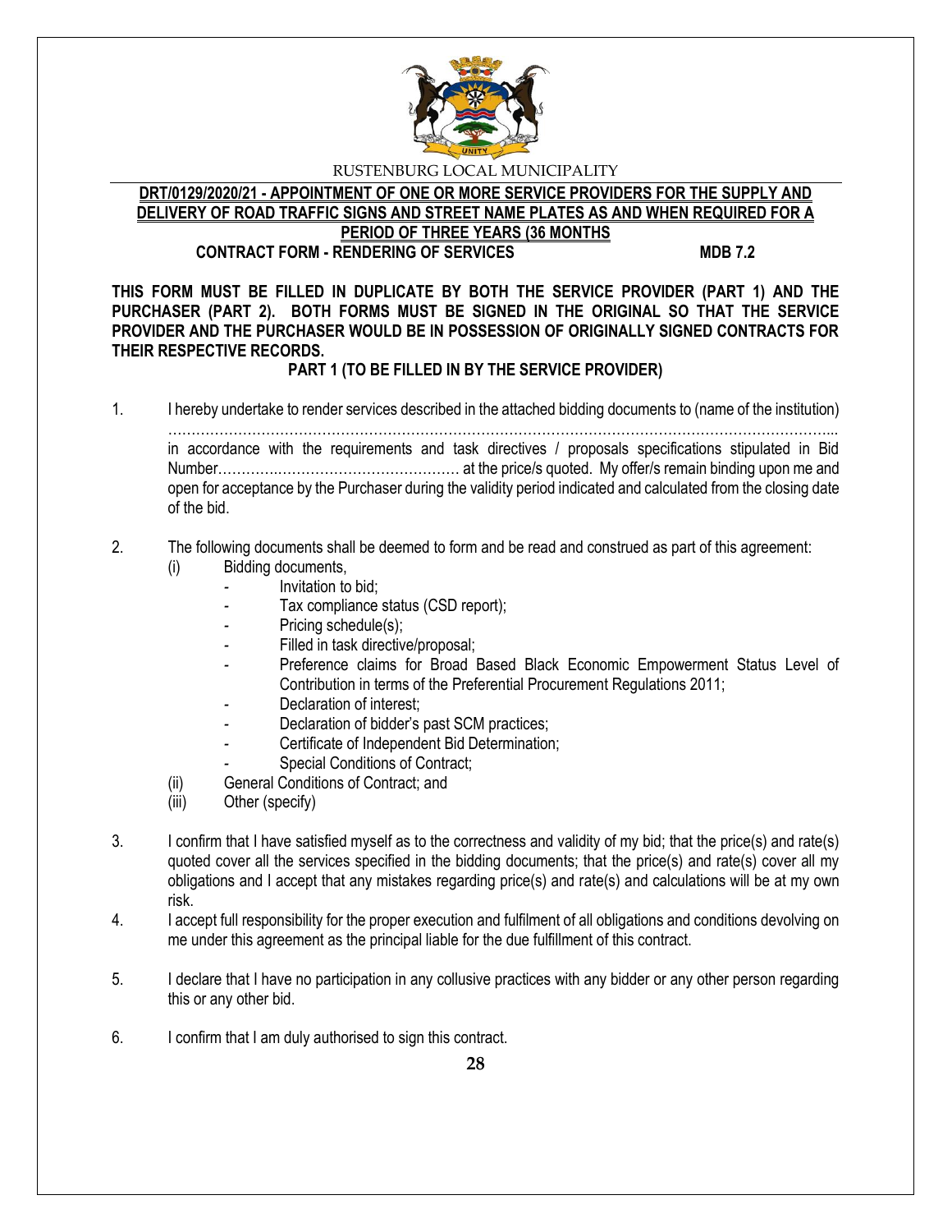RUSTENBURG LOCAL MUNICIPALITY

**DRT/0129/2020/21 - APPOINTMENT OF ONE OR MORE SERVICE PROVIDERS FOR THE SUPPLY AND DELIVERY OF ROAD TRAFFIC SIGNS AND STREET NAME PLATES AS AND WHEN REQUIRED FOR A PERIOD OF THREE YEARS (36 MONTHS**

**CONTRACT FORM - RENDERING OF SERVICES** **MDB 7.2**

**THIS FORM MUST BE FILLED IN DUPLICATE BY BOTH THE SERVICE PROVIDER (PART 1) AND THE PURCHASER (PART 2). BOTH FORMS MUST BE SIGNED IN THE ORIGINAL SO THAT THE SERVICE PROVIDER AND THE PURCHASER WOULD BE IN POSSESSION OF ORIGINALLY SIGNED CONTRACTS FOR THEIR RESPECTIVE RECORDS.**

**PART 1 (TO BE FILLED IN BY THE SERVICE PROVIDER)**

1. I hereby undertake to render services described in the attached bidding documents to (name of the institution) ……………………………………………………………………………………………………………………... in accordance with the requirements and task directives / proposals specifications stipulated in Bid Number………….……………………………… at the price/s quoted. My offer/s remain binding upon me and open for acceptance by the Purchaser during the validity period indicated and calculated from the closing date of the bid.

2. The following documents shall be deemed to form and be read and construed as part of this agreement:
   - (i) Bidding documents,
     - Invitation to bid;
     - Tax compliance status (CSD report);
     - Pricing schedule(s);
     - Filled in task directive/proposal;
     - Preference claims for Broad Based Black Economic Empowerment Status Level of Contribution in terms of the Preferential Procurement Regulations 2011;
     - Declaration of interest;
     - Declaration of bidder's past SCM practices;
     - Certificate of Independent Bid Determination;
     - Special Conditions of Contract;
   - (ii) General Conditions of Contract; and
   - (iii) Other (specify)

3. I confirm that I have satisfied myself as to the correctness and validity of my bid; that the price(s) and rate(s) quoted cover all the services specified in the bidding documents; that the price(s) and rate(s) cover all my obligations and I accept that any mistakes regarding price(s) and rate(s) and calculations will be at my own risk.

4. I accept full responsibility for the proper execution and fulfilment of all obligations and conditions devolving on me under this agreement as the principal liable for the due fulfillment of this contract.

5. I declare that I have no participation in any collusive practices with any bidder or any other person regarding this or any other bid.

6. I confirm that I am duly authorised to sign this contract.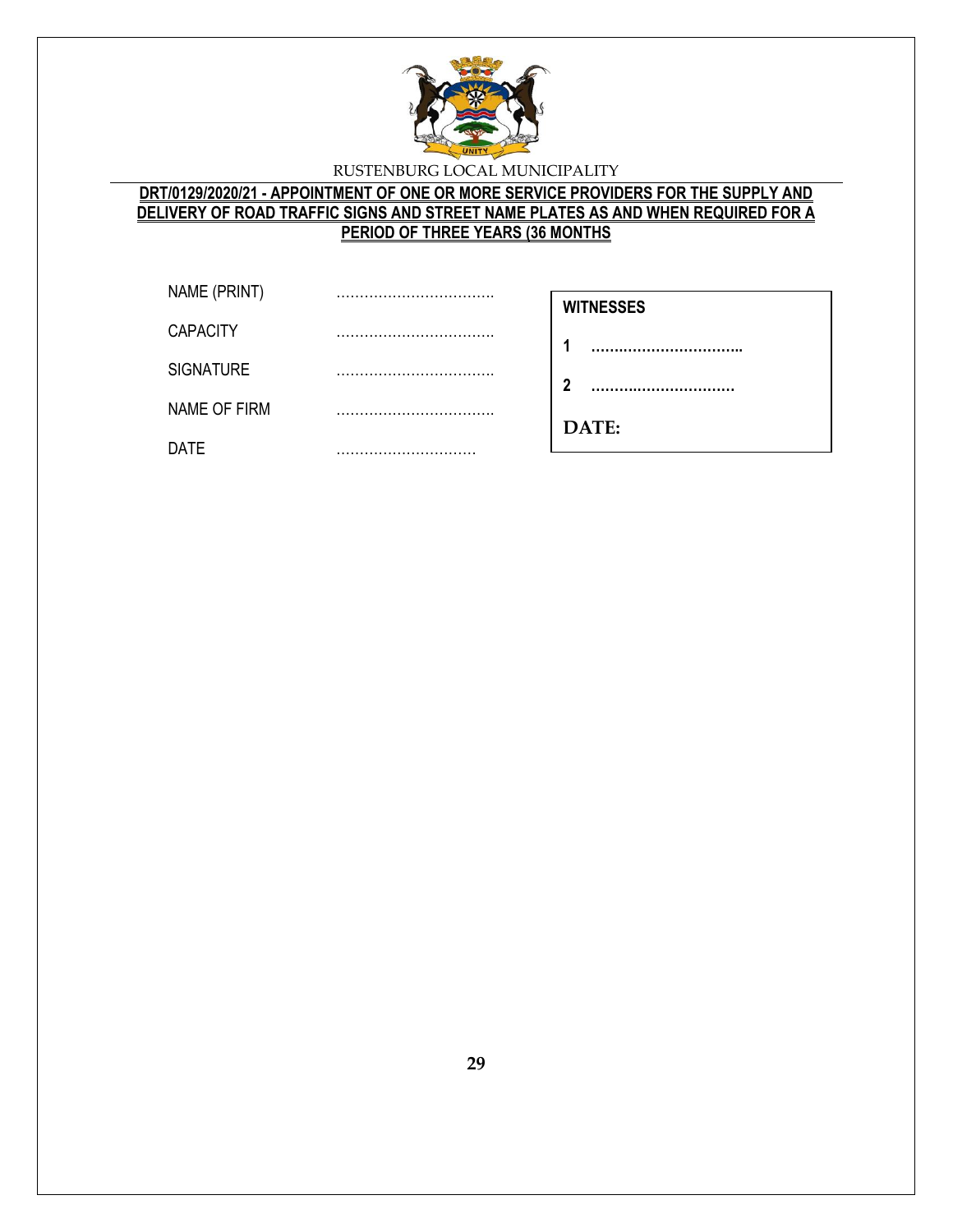RUSTENBURG LOCAL MUNICIPALITY

**DRT/0129/2020/21 - APPOINTMENT OF ONE OR MORE SERVICE PROVIDERS FOR THE SUPPLY AND DELIVERY OF ROAD TRAFFIC SIGNS AND STREET NAME PLATES AS AND WHEN REQUIRED FOR A PERIOD OF THREE YEARS (36 MONTHS**

NAME (PRINT) ……………………………

CAPACITY ……………………………

SIGNATURE ……………………………

NAME OF FIRM ……………………………

DATE …………………………

| **WITNESSES** |
|---|
| **1** ………………………….. |
| **2** ………………………… |
| **DATE:** |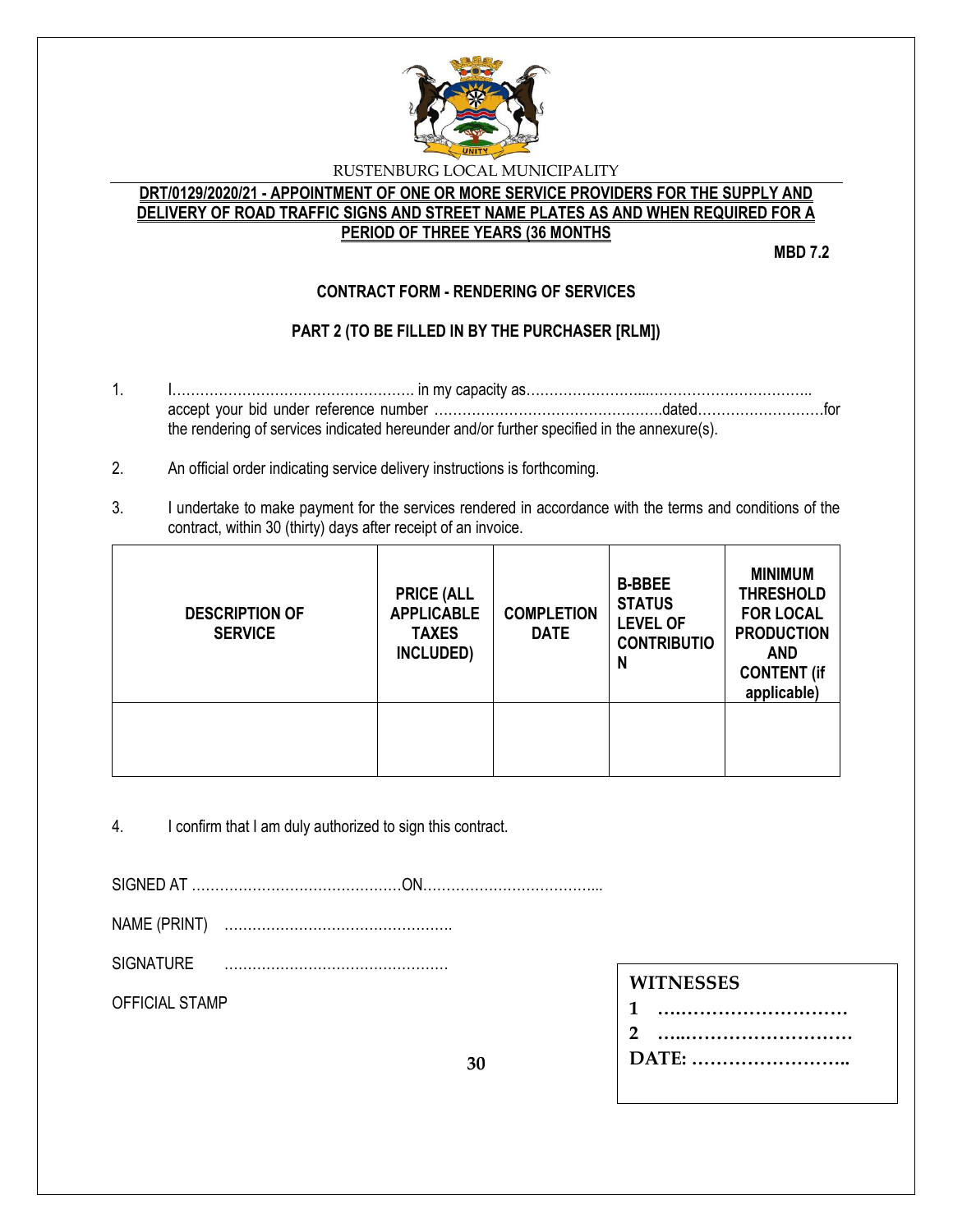RUSTENBURG LOCAL MUNICIPALITY

**DRT/0129/2020/21 - APPOINTMENT OF ONE OR MORE SERVICE PROVIDERS FOR THE SUPPLY AND DELIVERY OF ROAD TRAFFIC SIGNS AND STREET NAME PLATES AS AND WHEN REQUIRED FOR A PERIOD OF THREE YEARS (36 MONTHS**

**MBD 7.2**

**CONTRACT FORM - RENDERING OF SERVICES**

**PART 2 (TO BE FILLED IN BY THE PURCHASER [RLM])**

1. I……………………………………………. in my capacity as……………………...…………………………….. accept your bid under reference number ………………………………………….dated………………………for the rendering of services indicated hereunder and/or further specified in the annexure(s).

2. An official order indicating service delivery instructions is forthcoming.

3. I undertake to make payment for the services rendered in accordance with the terms and conditions of the contract, within 30 (thirty) days after receipt of an invoice.

| DESCRIPTION OF SERVICE | PRICE (ALL APPLICABLE TAXES INCLUDED) | COMPLETION DATE | B-BBEE STATUS LEVEL OF CONTRIBUTION | MINIMUM THRESHOLD FOR LOCAL PRODUCTION AND CONTENT (if applicable) |
|---|---|---|---|---|
| | | | | |

4. I confirm that I am duly authorized to sign this contract.

SIGNED AT ………………………………………ON………………………………...

NAME (PRINT) ………………………………………….

SIGNATURE …………………………………………

OFFICIAL STAMP

**WITNESSES**

**1 ….………………………**

**2 …..………………………**

**DATE: ……………………..**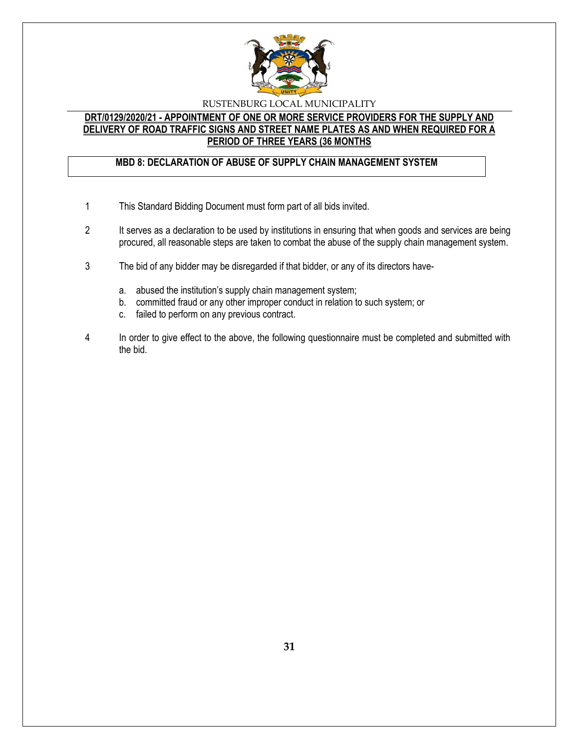RUSTENBURG LOCAL MUNICIPALITY

**DRT/0129/2020/21 - APPOINTMENT OF ONE OR MORE SERVICE PROVIDERS FOR THE SUPPLY AND DELIVERY OF ROAD TRAFFIC SIGNS AND STREET NAME PLATES AS AND WHEN REQUIRED FOR A PERIOD OF THREE YEARS (36 MONTHS**

**MBD 8: DECLARATION OF ABUSE OF SUPPLY CHAIN MANAGEMENT SYSTEM**

1 This Standard Bidding Document must form part of all bids invited.

2 It serves as a declaration to be used by institutions in ensuring that when goods and services are being procured, all reasonable steps are taken to combat the abuse of the supply chain management system.

3 The bid of any bidder may be disregarded if that bidder, or any of its directors have-

   a. abused the institution's supply chain management system;
   b. committed fraud or any other improper conduct in relation to such system; or
   c. failed to perform on any previous contract.

4 In order to give effect to the above, the following questionnaire must be completed and submitted with the bid.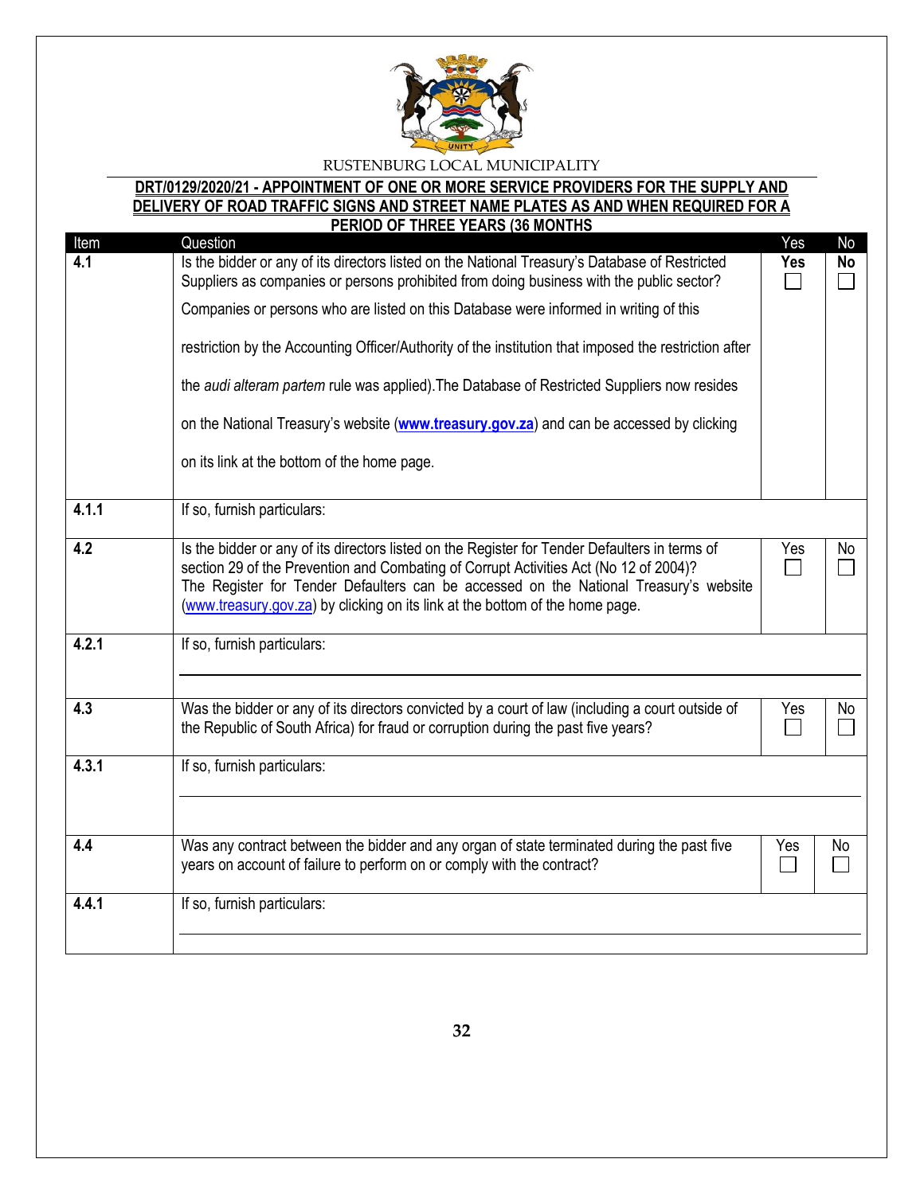RUSTENBURG LOCAL MUNICIPALITY

**DRT/0129/2020/21 - APPOINTMENT OF ONE OR MORE SERVICE PROVIDERS FOR THE SUPPLY AND DELIVERY OF ROAD TRAFFIC SIGNS AND STREET NAME PLATES AS AND WHEN REQUIRED FOR A PERIOD OF THREE YEARS (36 MONTHS**

| Item | Question | Yes | No |
|---|---|---|---|
| **4.1** | Is the bidder or any of its directors listed on the National Treasury's Database of Restricted Suppliers as companies or persons prohibited from doing business with the public sector? Companies or persons who are listed on this Database were informed in writing of this restriction by the Accounting Officer/Authority of the institution that imposed the restriction after the *audi alteram partem* rule was applied).The Database of Restricted Suppliers now resides on the National Treasury's website (**www.treasury.gov.za**) and can be accessed by clicking on its link at the bottom of the home page. | **Yes** ☐ | **No** ☐ |
| **4.1.1** | If so, furnish particulars: | | |
| **4.2** | Is the bidder or any of its directors listed on the Register for Tender Defaulters in terms of section 29 of the Prevention and Combating of Corrupt Activities Act (No 12 of 2004)? The Register for Tender Defaulters can be accessed on the National Treasury's website (www.treasury.gov.za) by clicking on its link at the bottom of the home page. | Yes ☐ | No ☐ |
| **4.2.1** | If so, furnish particulars: | | |
| **4.3** | Was the bidder or any of its directors convicted by a court of law (including a court outside of the Republic of South Africa) for fraud or corruption during the past five years? | Yes ☐ | No ☐ |
| **4.3.1** | If so, furnish particulars: | | |
| **4.4** | Was any contract between the bidder and any organ of state terminated during the past five years on account of failure to perform on or comply with the contract? | Yes ☐ | No ☐ |
| **4.4.1** | If so, furnish particulars: | | |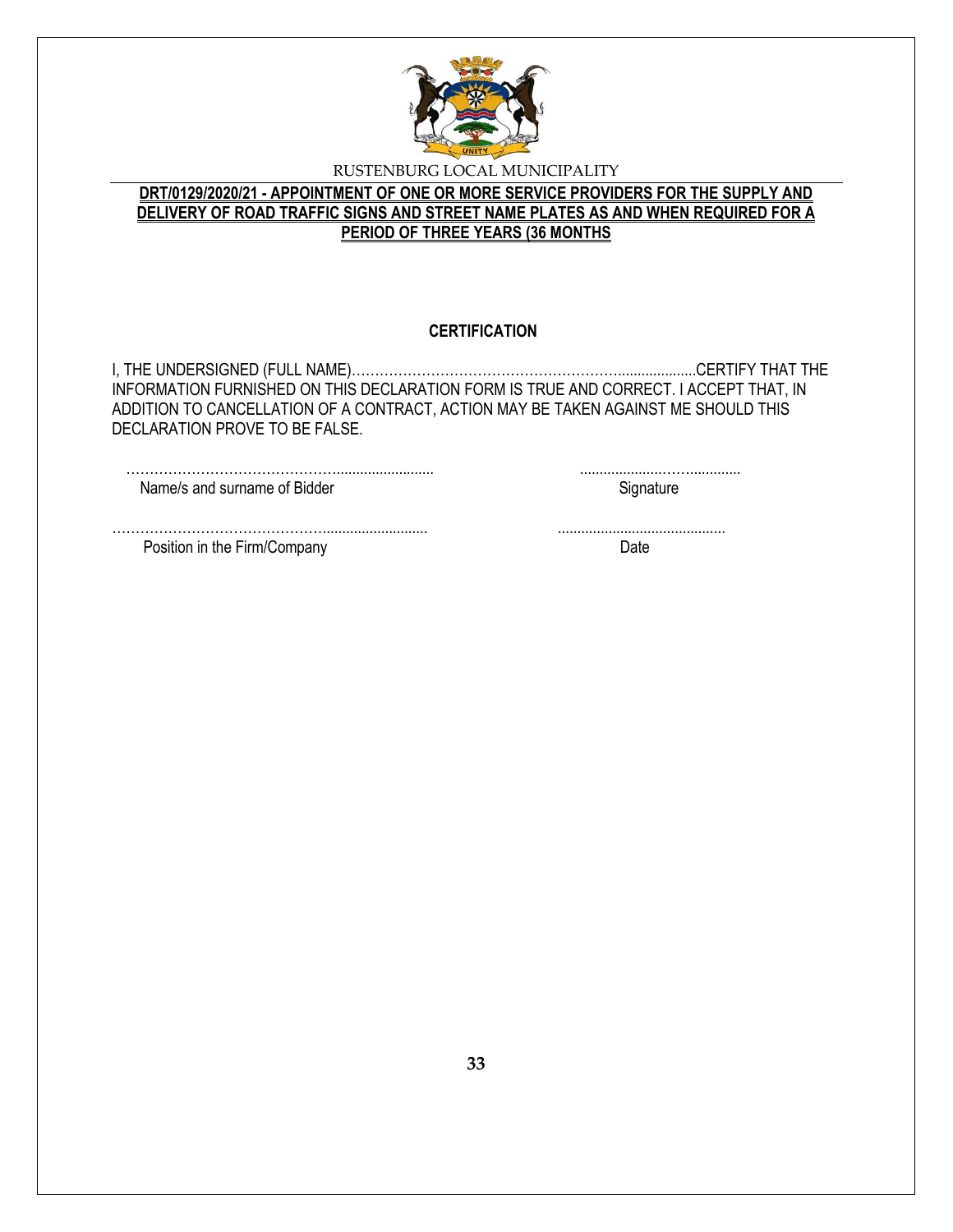RUSTENBURG LOCAL MUNICIPALITY

**DRT/0129/2020/21 - APPOINTMENT OF ONE OR MORE SERVICE PROVIDERS FOR THE SUPPLY AND DELIVERY OF ROAD TRAFFIC SIGNS AND STREET NAME PLATES AS AND WHEN REQUIRED FOR A PERIOD OF THREE YEARS (36 MONTHS**

## CERTIFICATION

I, THE UNDERSIGNED (FULL NAME)……………………………………………………...................CERTIFY THAT THE INFORMATION FURNISHED ON THIS DECLARATION FORM IS TRUE AND CORRECT. I ACCEPT THAT, IN ADDITION TO CANCELLATION OF A CONTRACT, ACTION MAY BE TAKEN AGAINST ME SHOULD THIS DECLARATION PROVE TO BE FALSE.

| | |
|---|---|
| ………………………………………........................ | .......................…….............. |
| Name/s and surname of Bidder | Signature |
| ………………………………………......................... | ........................................... |
| Position in the Firm/Company | Date |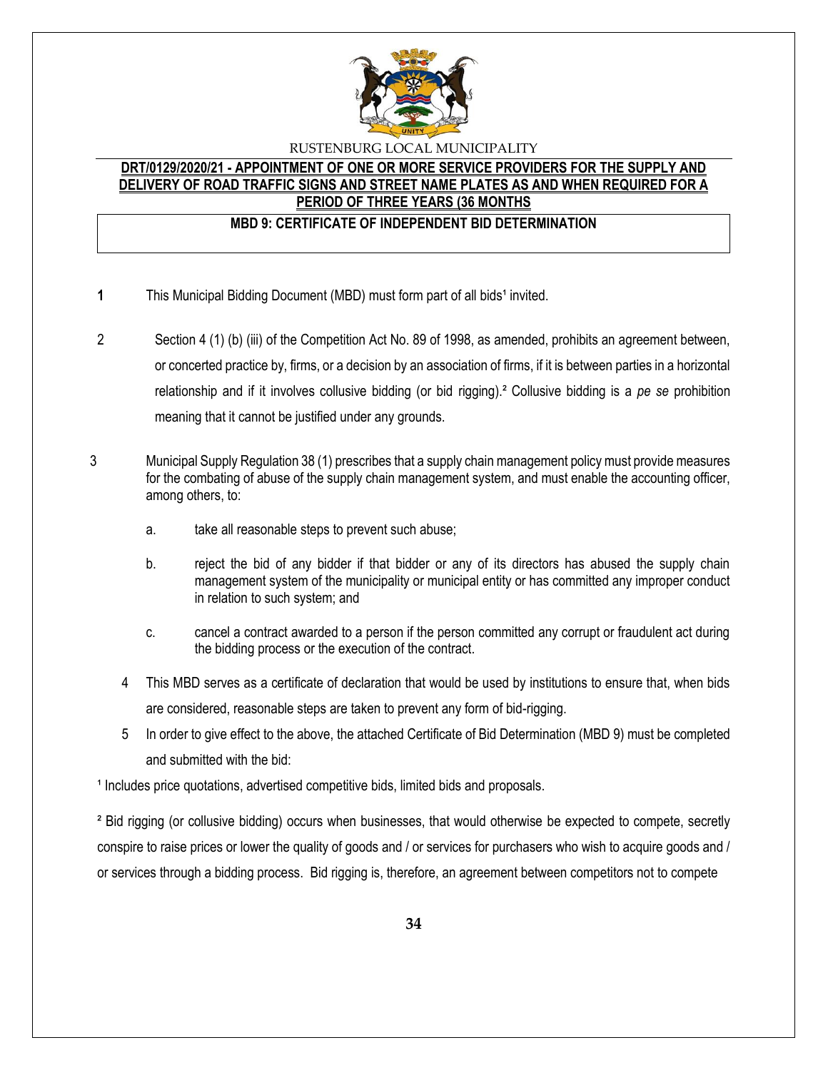RUSTENBURG LOCAL MUNICIPALITY

**DRT/0129/2020/21 - APPOINTMENT OF ONE OR MORE SERVICE PROVIDERS FOR THE SUPPLY AND DELIVERY OF ROAD TRAFFIC SIGNS AND STREET NAME PLATES AS AND WHEN REQUIRED FOR A PERIOD OF THREE YEARS (36 MONTHS**

**MBD 9: CERTIFICATE OF INDEPENDENT BID DETERMINATION**

1 This Municipal Bidding Document (MBD) must form part of all bids[1] invited.

2 Section 4 (1) (b) (iii) of the Competition Act No. 89 of 1998, as amended, prohibits an agreement between, or concerted practice by, firms, or a decision by an association of firms, if it is between parties in a horizontal relationship and if it involves collusive bidding (or bid rigging).[2] Collusive bidding is a *pe se* prohibition meaning that it cannot be justified under any grounds.

3 Municipal Supply Regulation 38 (1) prescribes that a supply chain management policy must provide measures for the combating of abuse of the supply chain management system, and must enable the accounting officer, among others, to:

   a. take all reasonable steps to prevent such abuse;

   b. reject the bid of any bidder if that bidder or any of its directors has abused the supply chain management system of the municipality or municipal entity or has committed any improper conduct in relation to such system; and

   c. cancel a contract awarded to a person if the person committed any corrupt or fraudulent act during the bidding process or the execution of the contract.

4 This MBD serves as a certificate of declaration that would be used by institutions to ensure that, when bids are considered, reasonable steps are taken to prevent any form of bid-rigging.

5 In order to give effect to the above, the attached Certificate of Bid Determination (MBD 9) must be completed and submitted with the bid:

[1] Includes price quotations, advertised competitive bids, limited bids and proposals.

[2] Bid rigging (or collusive bidding) occurs when businesses, that would otherwise be expected to compete, secretly conspire to raise prices or lower the quality of goods and / or services for purchasers who wish to acquire goods and / or services through a bidding process. Bid rigging is, therefore, an agreement between competitors not to compete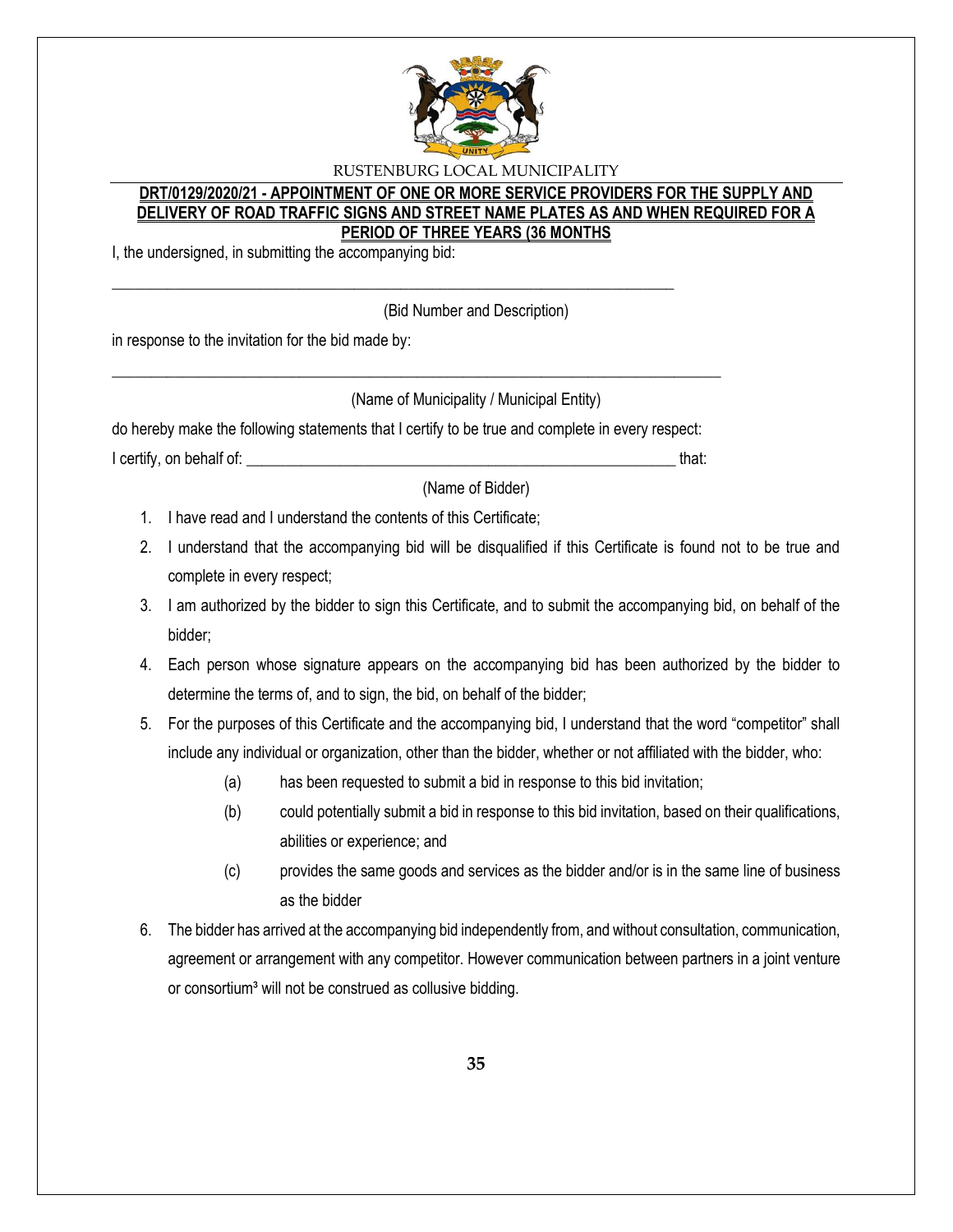RUSTENBURG LOCAL MUNICIPALITY

**DRT/0129/2020/21 - APPOINTMENT OF ONE OR MORE SERVICE PROVIDERS FOR THE SUPPLY AND DELIVERY OF ROAD TRAFFIC SIGNS AND STREET NAME PLATES AS AND WHEN REQUIRED FOR A PERIOD OF THREE YEARS (36 MONTHS**

I, the undersigned, in submitting the accompanying bid:

___________________________________________________________________________

(Bid Number and Description)

in response to the invitation for the bid made by:

___________________________________________________________________________

(Name of Municipality / Municipal Entity)

do hereby make the following statements that I certify to be true and complete in every respect:

I certify, on behalf of: _________________________________________________________ that:

(Name of Bidder)

1. I have read and I understand the contents of this Certificate;
2. I understand that the accompanying bid will be disqualified if this Certificate is found not to be true and complete in every respect;
3. I am authorized by the bidder to sign this Certificate, and to submit the accompanying bid, on behalf of the bidder;
4. Each person whose signature appears on the accompanying bid has been authorized by the bidder to determine the terms of, and to sign, the bid, on behalf of the bidder;
5. For the purposes of this Certificate and the accompanying bid, I understand that the word "competitor" shall include any individual or organization, other than the bidder, whether or not affiliated with the bidder, who:
   - (a) has been requested to submit a bid in response to this bid invitation;
   - (b) could potentially submit a bid in response to this bid invitation, based on their qualifications, abilities or experience; and
   - (c) provides the same goods and services as the bidder and/or is in the same line of business as the bidder
6. The bidder has arrived at the accompanying bid independently from, and without consultation, communication, agreement or arrangement with any competitor. However communication between partners in a joint venture or consortium[3] will not be construed as collusive bidding.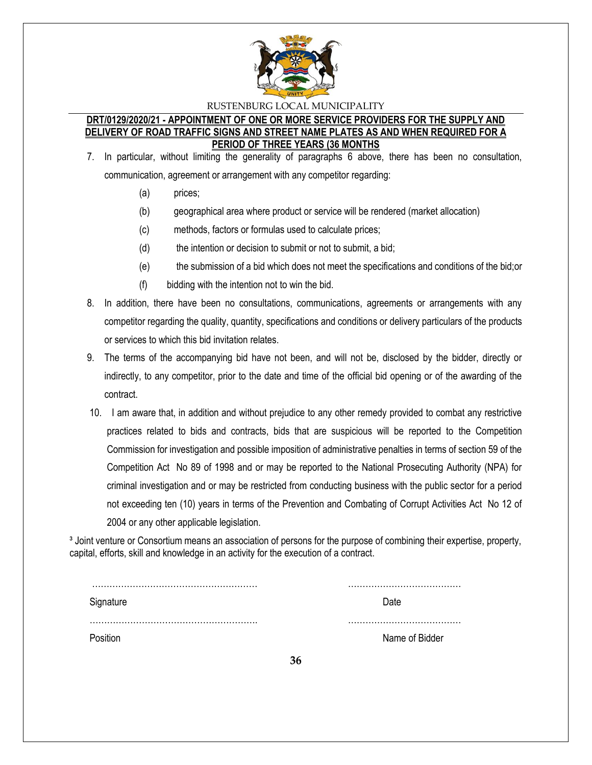7. In particular, without limiting the generality of paragraphs 6 above, there has been no consultation, communication, agreement or arrangement with any competitor regarding:

   (a) prices;

   (b) geographical area where product or service will be rendered (market allocation)

   (c) methods, factors or formulas used to calculate prices;

   (d) the intention or decision to submit or not to submit, a bid;

   (e) the submission of a bid which does not meet the specifications and conditions of the bid;or

   (f) bidding with the intention not to win the bid.

8. In addition, there have been no consultations, communications, agreements or arrangements with any competitor regarding the quality, quantity, specifications and conditions or delivery particulars of the products or services to which this bid invitation relates.

9. The terms of the accompanying bid have not been, and will not be, disclosed by the bidder, directly or indirectly, to any competitor, prior to the date and time of the official bid opening or of the awarding of the contract.

10. I am aware that, in addition and without prejudice to any other remedy provided to combat any restrictive practices related to bids and contracts, bids that are suspicious will be reported to the Competition Commission for investigation and possible imposition of administrative penalties in terms of section 59 of the Competition Act No 89 of 1998 and or may be reported to the National Prosecuting Authority (NPA) for criminal investigation and or may be restricted from conducting business with the public sector for a period not exceeding ten (10) years in terms of the Prevention and Combating of Corrupt Activities Act No 12 of 2004 or any other applicable legislation.

[3] Joint venture or Consortium means an association of persons for the purpose of combining their expertise, property, capital, efforts, skill and knowledge in an activity for the execution of a contract.

| ………………………………………………… | ………………………………… |
|---|---|
| Signature | Date |
| ………………………………………………… | ………………………………… |
| Position | Name of Bidder |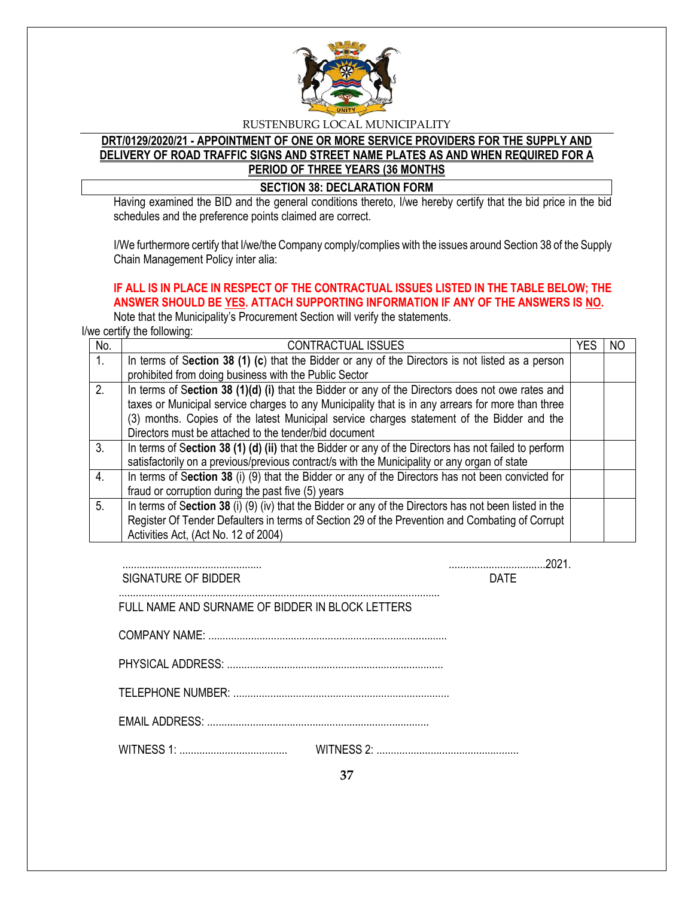RUSTENBURG LOCAL MUNICIPALITY

**DRT/0129/2020/21 - APPOINTMENT OF ONE OR MORE SERVICE PROVIDERS FOR THE SUPPLY AND DELIVERY OF ROAD TRAFFIC SIGNS AND STREET NAME PLATES AS AND WHEN REQUIRED FOR A PERIOD OF THREE YEARS (36 MONTHS**

## SECTION 38: DECLARATION FORM

Having examined the BID and the general conditions thereto, I/we hereby certify that the bid price in the bid schedules and the preference points claimed are correct.

I/We furthermore certify that I/we/the Company comply/complies with the issues around Section 38 of the Supply Chain Management Policy inter alia:

**IF ALL IS IN PLACE IN RESPECT OF THE CONTRACTUAL ISSUES LISTED IN THE TABLE BELOW; THE ANSWER SHOULD BE YES. ATTACH SUPPORTING INFORMATION IF ANY OF THE ANSWERS IS NO.**
Note that the Municipality's Procurement Section will verify the statements.

I/we certify the following:

| No. | CONTRACTUAL ISSUES | YES | NO |
|---|---|---|---|
| 1. | In terms of **Section 38 (1) (c**) that the Bidder or any of the Directors is not listed as a person prohibited from doing business with the Public Sector | | |
| 2. | In terms of **Section 38 (1)(d) (i)** that the Bidder or any of the Directors does not owe rates and taxes or Municipal service charges to any Municipality that is in any arrears for more than three (3) months. Copies of the latest Municipal service charges statement of the Bidder and the Directors must be attached to the tender/bid document | | |
| 3. | In terms of **Section 38 (1) (d) (ii)** that the Bidder or any of the Directors has not failed to perform satisfactorily on a previous/previous contract/s with the Municipality or any organ of state | | |
| 4. | In terms of **Section 38** (i) (9) that the Bidder or any of the Directors has not been convicted for fraud or corruption during the past five (5) years | | |
| 5. | In terms of **Section 38** (i) (9) (iv) that the Bidder or any of the Directors has not been listed in the Register Of Tender Defaulters in terms of Section 29 of the Prevention and Combating of Corrupt Activities Act, (Act No. 12 of 2004) | | |

.................................................. ..................................2021.
SIGNATURE OF BIDDER DATE

.................................................................................................................
FULL NAME AND SURNAME OF BIDDER IN BLOCK LETTERS

COMPANY NAME: ...................................................................................

PHYSICAL ADDRESS: ...........................................................................

TELEPHONE NUMBER: ...........................................................................

EMAIL ADDRESS: .............................................................................

WITNESS 1: ...................................... WITNESS 2: ..................................................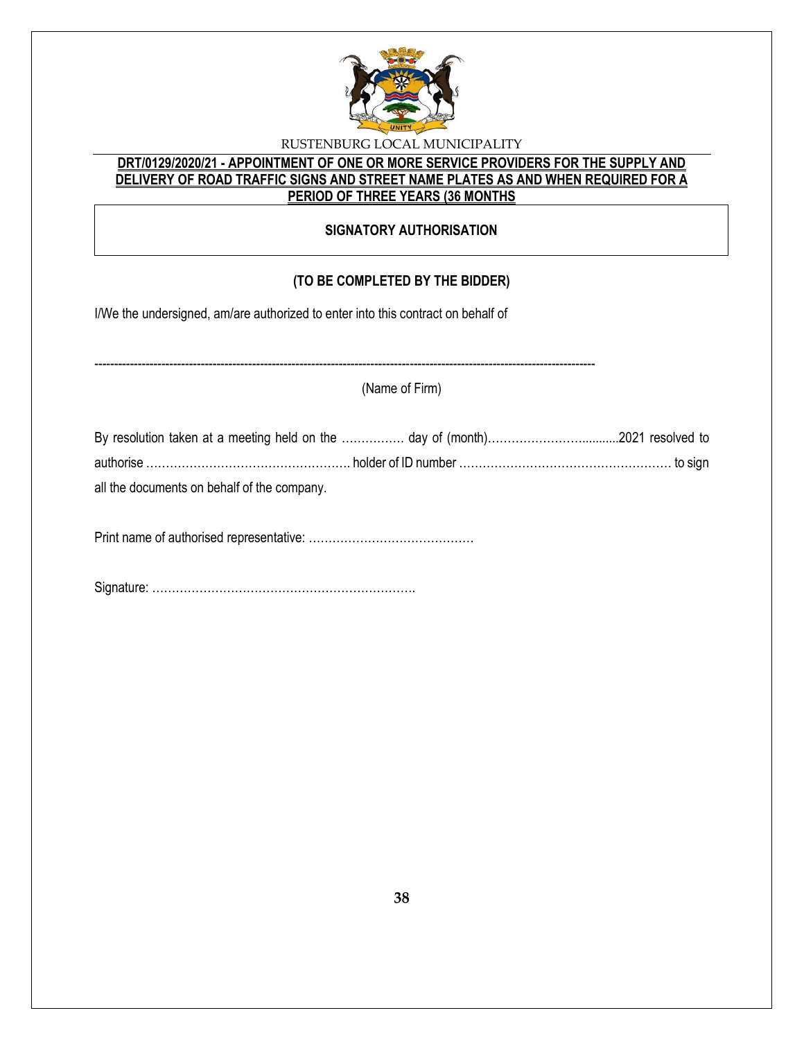RUSTENBURG LOCAL MUNICIPALITY

**DRT/0129/2020/21 - APPOINTMENT OF ONE OR MORE SERVICE PROVIDERS FOR THE SUPPLY AND DELIVERY OF ROAD TRAFFIC SIGNS AND STREET NAME PLATES AS AND WHEN REQUIRED FOR A PERIOD OF THREE YEARS (36 MONTHS**

## SIGNATORY AUTHORISATION

**(TO BE COMPLETED BY THE BIDDER)**

I/We the undersigned, am/are authorized to enter into this contract on behalf of

------------------------------------------------------------------------------------------------------------------------

(Name of Firm)

By resolution taken at a meeting held on the ……………. day of (month)………………….........2021 resolved to authorise ……………………………………………. holder of ID number ……………………………………………… to sign all the documents on behalf of the company.

Print name of authorised representative: ……………………………………

Signature: ………………………………………………………….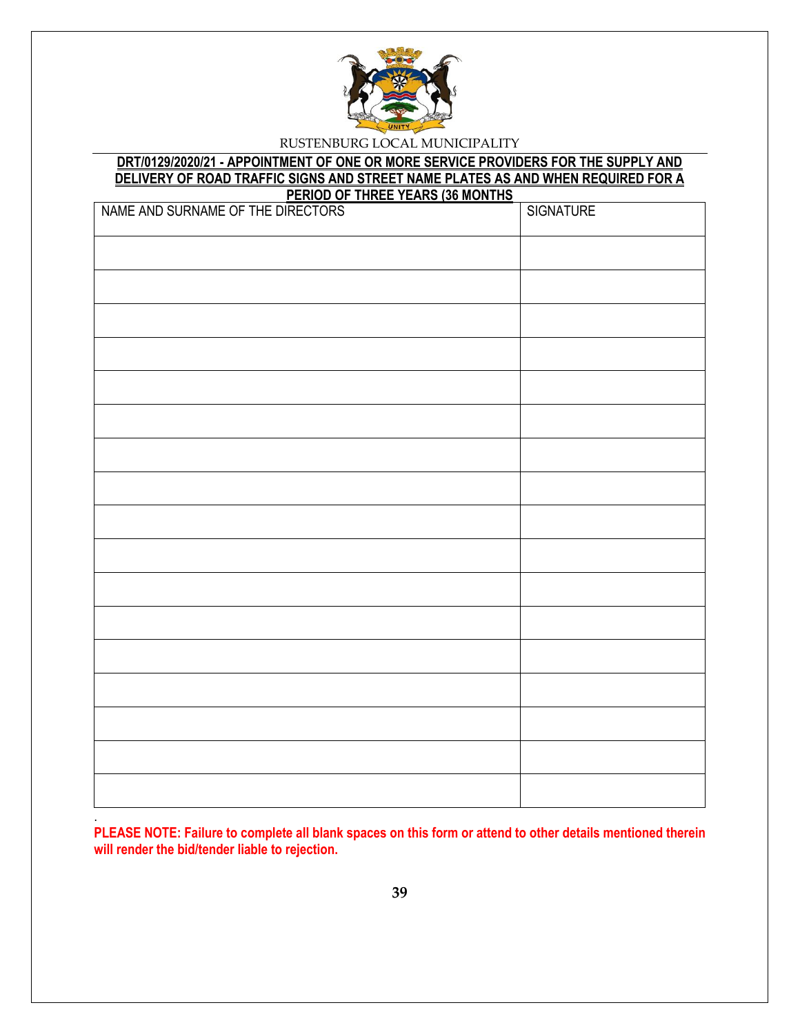RUSTENBURG LOCAL MUNICIPALITY

**DRT/0129/2020/21 - APPOINTMENT OF ONE OR MORE SERVICE PROVIDERS FOR THE SUPPLY AND DELIVERY OF ROAD TRAFFIC SIGNS AND STREET NAME PLATES AS AND WHEN REQUIRED FOR A PERIOD OF THREE YEARS (36 MONTHS**

| NAME AND SURNAME OF THE DIRECTORS | SIGNATURE |
|---|---|
| | |
| | |
| | |
| | |
| | |
| | |
| | |
| | |
| | |
| | |
| | |
| | |
| | |
| | |
| | |
| | |
| | |

.

**PLEASE NOTE: Failure to complete all blank spaces on this form or attend to other details mentioned therein will render the bid/tender liable to rejection.**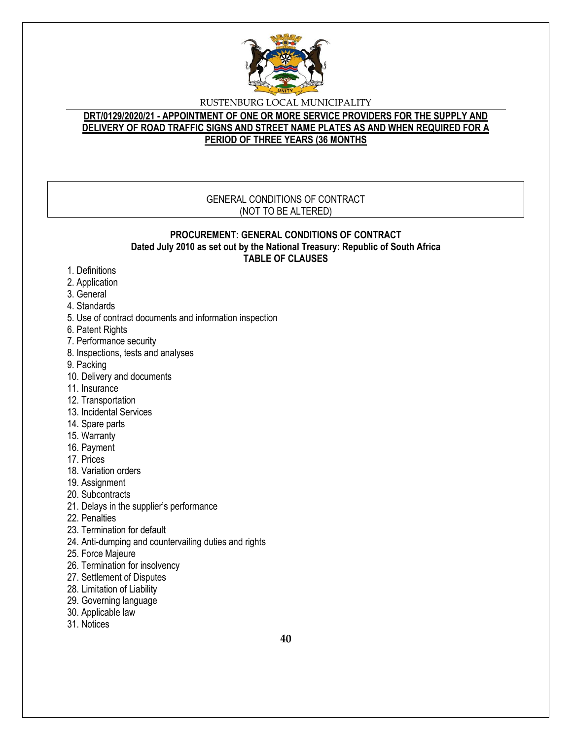RUSTENBURG LOCAL MUNICIPALITY

**DRT/0129/2020/21 - APPOINTMENT OF ONE OR MORE SERVICE PROVIDERS FOR THE SUPPLY AND DELIVERY OF ROAD TRAFFIC SIGNS AND STREET NAME PLATES AS AND WHEN REQUIRED FOR A PERIOD OF THREE YEARS (36 MONTHS**

GENERAL CONDITIONS OF CONTRACT
(NOT TO BE ALTERED)

**PROCUREMENT: GENERAL CONDITIONS OF CONTRACT**
**Dated July 2010 as set out by the National Treasury: Republic of South Africa**
**TABLE OF CLAUSES**

1. Definitions
2. Application
3. General
4. Standards
5. Use of contract documents and information inspection
6. Patent Rights
7. Performance security
8. Inspections, tests and analyses
9. Packing
10. Delivery and documents
11. Insurance
12. Transportation
13. Incidental Services
14. Spare parts
15. Warranty
16. Payment
17. Prices
18. Variation orders
19. Assignment
20. Subcontracts
21. Delays in the supplier's performance
22. Penalties
23. Termination for default
24. Anti-dumping and countervailing duties and rights
25. Force Majeure
26. Termination for insolvency
27. Settlement of Disputes
28. Limitation of Liability
29. Governing language
30. Applicable law
31. Notices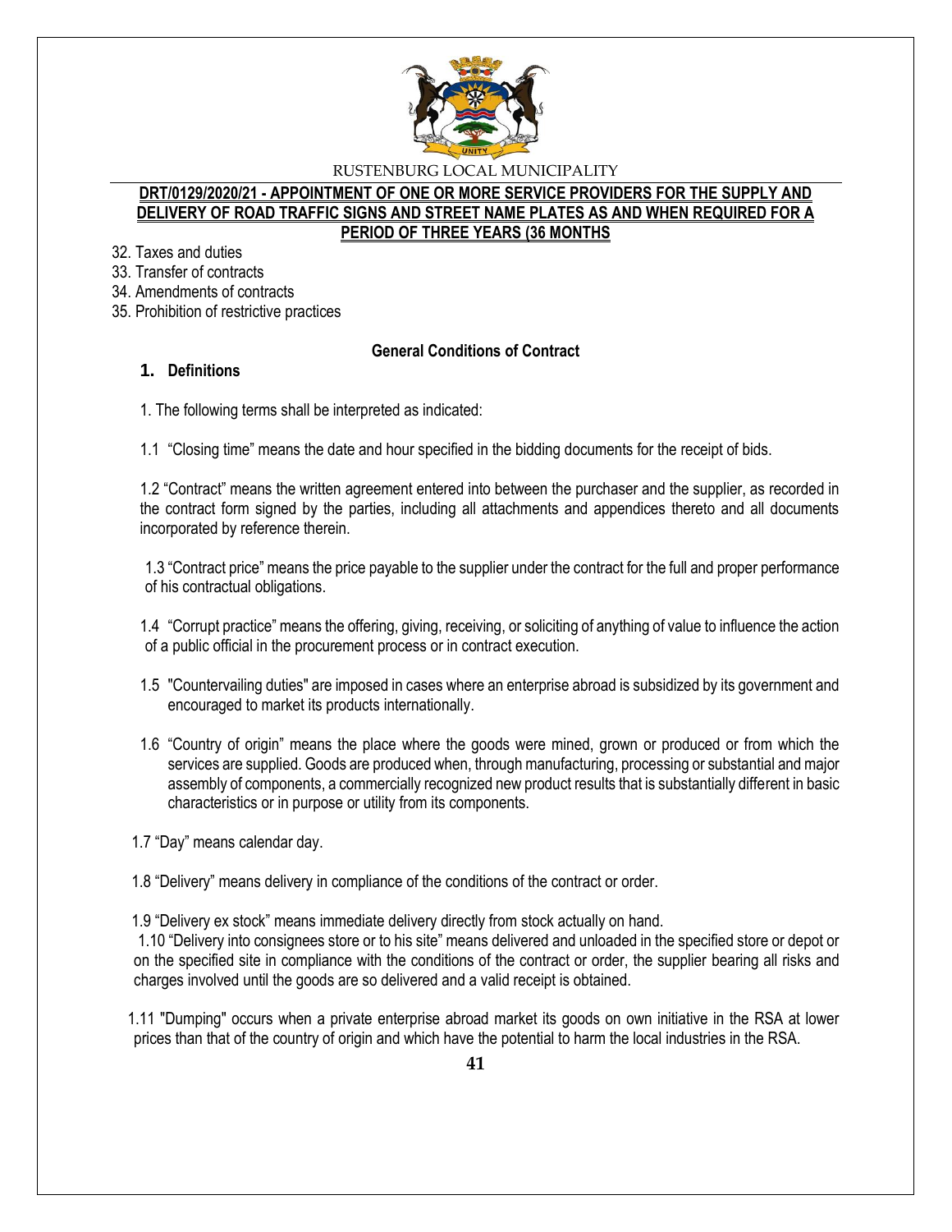32. Taxes and duties
33. Transfer of contracts
34. Amendments of contracts
35. Prohibition of restrictive practices

**General Conditions of Contract**

## 1. Definitions

1. The following terms shall be interpreted as indicated:

1.1 "Closing time" means the date and hour specified in the bidding documents for the receipt of bids.

1.2 "Contract" means the written agreement entered into between the purchaser and the supplier, as recorded in the contract form signed by the parties, including all attachments and appendices thereto and all documents incorporated by reference therein.

1.3 "Contract price" means the price payable to the supplier under the contract for the full and proper performance of his contractual obligations.

1.4 "Corrupt practice" means the offering, giving, receiving, or soliciting of anything of value to influence the action of a public official in the procurement process or in contract execution.

1.5 "Countervailing duties" are imposed in cases where an enterprise abroad is subsidized by its government and encouraged to market its products internationally.

1.6 "Country of origin" means the place where the goods were mined, grown or produced or from which the services are supplied. Goods are produced when, through manufacturing, processing or substantial and major assembly of components, a commercially recognized new product results that is substantially different in basic characteristics or in purpose or utility from its components.

1.7 "Day" means calendar day.

1.8 "Delivery" means delivery in compliance of the conditions of the contract or order.

1.9 "Delivery ex stock" means immediate delivery directly from stock actually on hand.

1.10 "Delivery into consignees store or to his site" means delivered and unloaded in the specified store or depot or on the specified site in compliance with the conditions of the contract or order, the supplier bearing all risks and charges involved until the goods are so delivered and a valid receipt is obtained.

1.11 "Dumping" occurs when a private enterprise abroad market its goods on own initiative in the RSA at lower prices than that of the country of origin and which have the potential to harm the local industries in the RSA.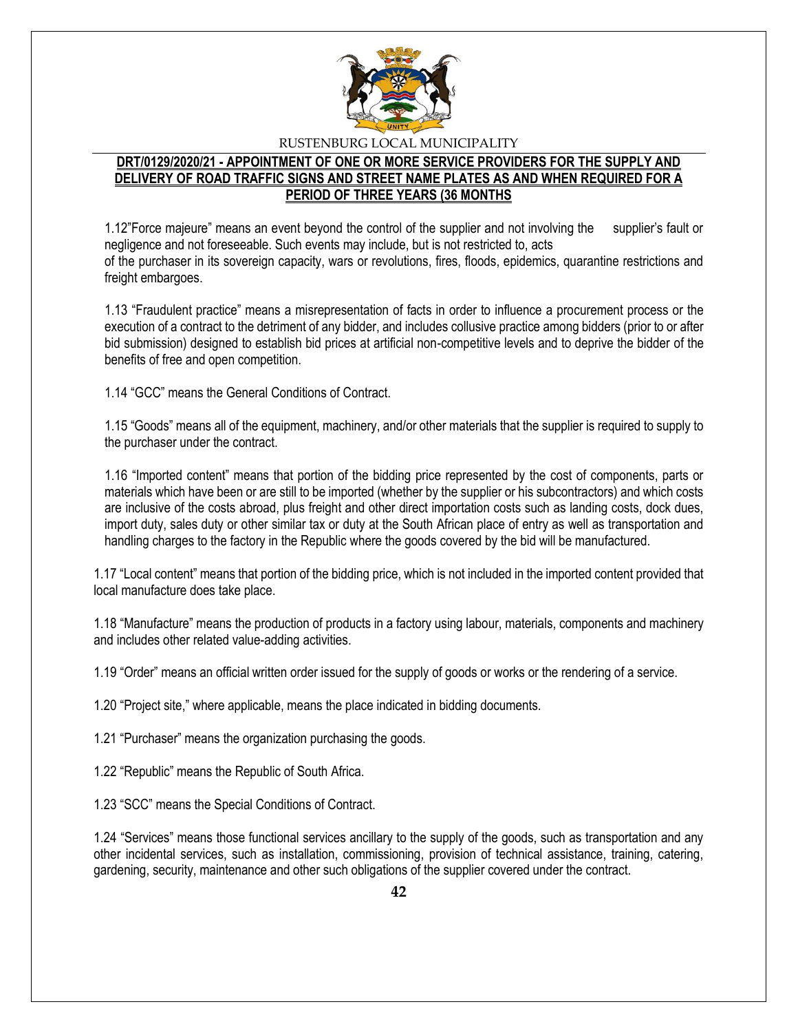1.12"Force majeure" means an event beyond the control of the supplier and not involving the supplier's fault or negligence and not foreseeable. Such events may include, but is not restricted to, acts of the purchaser in its sovereign capacity, wars or revolutions, fires, floods, epidemics, quarantine restrictions and freight embargoes.

1.13 "Fraudulent practice" means a misrepresentation of facts in order to influence a procurement process or the execution of a contract to the detriment of any bidder, and includes collusive practice among bidders (prior to or after bid submission) designed to establish bid prices at artificial non-competitive levels and to deprive the bidder of the benefits of free and open competition.

1.14 "GCC" means the General Conditions of Contract.

1.15 "Goods" means all of the equipment, machinery, and/or other materials that the supplier is required to supply to the purchaser under the contract.

1.16 "Imported content" means that portion of the bidding price represented by the cost of components, parts or materials which have been or are still to be imported (whether by the supplier or his subcontractors) and which costs are inclusive of the costs abroad, plus freight and other direct importation costs such as landing costs, dock dues, import duty, sales duty or other similar tax or duty at the South African place of entry as well as transportation and handling charges to the factory in the Republic where the goods covered by the bid will be manufactured.

1.17 "Local content" means that portion of the bidding price, which is not included in the imported content provided that local manufacture does take place.

1.18 "Manufacture" means the production of products in a factory using labour, materials, components and machinery and includes other related value-adding activities.

1.19 "Order" means an official written order issued for the supply of goods or works or the rendering of a service.

1.20 "Project site," where applicable, means the place indicated in bidding documents.

1.21 "Purchaser" means the organization purchasing the goods.

1.22 "Republic" means the Republic of South Africa.

1.23 "SCC" means the Special Conditions of Contract.

1.24 "Services" means those functional services ancillary to the supply of the goods, such as transportation and any other incidental services, such as installation, commissioning, provision of technical assistance, training, catering, gardening, security, maintenance and other such obligations of the supplier covered under the contract.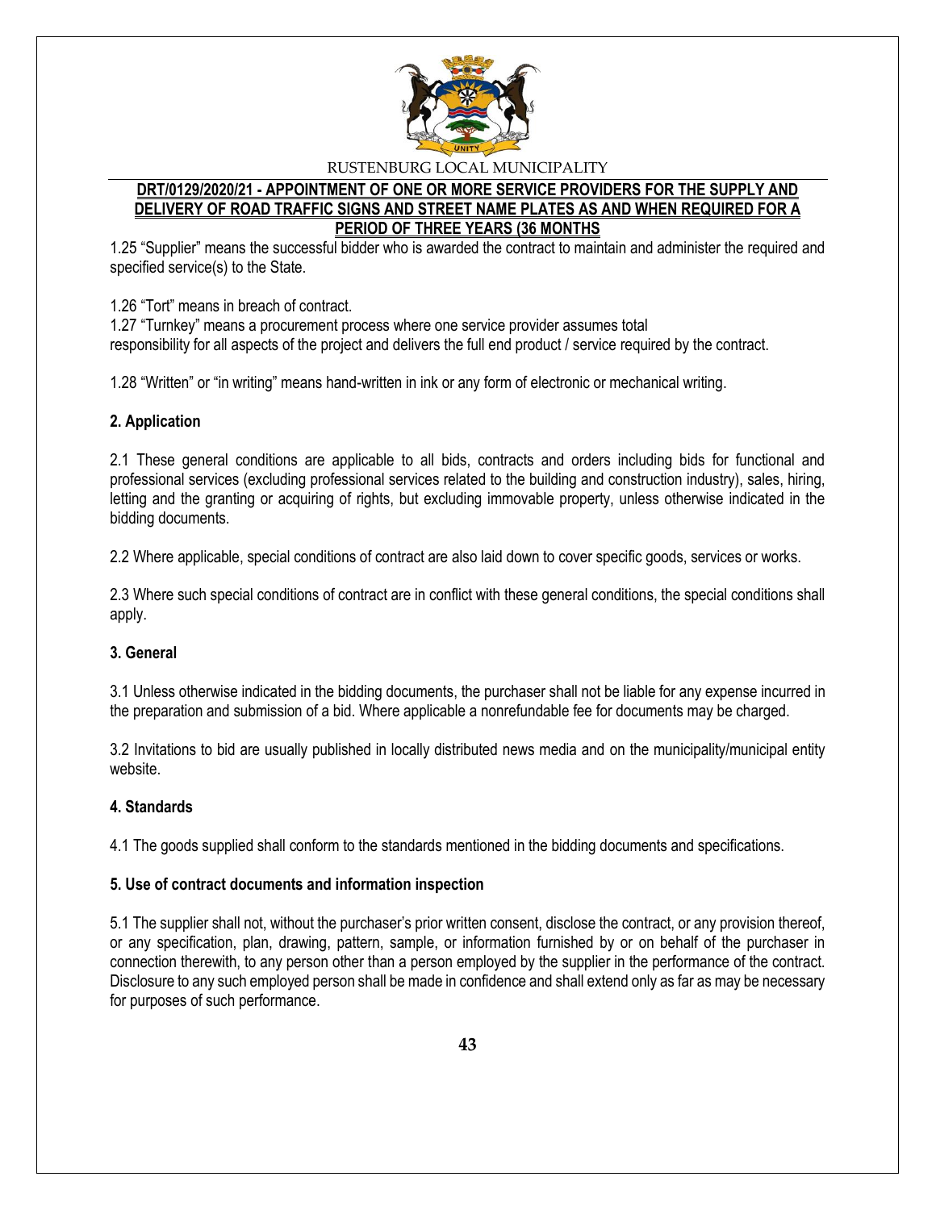1.25 “Supplier” means the successful bidder who is awarded the contract to maintain and administer the required and specified service(s) to the State.

1.26 “Tort” means in breach of contract.

1.27 “Turnkey” means a procurement process where one service provider assumes total responsibility for all aspects of the project and delivers the full end product / service required by the contract.

1.28 “Written” or “in writing” means hand-written in ink or any form of electronic or mechanical writing.

**2. Application**

2.1 These general conditions are applicable to all bids, contracts and orders including bids for functional and professional services (excluding professional services related to the building and construction industry), sales, hiring, letting and the granting or acquiring of rights, but excluding immovable property, unless otherwise indicated in the bidding documents.

2.2 Where applicable, special conditions of contract are also laid down to cover specific goods, services or works.

2.3 Where such special conditions of contract are in conflict with these general conditions, the special conditions shall apply.

**3. General**

3.1 Unless otherwise indicated in the bidding documents, the purchaser shall not be liable for any expense incurred in the preparation and submission of a bid. Where applicable a nonrefundable fee for documents may be charged.

3.2 Invitations to bid are usually published in locally distributed news media and on the municipality/municipal entity website.

**4. Standards**

4.1 The goods supplied shall conform to the standards mentioned in the bidding documents and specifications.

**5. Use of contract documents and information inspection**

5.1 The supplier shall not, without the purchaser’s prior written consent, disclose the contract, or any provision thereof, or any specification, plan, drawing, pattern, sample, or information furnished by or on behalf of the purchaser in connection therewith, to any person other than a person employed by the supplier in the performance of the contract. Disclosure to any such employed person shall be made in confidence and shall extend only as far as may be necessary for purposes of such performance.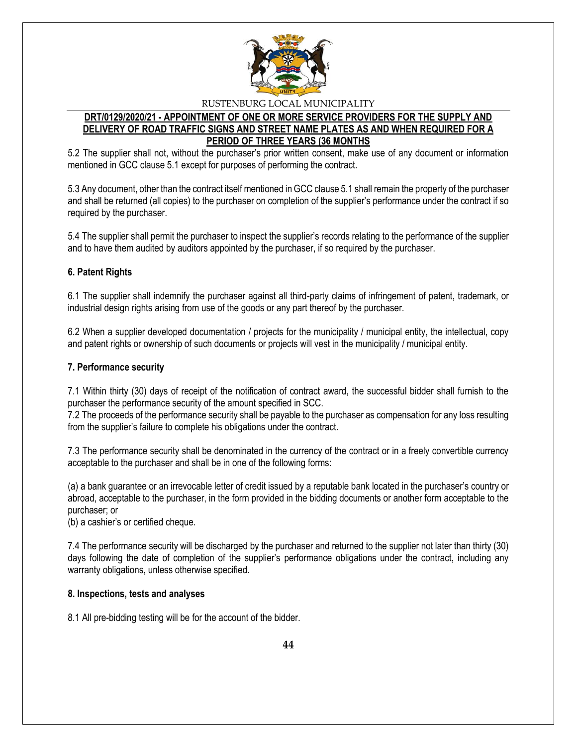5.2 The supplier shall not, without the purchaser's prior written consent, make use of any document or information mentioned in GCC clause 5.1 except for purposes of performing the contract.

5.3 Any document, other than the contract itself mentioned in GCC clause 5.1 shall remain the property of the purchaser and shall be returned (all copies) to the purchaser on completion of the supplier's performance under the contract if so required by the purchaser.

5.4 The supplier shall permit the purchaser to inspect the supplier's records relating to the performance of the supplier and to have them audited by auditors appointed by the purchaser, if so required by the purchaser.

**6. Patent Rights**

6.1 The supplier shall indemnify the purchaser against all third-party claims of infringement of patent, trademark, or industrial design rights arising from use of the goods or any part thereof by the purchaser.

6.2 When a supplier developed documentation / projects for the municipality / municipal entity, the intellectual, copy and patent rights or ownership of such documents or projects will vest in the municipality / municipal entity.

**7. Performance security**

7.1 Within thirty (30) days of receipt of the notification of contract award, the successful bidder shall furnish to the purchaser the performance security of the amount specified in SCC.

7.2 The proceeds of the performance security shall be payable to the purchaser as compensation for any loss resulting from the supplier's failure to complete his obligations under the contract.

7.3 The performance security shall be denominated in the currency of the contract or in a freely convertible currency acceptable to the purchaser and shall be in one of the following forms:

(a) a bank guarantee or an irrevocable letter of credit issued by a reputable bank located in the purchaser's country or abroad, acceptable to the purchaser, in the form provided in the bidding documents or another form acceptable to the purchaser; or

(b) a cashier's or certified cheque.

7.4 The performance security will be discharged by the purchaser and returned to the supplier not later than thirty (30) days following the date of completion of the supplier's performance obligations under the contract, including any warranty obligations, unless otherwise specified.

**8. Inspections, tests and analyses**

8.1 All pre-bidding testing will be for the account of the bidder.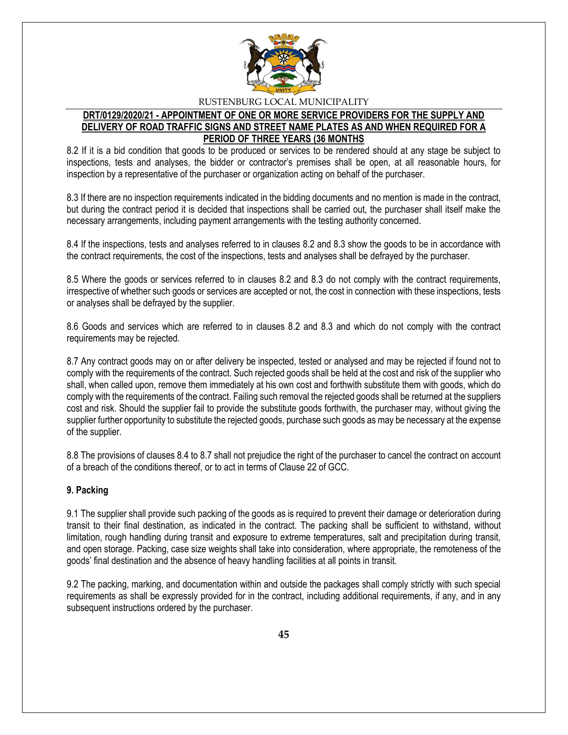8.2 If it is a bid condition that goods to be produced or services to be rendered should at any stage be subject to inspections, tests and analyses, the bidder or contractor's premises shall be open, at all reasonable hours, for inspection by a representative of the purchaser or organization acting on behalf of the purchaser.

8.3 If there are no inspection requirements indicated in the bidding documents and no mention is made in the contract, but during the contract period it is decided that inspections shall be carried out, the purchaser shall itself make the necessary arrangements, including payment arrangements with the testing authority concerned.

8.4 If the inspections, tests and analyses referred to in clauses 8.2 and 8.3 show the goods to be in accordance with the contract requirements, the cost of the inspections, tests and analyses shall be defrayed by the purchaser.

8.5 Where the goods or services referred to in clauses 8.2 and 8.3 do not comply with the contract requirements, irrespective of whether such goods or services are accepted or not, the cost in connection with these inspections, tests or analyses shall be defrayed by the supplier.

8.6 Goods and services which are referred to in clauses 8.2 and 8.3 and which do not comply with the contract requirements may be rejected.

8.7 Any contract goods may on or after delivery be inspected, tested or analysed and may be rejected if found not to comply with the requirements of the contract. Such rejected goods shall be held at the cost and risk of the supplier who shall, when called upon, remove them immediately at his own cost and forthwith substitute them with goods, which do comply with the requirements of the contract. Failing such removal the rejected goods shall be returned at the suppliers cost and risk. Should the supplier fail to provide the substitute goods forthwith, the purchaser may, without giving the supplier further opportunity to substitute the rejected goods, purchase such goods as may be necessary at the expense of the supplier.

8.8 The provisions of clauses 8.4 to 8.7 shall not prejudice the right of the purchaser to cancel the contract on account of a breach of the conditions thereof, or to act in terms of Clause 22 of GCC.

**9. Packing**

9.1 The supplier shall provide such packing of the goods as is required to prevent their damage or deterioration during transit to their final destination, as indicated in the contract. The packing shall be sufficient to withstand, without limitation, rough handling during transit and exposure to extreme temperatures, salt and precipitation during transit, and open storage. Packing, case size weights shall take into consideration, where appropriate, the remoteness of the goods' final destination and the absence of heavy handling facilities at all points in transit.

9.2 The packing, marking, and documentation within and outside the packages shall comply strictly with such special requirements as shall be expressly provided for in the contract, including additional requirements, if any, and in any subsequent instructions ordered by the purchaser.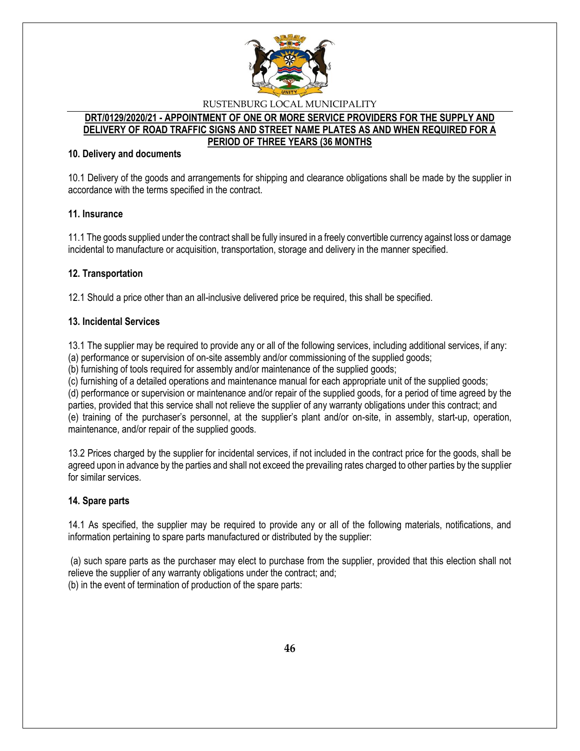## 10. Delivery and documents

10.1 Delivery of the goods and arrangements for shipping and clearance obligations shall be made by the supplier in accordance with the terms specified in the contract.

## 11. Insurance

11.1 The goods supplied under the contract shall be fully insured in a freely convertible currency against loss or damage incidental to manufacture or acquisition, transportation, storage and delivery in the manner specified.

## 12. Transportation

12.1 Should a price other than an all-inclusive delivered price be required, this shall be specified.

## 13. Incidental Services

13.1 The supplier may be required to provide any or all of the following services, including additional services, if any:
(a) performance or supervision of on-site assembly and/or commissioning of the supplied goods;
(b) furnishing of tools required for assembly and/or maintenance of the supplied goods;
(c) furnishing of a detailed operations and maintenance manual for each appropriate unit of the supplied goods;
(d) performance or supervision or maintenance and/or repair of the supplied goods, for a period of time agreed by the parties, provided that this service shall not relieve the supplier of any warranty obligations under this contract; and
(e) training of the purchaser's personnel, at the supplier's plant and/or on-site, in assembly, start-up, operation, maintenance, and/or repair of the supplied goods.

13.2 Prices charged by the supplier for incidental services, if not included in the contract price for the goods, shall be agreed upon in advance by the parties and shall not exceed the prevailing rates charged to other parties by the supplier for similar services.

## 14. Spare parts

14.1 As specified, the supplier may be required to provide any or all of the following materials, notifications, and information pertaining to spare parts manufactured or distributed by the supplier:

(a) such spare parts as the purchaser may elect to purchase from the supplier, provided that this election shall not relieve the supplier of any warranty obligations under the contract; and;
(b) in the event of termination of production of the spare parts: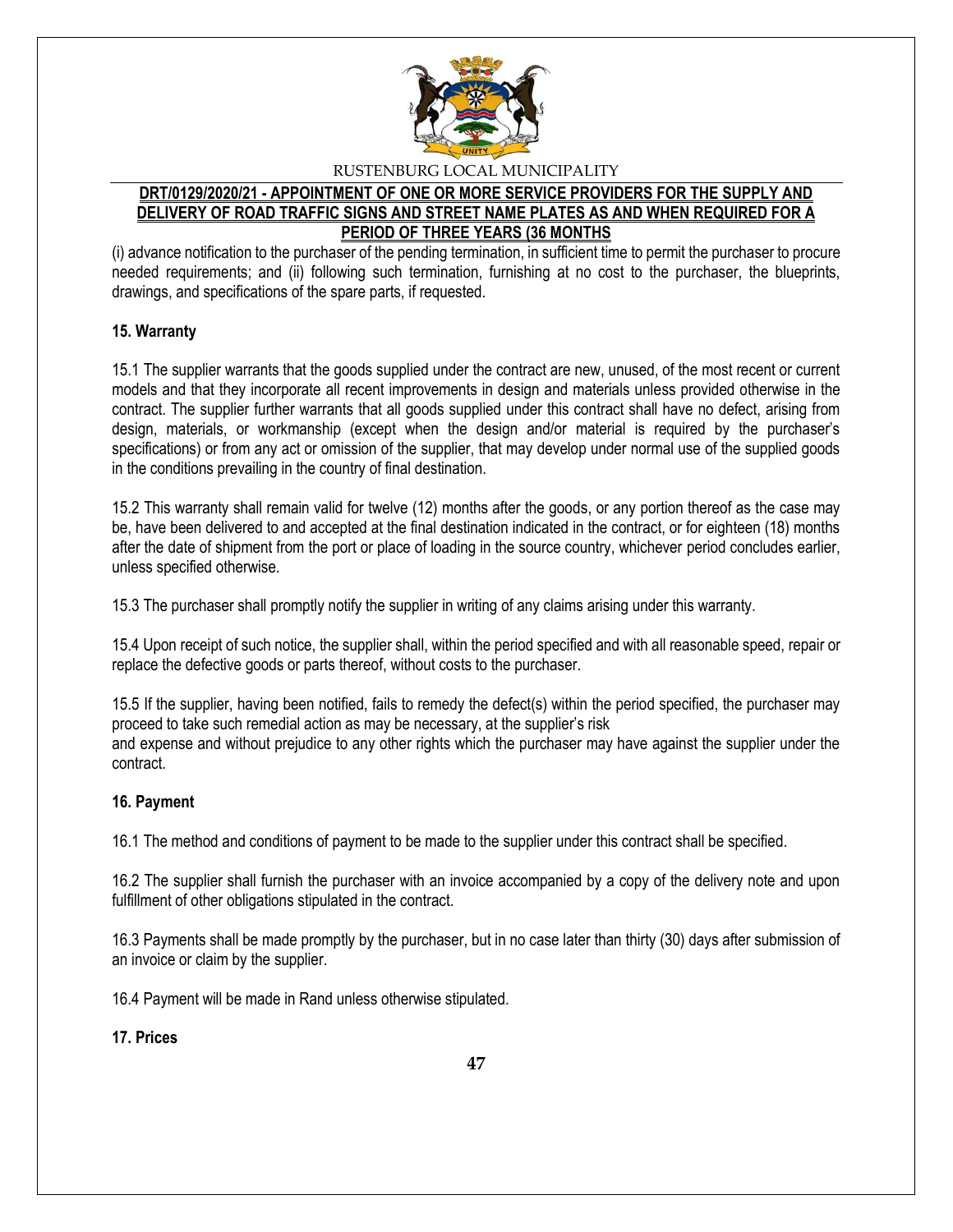(i) advance notification to the purchaser of the pending termination, in sufficient time to permit the purchaser to procure needed requirements; and (ii) following such termination, furnishing at no cost to the purchaser, the blueprints, drawings, and specifications of the spare parts, if requested.

**15. Warranty**

15.1 The supplier warrants that the goods supplied under the contract are new, unused, of the most recent or current models and that they incorporate all recent improvements in design and materials unless provided otherwise in the contract. The supplier further warrants that all goods supplied under this contract shall have no defect, arising from design, materials, or workmanship (except when the design and/or material is required by the purchaser's specifications) or from any act or omission of the supplier, that may develop under normal use of the supplied goods in the conditions prevailing in the country of final destination.

15.2 This warranty shall remain valid for twelve (12) months after the goods, or any portion thereof as the case may be, have been delivered to and accepted at the final destination indicated in the contract, or for eighteen (18) months after the date of shipment from the port or place of loading in the source country, whichever period concludes earlier, unless specified otherwise.

15.3 The purchaser shall promptly notify the supplier in writing of any claims arising under this warranty.

15.4 Upon receipt of such notice, the supplier shall, within the period specified and with all reasonable speed, repair or replace the defective goods or parts thereof, without costs to the purchaser.

15.5 If the supplier, having been notified, fails to remedy the defect(s) within the period specified, the purchaser may proceed to take such remedial action as may be necessary, at the supplier's risk and expense and without prejudice to any other rights which the purchaser may have against the supplier under the contract.

**16. Payment**

16.1 The method and conditions of payment to be made to the supplier under this contract shall be specified.

16.2 The supplier shall furnish the purchaser with an invoice accompanied by a copy of the delivery note and upon fulfillment of other obligations stipulated in the contract.

16.3 Payments shall be made promptly by the purchaser, but in no case later than thirty (30) days after submission of an invoice or claim by the supplier.

16.4 Payment will be made in Rand unless otherwise stipulated.

**17. Prices**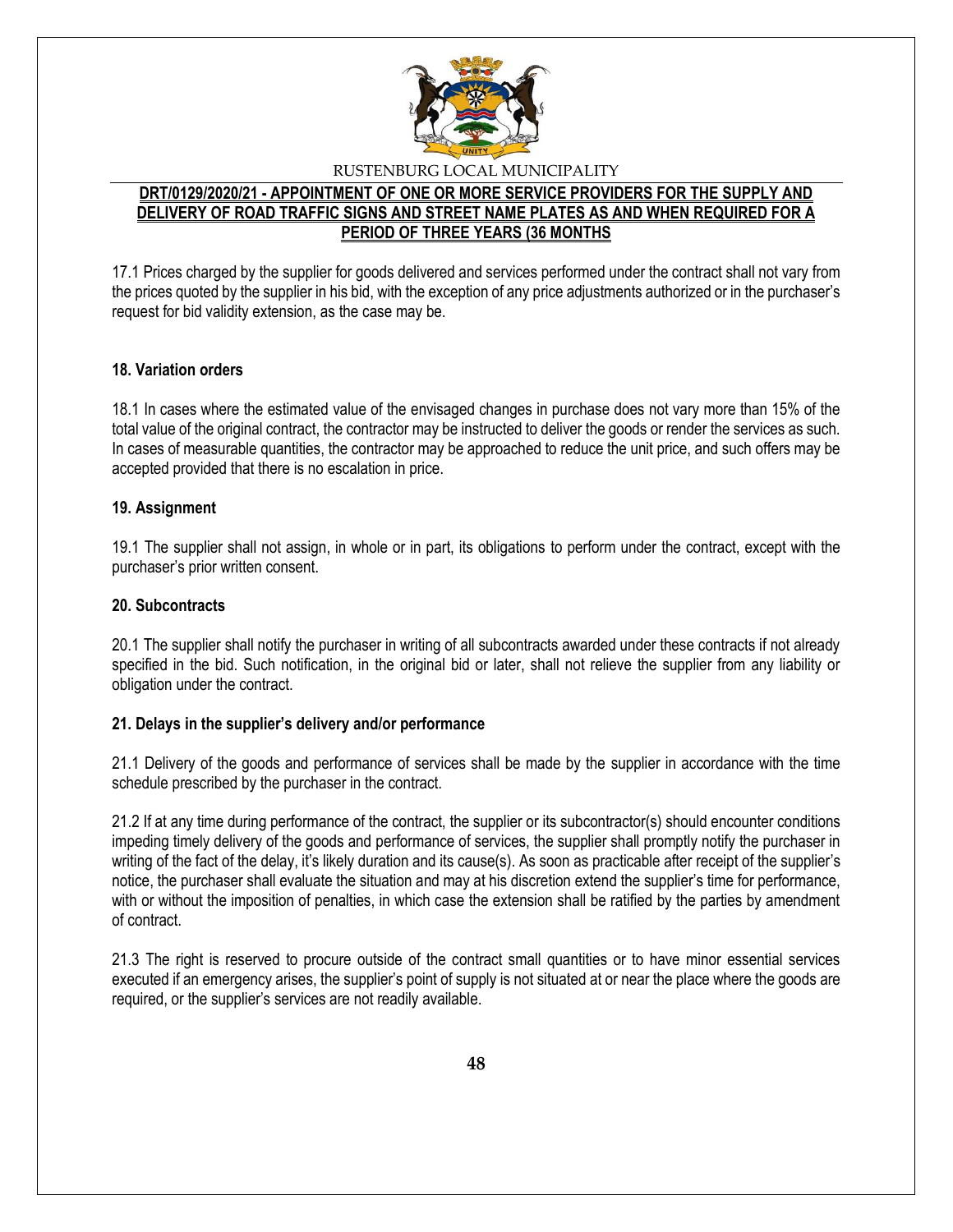17.1 Prices charged by the supplier for goods delivered and services performed under the contract shall not vary from the prices quoted by the supplier in his bid, with the exception of any price adjustments authorized or in the purchaser's request for bid validity extension, as the case may be.

**18. Variation orders**

18.1 In cases where the estimated value of the envisaged changes in purchase does not vary more than 15% of the total value of the original contract, the contractor may be instructed to deliver the goods or render the services as such. In cases of measurable quantities, the contractor may be approached to reduce the unit price, and such offers may be accepted provided that there is no escalation in price.

**19. Assignment**

19.1 The supplier shall not assign, in whole or in part, its obligations to perform under the contract, except with the purchaser's prior written consent.

**20. Subcontracts**

20.1 The supplier shall notify the purchaser in writing of all subcontracts awarded under these contracts if not already specified in the bid. Such notification, in the original bid or later, shall not relieve the supplier from any liability or obligation under the contract.

**21. Delays in the supplier's delivery and/or performance**

21.1 Delivery of the goods and performance of services shall be made by the supplier in accordance with the time schedule prescribed by the purchaser in the contract.

21.2 If at any time during performance of the contract, the supplier or its subcontractor(s) should encounter conditions impeding timely delivery of the goods and performance of services, the supplier shall promptly notify the purchaser in writing of the fact of the delay, it's likely duration and its cause(s). As soon as practicable after receipt of the supplier's notice, the purchaser shall evaluate the situation and may at his discretion extend the supplier's time for performance, with or without the imposition of penalties, in which case the extension shall be ratified by the parties by amendment of contract.

21.3 The right is reserved to procure outside of the contract small quantities or to have minor essential services executed if an emergency arises, the supplier's point of supply is not situated at or near the place where the goods are required, or the supplier's services are not readily available.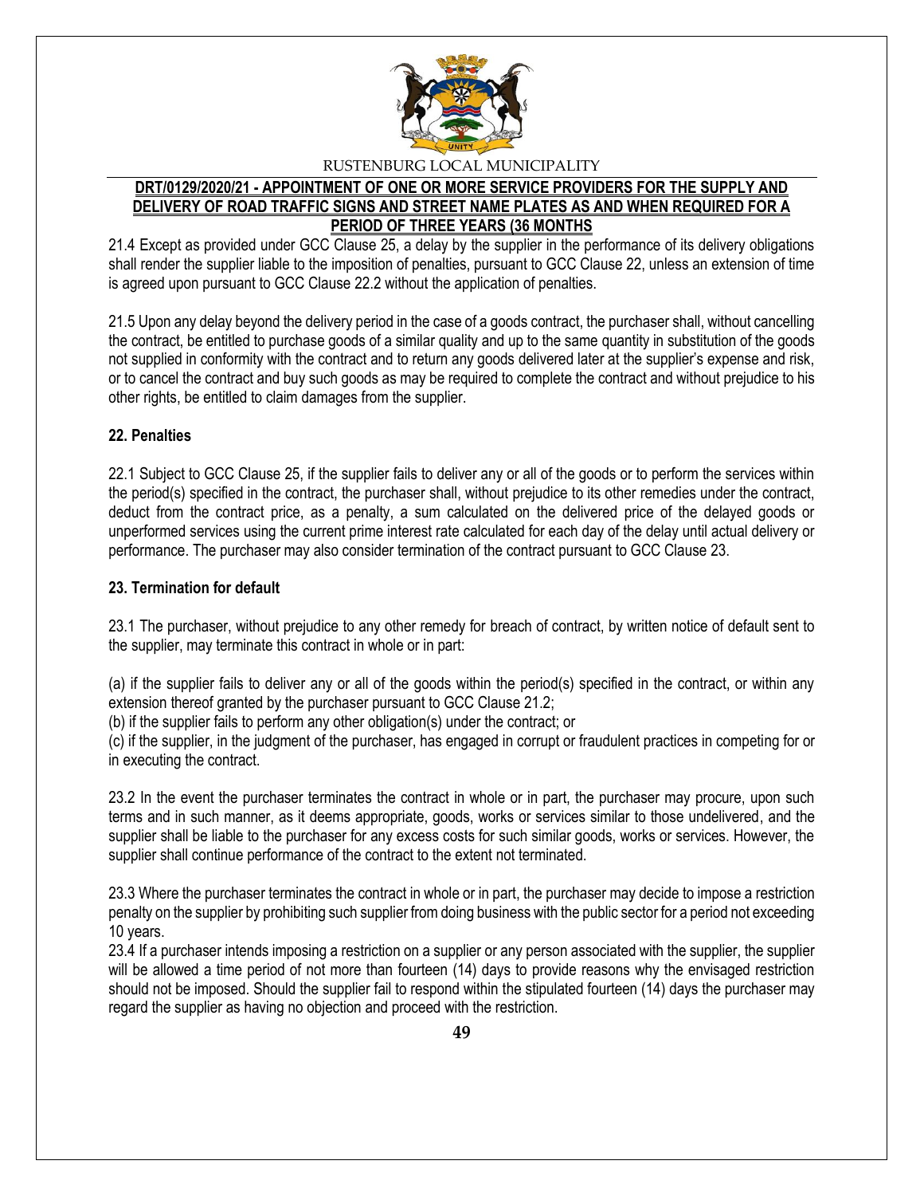21.4 Except as provided under GCC Clause 25, a delay by the supplier in the performance of its delivery obligations shall render the supplier liable to the imposition of penalties, pursuant to GCC Clause 22, unless an extension of time is agreed upon pursuant to GCC Clause 22.2 without the application of penalties.

21.5 Upon any delay beyond the delivery period in the case of a goods contract, the purchaser shall, without cancelling the contract, be entitled to purchase goods of a similar quality and up to the same quantity in substitution of the goods not supplied in conformity with the contract and to return any goods delivered later at the supplier's expense and risk, or to cancel the contract and buy such goods as may be required to complete the contract and without prejudice to his other rights, be entitled to claim damages from the supplier.

### 22. Penalties

22.1 Subject to GCC Clause 25, if the supplier fails to deliver any or all of the goods or to perform the services within the period(s) specified in the contract, the purchaser shall, without prejudice to its other remedies under the contract, deduct from the contract price, as a penalty, a sum calculated on the delivered price of the delayed goods or unperformed services using the current prime interest rate calculated for each day of the delay until actual delivery or performance. The purchaser may also consider termination of the contract pursuant to GCC Clause 23.

### 23. Termination for default

23.1 The purchaser, without prejudice to any other remedy for breach of contract, by written notice of default sent to the supplier, may terminate this contract in whole or in part:

(a) if the supplier fails to deliver any or all of the goods within the period(s) specified in the contract, or within any extension thereof granted by the purchaser pursuant to GCC Clause 21.2;
(b) if the supplier fails to perform any other obligation(s) under the contract; or
(c) if the supplier, in the judgment of the purchaser, has engaged in corrupt or fraudulent practices in competing for or in executing the contract.

23.2 In the event the purchaser terminates the contract in whole or in part, the purchaser may procure, upon such terms and in such manner, as it deems appropriate, goods, works or services similar to those undelivered, and the supplier shall be liable to the purchaser for any excess costs for such similar goods, works or services. However, the supplier shall continue performance of the contract to the extent not terminated.

23.3 Where the purchaser terminates the contract in whole or in part, the purchaser may decide to impose a restriction penalty on the supplier by prohibiting such supplier from doing business with the public sector for a period not exceeding 10 years.
23.4 If a purchaser intends imposing a restriction on a supplier or any person associated with the supplier, the supplier will be allowed a time period of not more than fourteen (14) days to provide reasons why the envisaged restriction should not be imposed. Should the supplier fail to respond within the stipulated fourteen (14) days the purchaser may regard the supplier as having no objection and proceed with the restriction.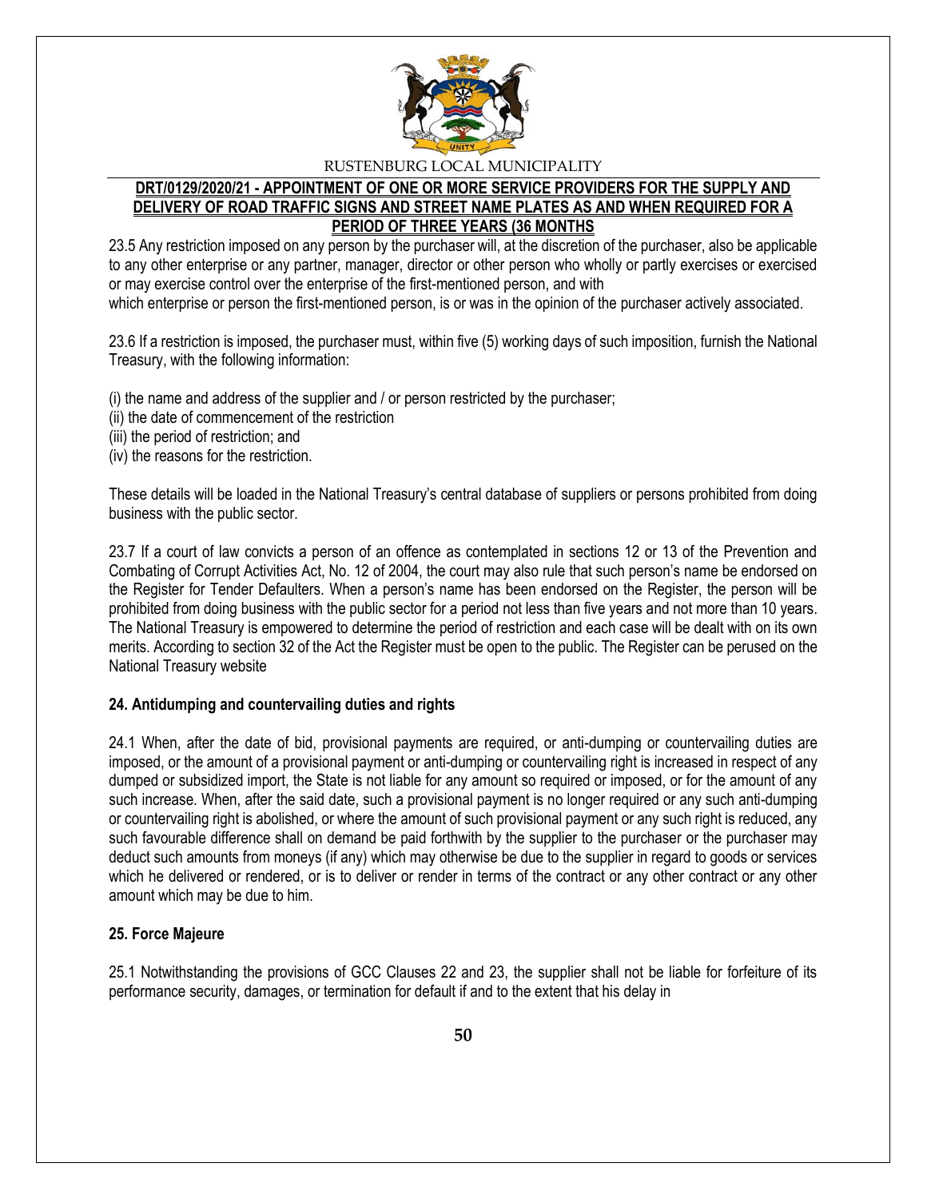23.5 Any restriction imposed on any person by the purchaser will, at the discretion of the purchaser, also be applicable to any other enterprise or any partner, manager, director or other person who wholly or partly exercises or exercised or may exercise control over the enterprise of the first-mentioned person, and with
which enterprise or person the first-mentioned person, is or was in the opinion of the purchaser actively associated.

23.6 If a restriction is imposed, the purchaser must, within five (5) working days of such imposition, furnish the National Treasury, with the following information:

(i) the name and address of the supplier and / or person restricted by the purchaser;
(ii) the date of commencement of the restriction
(iii) the period of restriction; and
(iv) the reasons for the restriction.

These details will be loaded in the National Treasury's central database of suppliers or persons prohibited from doing business with the public sector.

23.7 If a court of law convicts a person of an offence as contemplated in sections 12 or 13 of the Prevention and Combating of Corrupt Activities Act, No. 12 of 2004, the court may also rule that such person's name be endorsed on the Register for Tender Defaulters. When a person's name has been endorsed on the Register, the person will be prohibited from doing business with the public sector for a period not less than five years and not more than 10 years. The National Treasury is empowered to determine the period of restriction and each case will be dealt with on its own merits. According to section 32 of the Act the Register must be open to the public. The Register can be perused on the National Treasury website

**24. Antidumping and countervailing duties and rights**

24.1 When, after the date of bid, provisional payments are required, or anti-dumping or countervailing duties are imposed, or the amount of a provisional payment or anti-dumping or countervailing right is increased in respect of any dumped or subsidized import, the State is not liable for any amount so required or imposed, or for the amount of any such increase. When, after the said date, such a provisional payment is no longer required or any such anti-dumping or countervailing right is abolished, or where the amount of such provisional payment or any such right is reduced, any such favourable difference shall on demand be paid forthwith by the supplier to the purchaser or the purchaser may deduct such amounts from moneys (if any) which may otherwise be due to the supplier in regard to goods or services which he delivered or rendered, or is to deliver or render in terms of the contract or any other contract or any other amount which may be due to him.

**25. Force Majeure**

25.1 Notwithstanding the provisions of GCC Clauses 22 and 23, the supplier shall not be liable for forfeiture of its performance security, damages, or termination for default if and to the extent that his delay in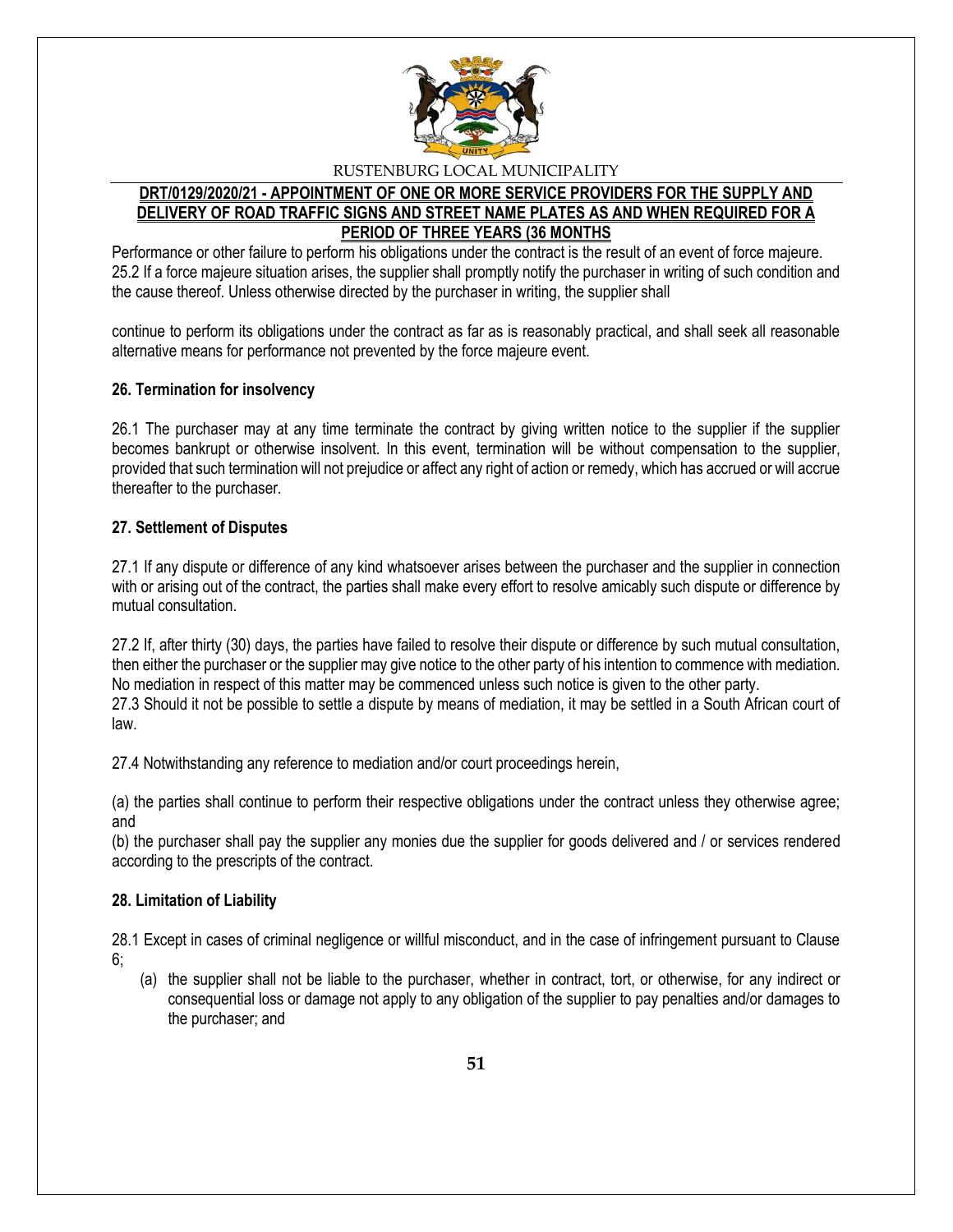Performance or other failure to perform his obligations under the contract is the result of an event of force majeure.
25.2 If a force majeure situation arises, the supplier shall promptly notify the purchaser in writing of such condition and the cause thereof. Unless otherwise directed by the purchaser in writing, the supplier shall

continue to perform its obligations under the contract as far as is reasonably practical, and shall seek all reasonable alternative means for performance not prevented by the force majeure event.

**26. Termination for insolvency**

26.1 The purchaser may at any time terminate the contract by giving written notice to the supplier if the supplier becomes bankrupt or otherwise insolvent. In this event, termination will be without compensation to the supplier, provided that such termination will not prejudice or affect any right of action or remedy, which has accrued or will accrue thereafter to the purchaser.

**27. Settlement of Disputes**

27.1 If any dispute or difference of any kind whatsoever arises between the purchaser and the supplier in connection with or arising out of the contract, the parties shall make every effort to resolve amicably such dispute or difference by mutual consultation.

27.2 If, after thirty (30) days, the parties have failed to resolve their dispute or difference by such mutual consultation, then either the purchaser or the supplier may give notice to the other party of his intention to commence with mediation. No mediation in respect of this matter may be commenced unless such notice is given to the other party.
27.3 Should it not be possible to settle a dispute by means of mediation, it may be settled in a South African court of law.

27.4 Notwithstanding any reference to mediation and/or court proceedings herein,

(a) the parties shall continue to perform their respective obligations under the contract unless they otherwise agree; and
(b) the purchaser shall pay the supplier any monies due the supplier for goods delivered and / or services rendered according to the prescripts of the contract.

**28. Limitation of Liability**

28.1 Except in cases of criminal negligence or willful misconduct, and in the case of infringement pursuant to Clause 6;

(a) the supplier shall not be liable to the purchaser, whether in contract, tort, or otherwise, for any indirect or consequential loss or damage not apply to any obligation of the supplier to pay penalties and/or damages to the purchaser; and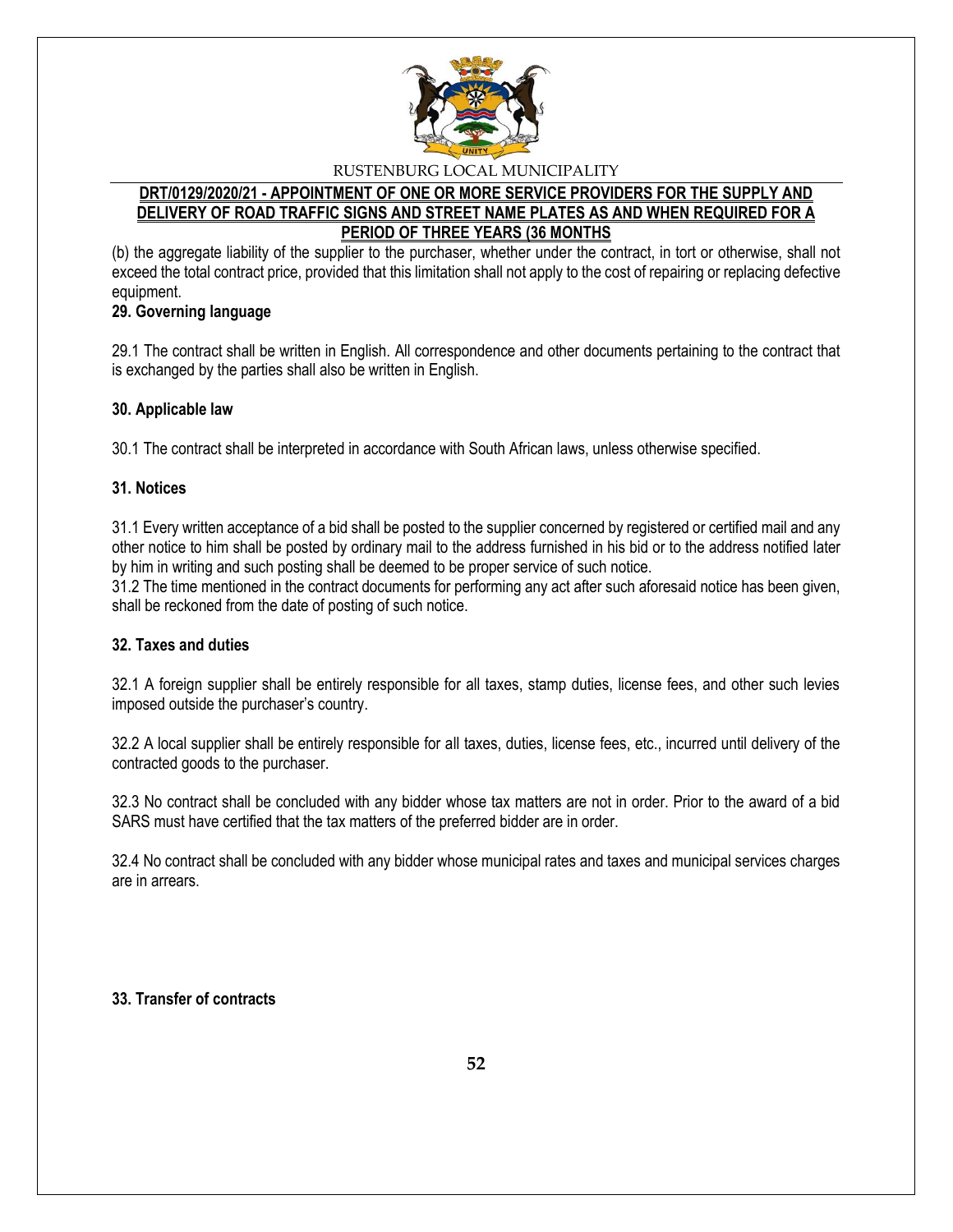(b) the aggregate liability of the supplier to the purchaser, whether under the contract, in tort or otherwise, shall not exceed the total contract price, provided that this limitation shall not apply to the cost of repairing or replacing defective equipment.

**29. Governing language**

29.1 The contract shall be written in English. All correspondence and other documents pertaining to the contract that is exchanged by the parties shall also be written in English.

**30. Applicable law**

30.1 The contract shall be interpreted in accordance with South African laws, unless otherwise specified.

**31. Notices**

31.1 Every written acceptance of a bid shall be posted to the supplier concerned by registered or certified mail and any other notice to him shall be posted by ordinary mail to the address furnished in his bid or to the address notified later by him in writing and such posting shall be deemed to be proper service of such notice.
31.2 The time mentioned in the contract documents for performing any act after such aforesaid notice has been given, shall be reckoned from the date of posting of such notice.

**32. Taxes and duties**

32.1 A foreign supplier shall be entirely responsible for all taxes, stamp duties, license fees, and other such levies imposed outside the purchaser's country.

32.2 A local supplier shall be entirely responsible for all taxes, duties, license fees, etc., incurred until delivery of the contracted goods to the purchaser.

32.3 No contract shall be concluded with any bidder whose tax matters are not in order. Prior to the award of a bid SARS must have certified that the tax matters of the preferred bidder are in order.

32.4 No contract shall be concluded with any bidder whose municipal rates and taxes and municipal services charges are in arrears.

**33. Transfer of contracts**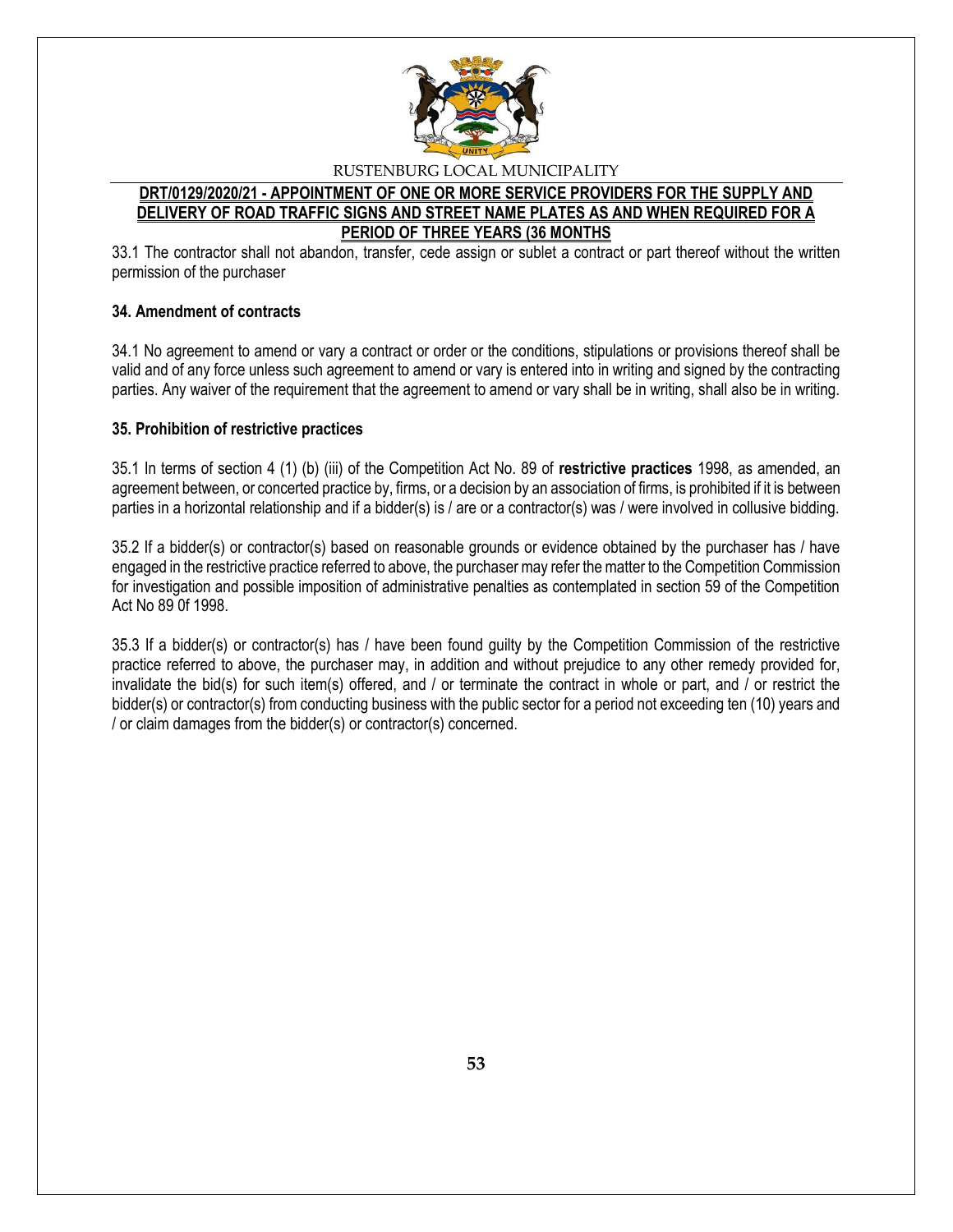33.1 The contractor shall not abandon, transfer, cede assign or sublet a contract or part thereof without the written permission of the purchaser

**34. Amendment of contracts**

34.1 No agreement to amend or vary a contract or order or the conditions, stipulations or provisions thereof shall be valid and of any force unless such agreement to amend or vary is entered into in writing and signed by the contracting parties. Any waiver of the requirement that the agreement to amend or vary shall be in writing, shall also be in writing.

**35. Prohibition of restrictive practices**

35.1 In terms of section 4 (1) (b) (iii) of the Competition Act No. 89 of **restrictive practices** 1998, as amended, an agreement between, or concerted practice by, firms, or a decision by an association of firms, is prohibited if it is between parties in a horizontal relationship and if a bidder(s) is / are or a contractor(s) was / were involved in collusive bidding.

35.2 If a bidder(s) or contractor(s) based on reasonable grounds or evidence obtained by the purchaser has / have engaged in the restrictive practice referred to above, the purchaser may refer the matter to the Competition Commission for investigation and possible imposition of administrative penalties as contemplated in section 59 of the Competition Act No 89 0f 1998.

35.3 If a bidder(s) or contractor(s) has / have been found guilty by the Competition Commission of the restrictive practice referred to above, the purchaser may, in addition and without prejudice to any other remedy provided for, invalidate the bid(s) for such item(s) offered, and / or terminate the contract in whole or part, and / or restrict the bidder(s) or contractor(s) from conducting business with the public sector for a period not exceeding ten (10) years and / or claim damages from the bidder(s) or contractor(s) concerned.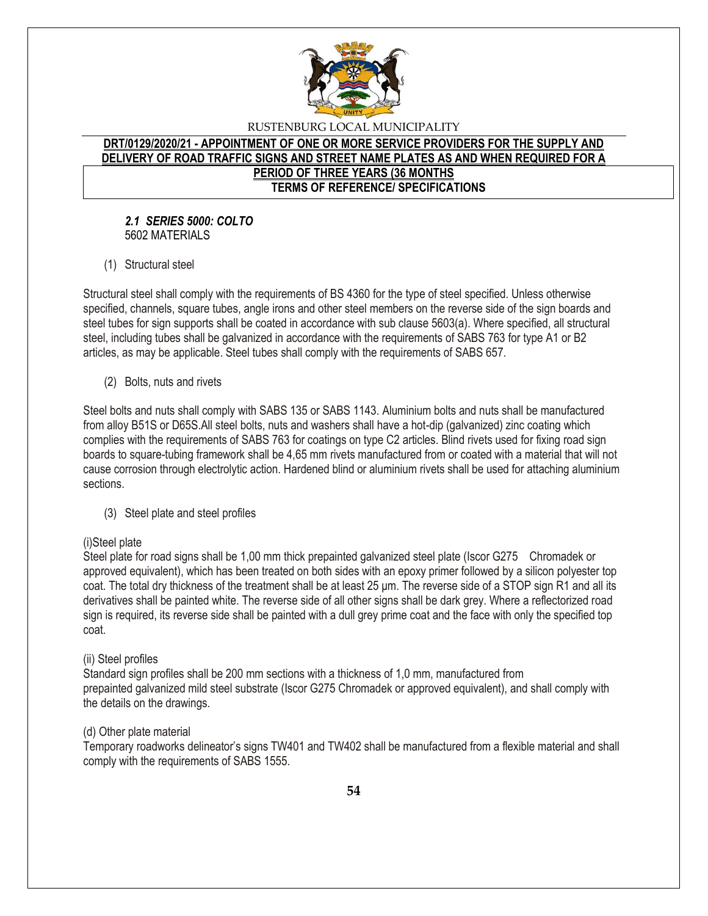*2.1 SERIES 5000: COLTO*
5602 MATERIALS

(1) Structural steel

Structural steel shall comply with the requirements of BS 4360 for the type of steel specified. Unless otherwise specified, channels, square tubes, angle irons and other steel members on the reverse side of the sign boards and steel tubes for sign supports shall be coated in accordance with sub clause 5603(a). Where specified, all structural steel, including tubes shall be galvanized in accordance with the requirements of SABS 763 for type A1 or B2 articles, as may be applicable. Steel tubes shall comply with the requirements of SABS 657.

(2) Bolts, nuts and rivets

Steel bolts and nuts shall comply with SABS 135 or SABS 1143. Aluminium bolts and nuts shall be manufactured from alloy B51S or D65S.All steel bolts, nuts and washers shall have a hot-dip (galvanized) zinc coating which complies with the requirements of SABS 763 for coatings on type C2 articles. Blind rivets used for fixing road sign boards to square-tubing framework shall be 4,65 mm rivets manufactured from or coated with a material that will not cause corrosion through electrolytic action. Hardened blind or aluminium rivets shall be used for attaching aluminium sections.

(3) Steel plate and steel profiles

(i)Steel plate
Steel plate for road signs shall be 1,00 mm thick prepainted galvanized steel plate (Iscor G275 Chromadek or approved equivalent), which has been treated on both sides with an epoxy primer followed by a silicon polyester top coat. The total dry thickness of the treatment shall be at least 25 μm. The reverse side of a STOP sign R1 and all its derivatives shall be painted white. The reverse side of all other signs shall be dark grey. Where a reflectorized road sign is required, its reverse side shall be painted with a dull grey prime coat and the face with only the specified top coat.

(ii) Steel profiles
Standard sign profiles shall be 200 mm sections with a thickness of 1,0 mm, manufactured from prepainted galvanized mild steel substrate (Iscor G275 Chromadek or approved equivalent), and shall comply with the details on the drawings.

(d) Other plate material
Temporary roadworks delineator's signs TW401 and TW402 shall be manufactured from a flexible material and shall comply with the requirements of SABS 1555.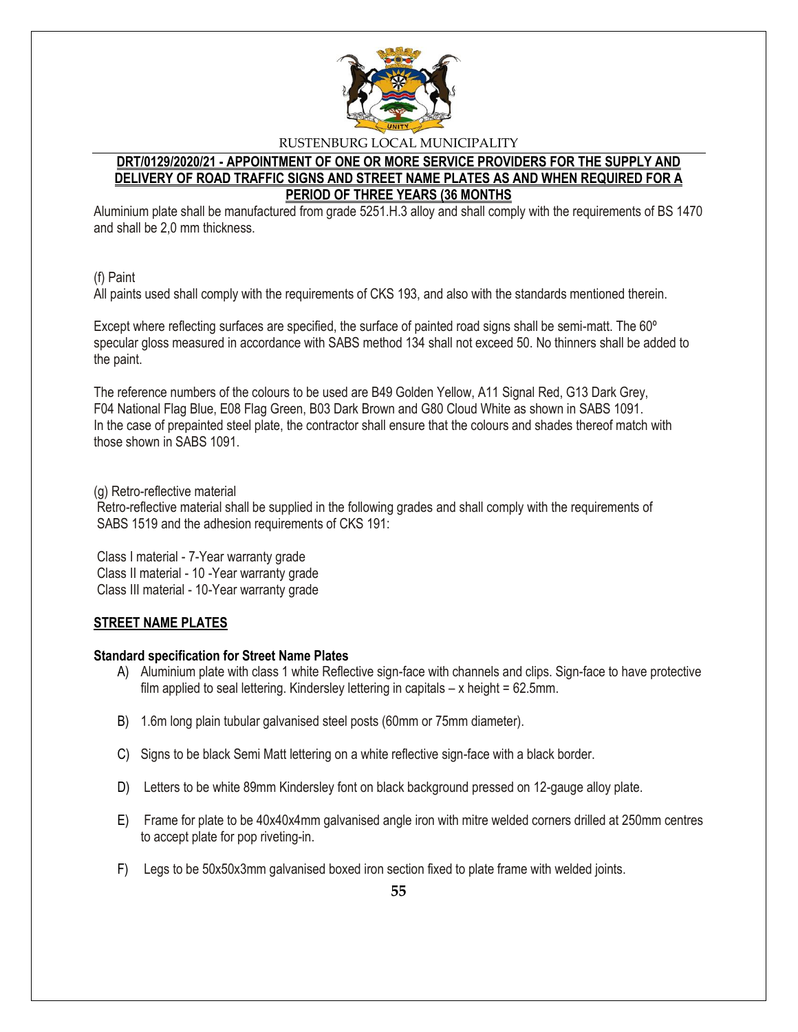Aluminium plate shall be manufactured from grade 5251.H.3 alloy and shall comply with the requirements of BS 1470 and shall be 2,0 mm thickness.

(f) Paint

All paints used shall comply with the requirements of CKS 193, and also with the standards mentioned therein.

Except where reflecting surfaces are specified, the surface of painted road signs shall be semi-matt. The 60º specular gloss measured in accordance with SABS method 134 shall not exceed 50. No thinners shall be added to the paint.

The reference numbers of the colours to be used are B49 Golden Yellow, A11 Signal Red, G13 Dark Grey, F04 National Flag Blue, E08 Flag Green, B03 Dark Brown and G80 Cloud White as shown in SABS 1091. In the case of prepainted steel plate, the contractor shall ensure that the colours and shades thereof match with those shown in SABS 1091.

(g) Retro-reflective material

Retro-reflective material shall be supplied in the following grades and shall comply with the requirements of SABS 1519 and the adhesion requirements of CKS 191:

Class I material - 7-Year warranty grade
Class II material - 10 -Year warranty grade
Class III material - 10-Year warranty grade

## STREET NAME PLATES

**Standard specification for Street Name Plates**

A) Aluminium plate with class 1 white Reflective sign-face with channels and clips. Sign-face to have protective film applied to seal lettering. Kindersley lettering in capitals – x height = 62.5mm.

B) 1.6m long plain tubular galvanised steel posts (60mm or 75mm diameter).

C) Signs to be black Semi Matt lettering on a white reflective sign-face with a black border.

D) Letters to be white 89mm Kindersley font on black background pressed on 12-gauge alloy plate.

E) Frame for plate to be 40x40x4mm galvanised angle iron with mitre welded corners drilled at 250mm centres to accept plate for pop riveting-in.

F) Legs to be 50x50x3mm galvanised boxed iron section fixed to plate frame with welded joints.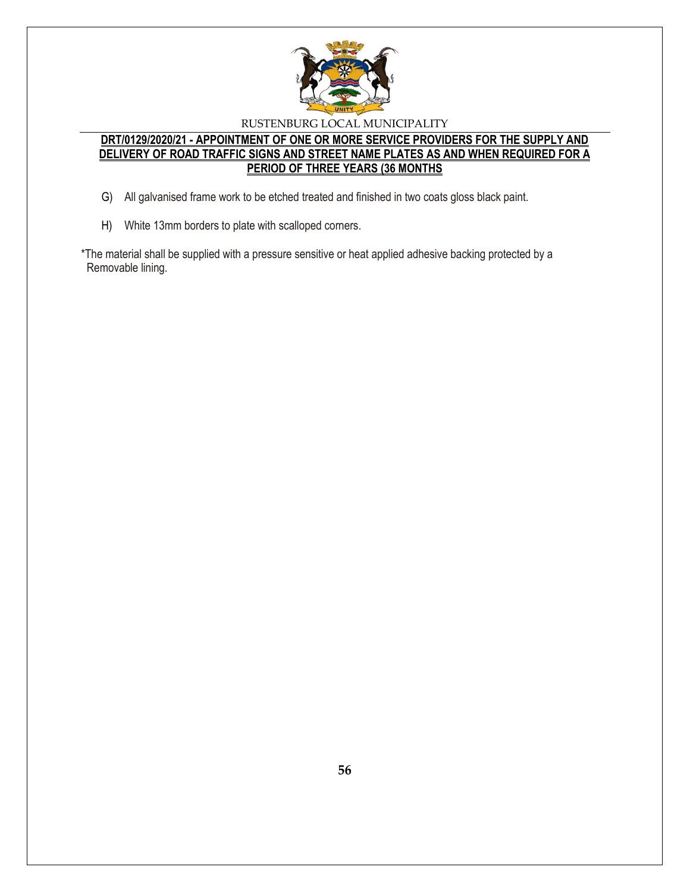G) All galvanised frame work to be etched treated and finished in two coats gloss black paint.

H) White 13mm borders to plate with scalloped corners.

*The material shall be supplied with a pressure sensitive or heat applied adhesive backing protected by a Removable lining.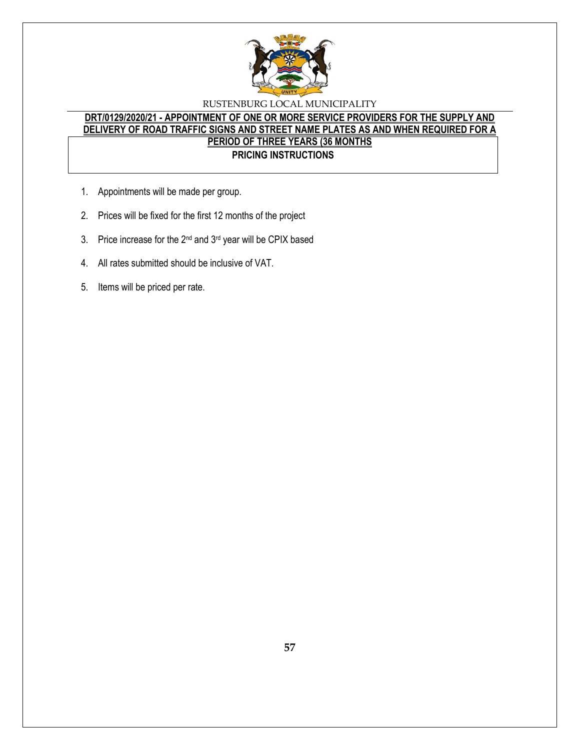RUSTENBURG LOCAL MUNICIPALITY

**DRT/0129/2020/21 - APPOINTMENT OF ONE OR MORE SERVICE PROVIDERS FOR THE SUPPLY AND DELIVERY OF ROAD TRAFFIC SIGNS AND STREET NAME PLATES AS AND WHEN REQUIRED FOR A PERIOD OF THREE YEARS (36 MONTHS**

**PRICING INSTRUCTIONS**

1. Appointments will be made per group.
2. Prices will be fixed for the first 12 months of the project
3. Price increase for the 2nd and 3rd year will be CPIX based
4. All rates submitted should be inclusive of VAT.
5. Items will be priced per rate.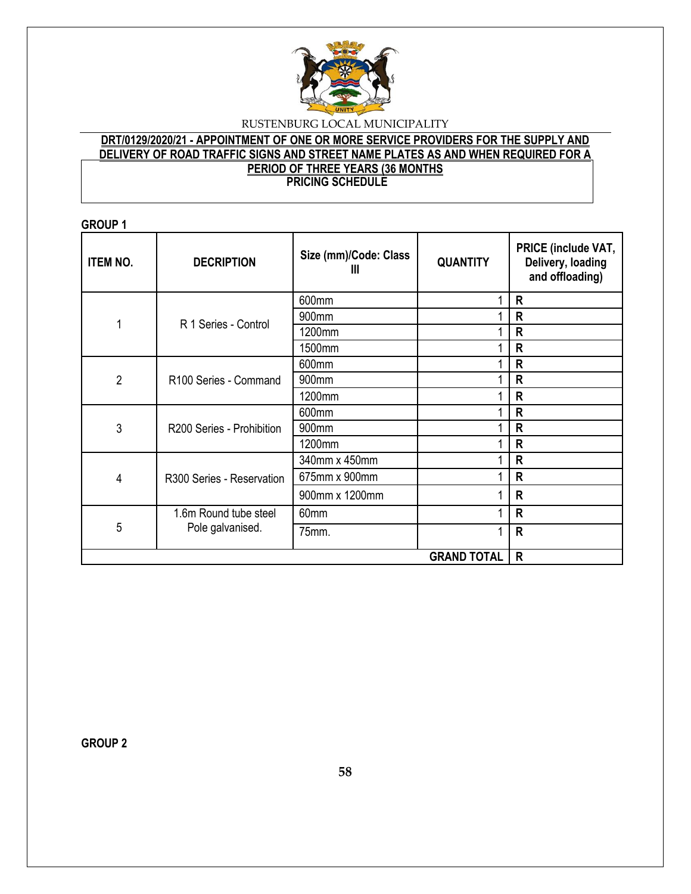RUSTENBURG LOCAL MUNICIPALITY

**DRT/0129/2020/21 - APPOINTMENT OF ONE OR MORE SERVICE PROVIDERS FOR THE SUPPLY AND DELIVERY OF ROAD TRAFFIC SIGNS AND STREET NAME PLATES AS AND WHEN REQUIRED FOR A PERIOD OF THREE YEARS (36 MONTHS**

**PRICING SCHEDULE**

**GROUP 1**

| ITEM NO. | DECRIPTION | Size (mm)/Code: Class III | QUANTITY | PRICE (include VAT, Delivery, loading and offloading) |
|---|---|---|---|---|
| 1 | R 1 Series - Control | 600mm | 1 | R |
| | | 900mm | 1 | R |
| | | 1200mm | 1 | R |
| | | 1500mm | 1 | R |
| 2 | R100 Series - Command | 600mm | 1 | R |
| | | 900mm | 1 | R |
| | | 1200mm | 1 | R |
| 3 | R200 Series - Prohibition | 600mm | 1 | R |
| | | 900mm | 1 | R |
| | | 1200mm | 1 | R |
| 4 | R300 Series - Reservation | 340mm x 450mm | 1 | R |
| | | 675mm x 900mm | 1 | R |
| | | 900mm x 1200mm | 1 | R |
| 5 | 1.6m Round tube steel Pole galvanised. | 60mm | 1 | R |
| | | 75mm. | 1 | R |
| | | | **GRAND TOTAL** | **R** |

**GROUP 2**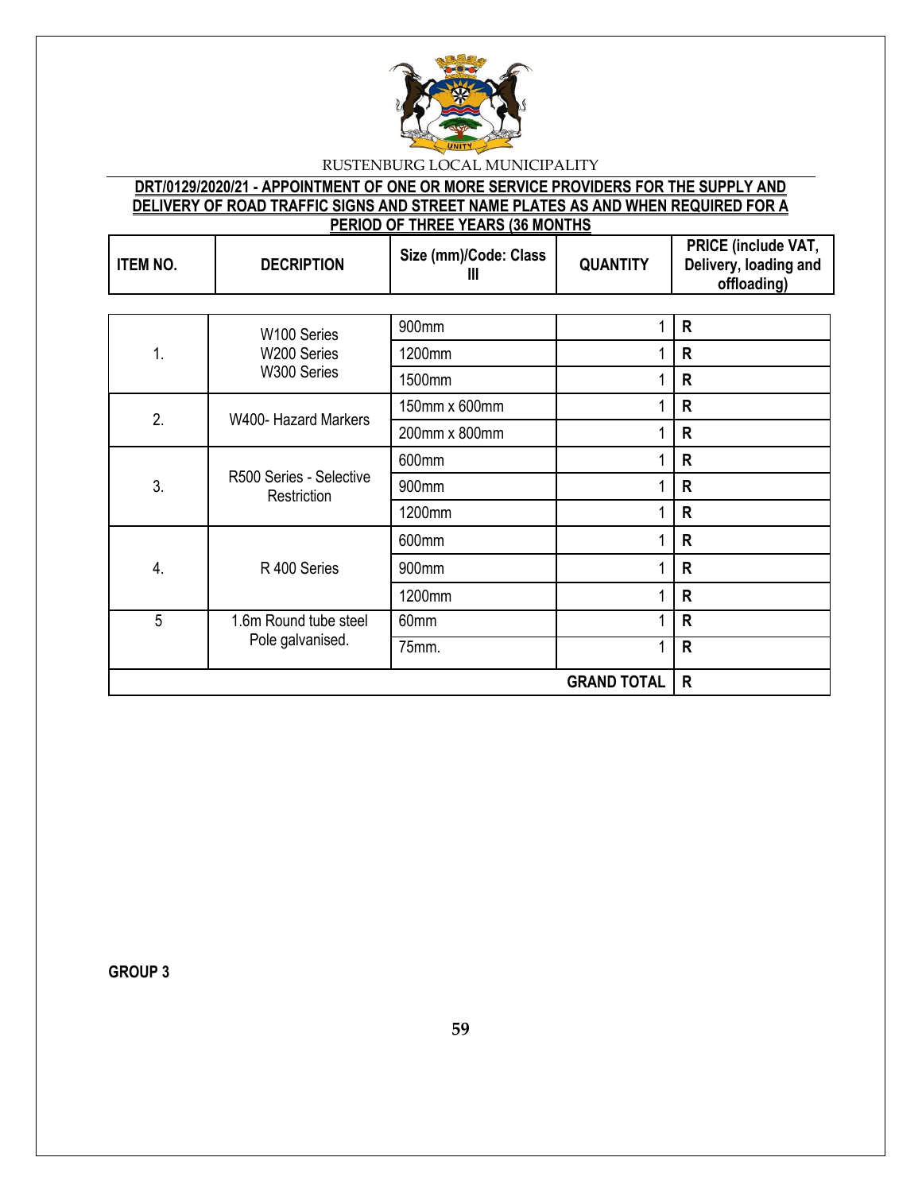RUSTENBURG LOCAL MUNICIPALITY

**DRT/0129/2020/21 - APPOINTMENT OF ONE OR MORE SERVICE PROVIDERS FOR THE SUPPLY AND DELIVERY OF ROAD TRAFFIC SIGNS AND STREET NAME PLATES AS AND WHEN REQUIRED FOR A PERIOD OF THREE YEARS (36 MONTHS**

| ITEM NO. | DECRIPTION | Size (mm)/Code: Class III | QUANTITY | PRICE (include VAT, Delivery, loading and offloading) |
|---|---|---|---|---|
| 1. | W100 Series<br>W200 Series<br>W300 Series | 900mm | 1 | R |
| | | 1200mm | 1 | R |
| | | 1500mm | 1 | R |
| 2. | W400- Hazard Markers | 150mm x 600mm | 1 | R |
| | | 200mm x 800mm | 1 | R |
| 3. | R500 Series - Selective Restriction | 600mm | 1 | R |
| | | 900mm | 1 | R |
| | | 1200mm | 1 | R |
| 4. | R 400 Series | 600mm | 1 | R |
| | | 900mm | 1 | R |
| | | 1200mm | 1 | R |
| 5 | 1.6m Round tube steel Pole galvanised. | 60mm | 1 | R |
| | | 75mm. | 1 | R |
| | | | **GRAND TOTAL** | **R** |

**GROUP 3**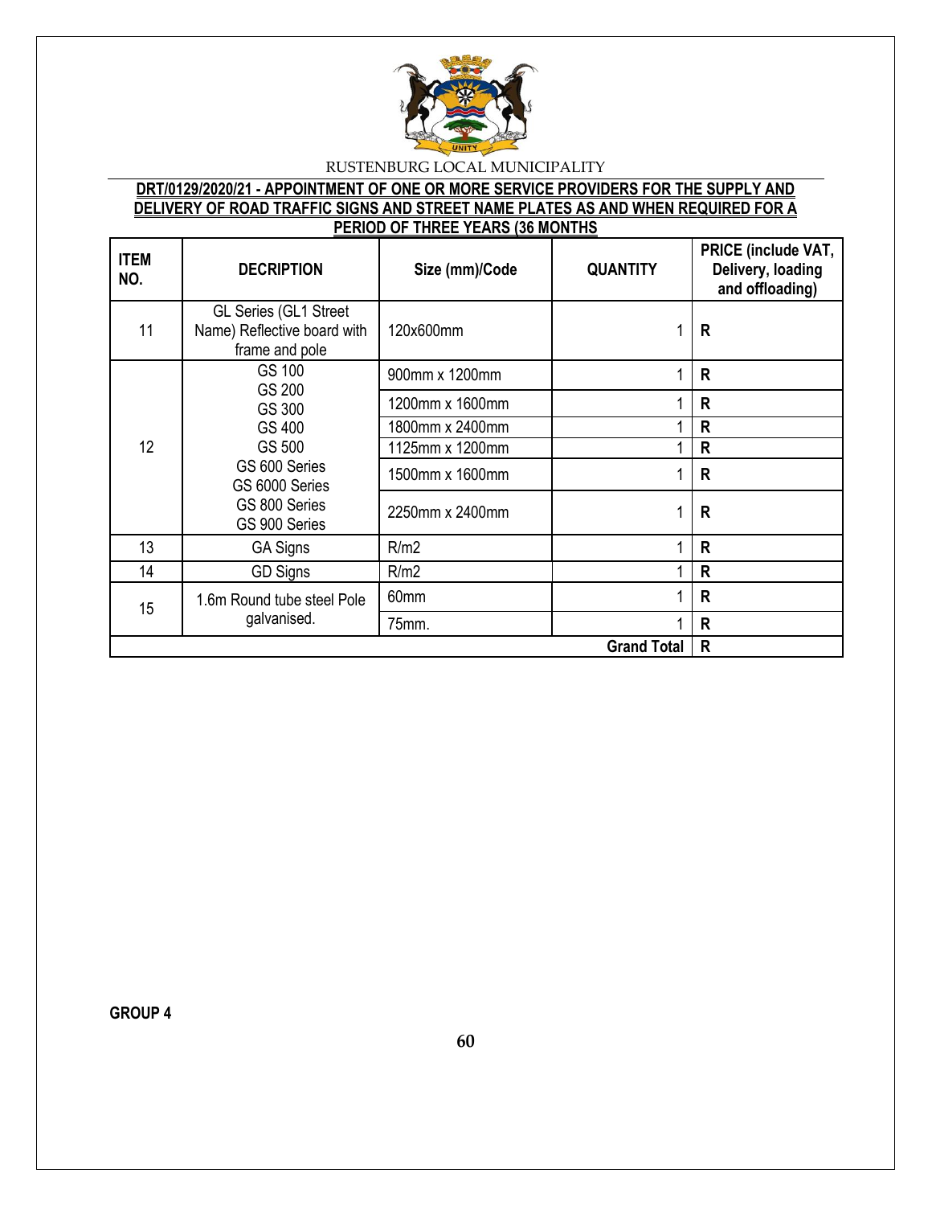RUSTENBURG LOCAL MUNICIPALITY

**DRT/0129/2020/21 - APPOINTMENT OF ONE OR MORE SERVICE PROVIDERS FOR THE SUPPLY AND DELIVERY OF ROAD TRAFFIC SIGNS AND STREET NAME PLATES AS AND WHEN REQUIRED FOR A PERIOD OF THREE YEARS (36 MONTHS**

| ITEM NO. | DECRIPTION | Size (mm)/Code | QUANTITY | PRICE (include VAT, Delivery, loading and offloading) |
|---|---|---|---|---|
| 11 | GL Series (GL1 Street Name) Reflective board with frame and pole | 120x600mm | 1 | R |
| 12 | GS 100<br>GS 200<br>GS 300<br>GS 400<br>GS 500<br>GS 600 Series<br>GS 6000 Series<br>GS 800 Series<br>GS 900 Series | 900mm x 1200mm | 1 | R |
| | | 1200mm x 1600mm | 1 | R |
| | | 1800mm x 2400mm | 1 | R |
| | | 1125mm x 1200mm | 1 | R |
| | | 1500mm x 1600mm | 1 | R |
| | | 2250mm x 2400mm | 1 | R |
| 13 | GA Signs | R/m2 | 1 | R |
| 14 | GD Signs | R/m2 | 1 | R |
| 15 | 1.6m Round tube steel Pole galvanised. | 60mm | 1 | R |
| | | 75mm. | 1 | R |
| | | | **Grand Total** | **R** |

**GROUP 4**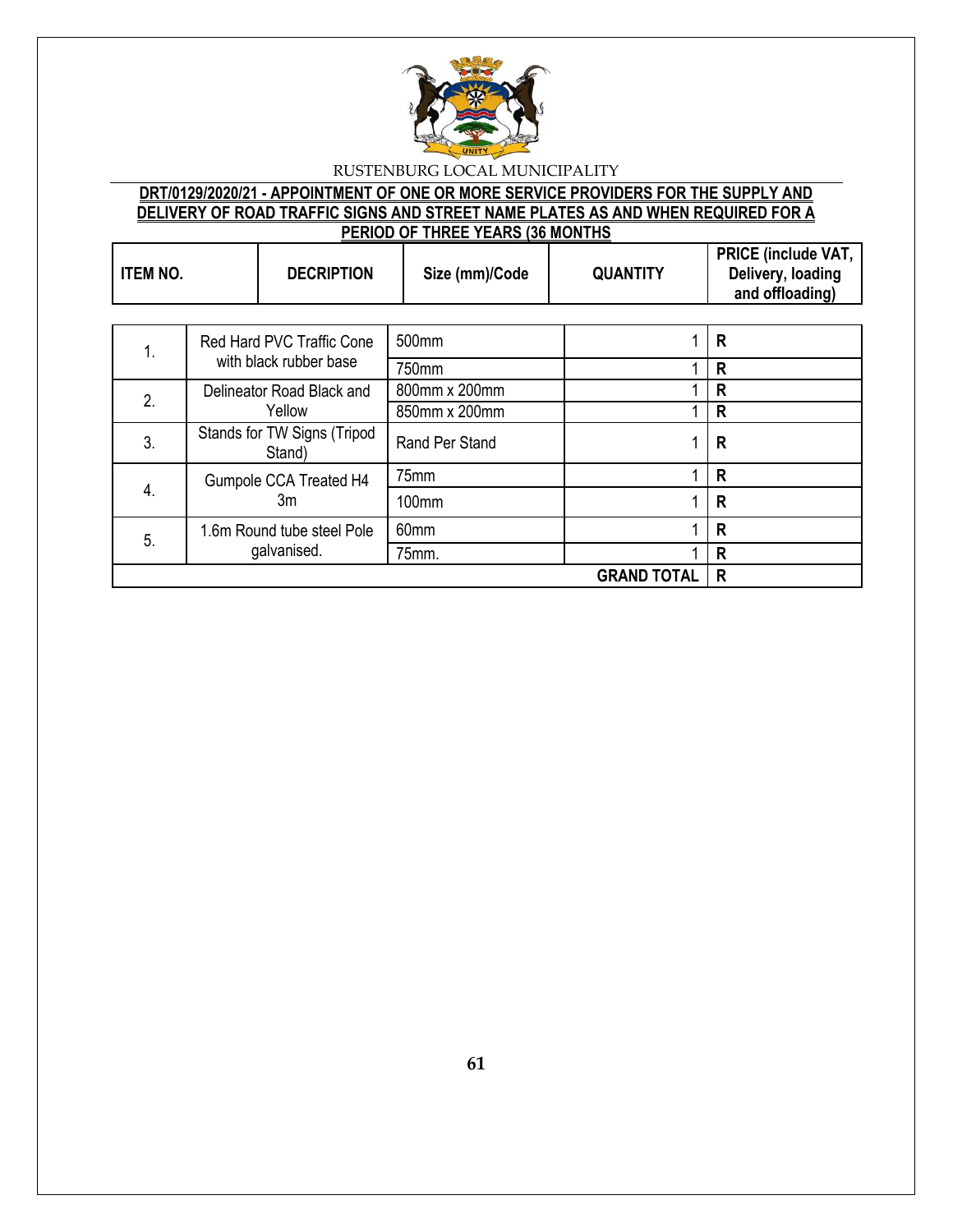RUSTENBURG LOCAL MUNICIPALITY

**DRT/0129/2020/21 - APPOINTMENT OF ONE OR MORE SERVICE PROVIDERS FOR THE SUPPLY AND DELIVERY OF ROAD TRAFFIC SIGNS AND STREET NAME PLATES AS AND WHEN REQUIRED FOR A PERIOD OF THREE YEARS (36 MONTHS**

| ITEM NO. | DECRIPTION | Size (mm)/Code | QUANTITY | PRICE (include VAT, Delivery, loading and offloading) |
|---|---|---|---|---|
| 1. | Red Hard PVC Traffic Cone with black rubber base | 500mm | 1 | R |
| | | 750mm | 1 | R |
| 2. | Delineator Road Black and Yellow | 800mm x 200mm | 1 | R |
| | | 850mm x 200mm | 1 | R |
| 3. | Stands for TW Signs (Tripod Stand) | Rand Per Stand | 1 | R |
| 4. | Gumpole CCA Treated H4 3m | 75mm | 1 | R |
| | | 100mm | 1 | R |
| 5. | 1.6m Round tube steel Pole galvanised. | 60mm | 1 | R |
| | | 75mm. | 1 | R |
| | | | **GRAND TOTAL** | **R** |